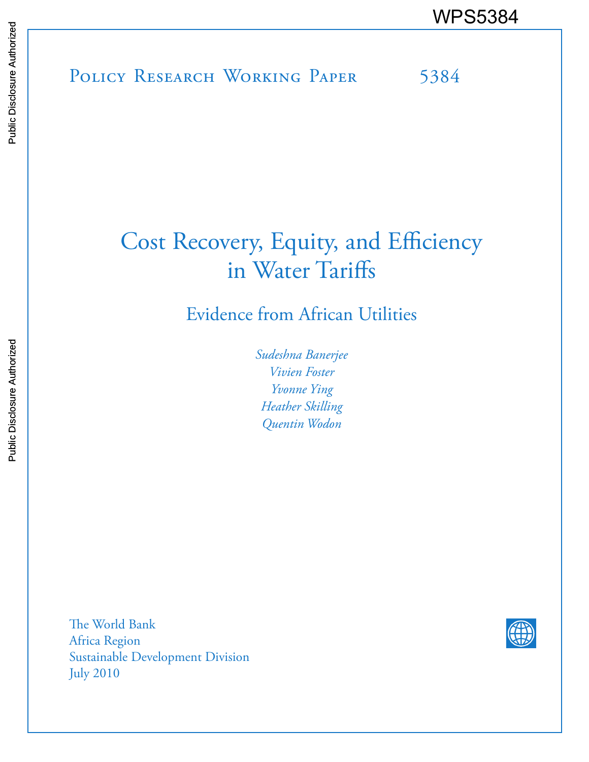WPS5384

Policy Research Working Paper 5384

# Cost Recovery, Equity, and Efficiency in Water Tariffs

## Evidence from African Utilities

*Sudeshna Banerjee*
*Vivien Foster*
*Yvonne Ying*
*Heather Skilling*
*Quentin Wodon*

The World Bank
Africa Region
Sustainable Development Division
July 2010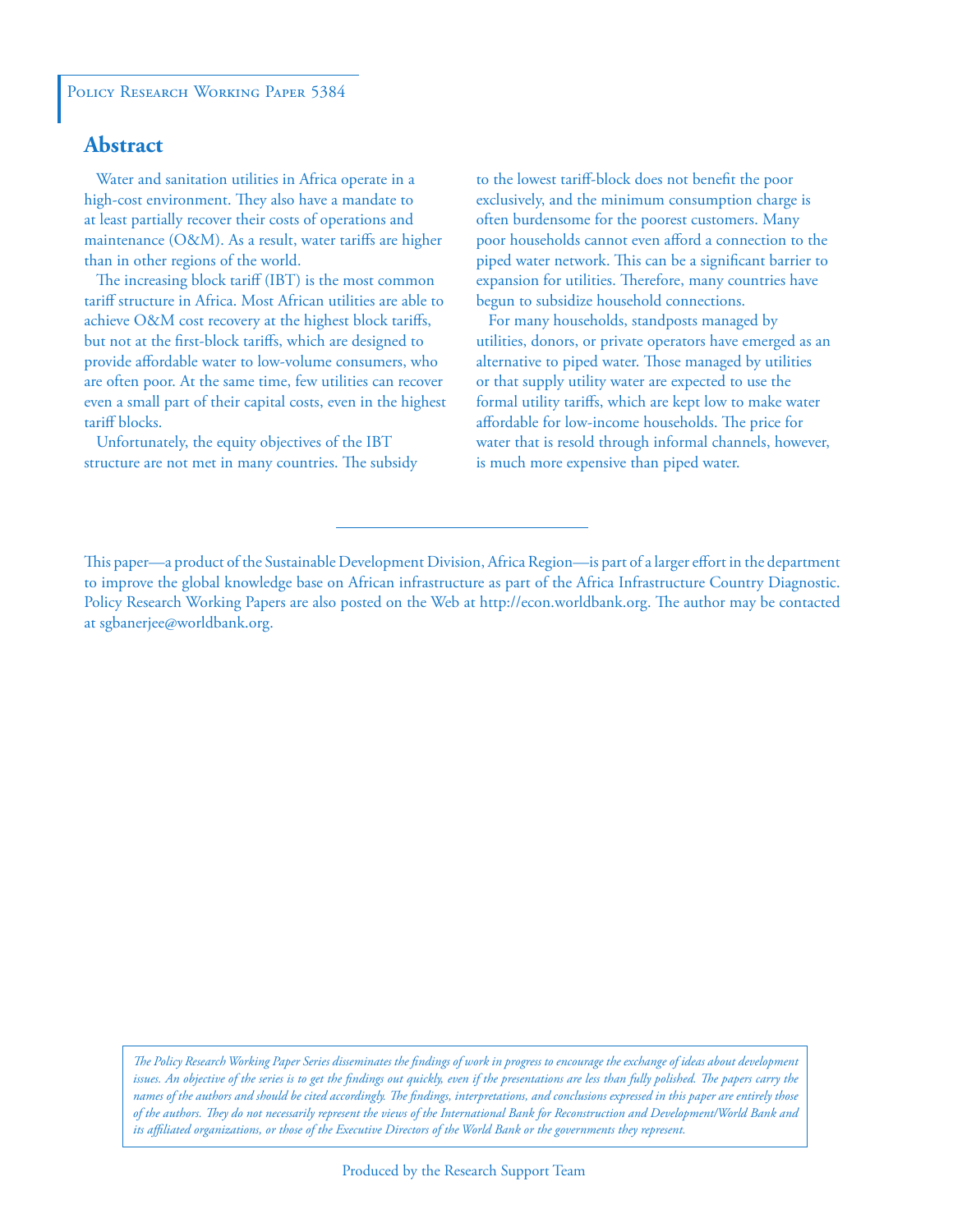Policy Research Working Paper 5384

## Abstract

Water and sanitation utilities in Africa operate in a high-cost environment. They also have a mandate to at least partially recover their costs of operations and maintenance (O&M). As a result, water tariffs are higher than in other regions of the world.

The increasing block tariff (IBT) is the most common tariff structure in Africa. Most African utilities are able to achieve O&M cost recovery at the highest block tariffs, but not at the first-block tariffs, which are designed to provide affordable water to low-volume consumers, who are often poor. At the same time, few utilities can recover even a small part of their capital costs, even in the highest tariff blocks.

Unfortunately, the equity objectives of the IBT structure are not met in many countries. The subsidy to the lowest tariff-block does not benefit the poor exclusively, and the minimum consumption charge is often burdensome for the poorest customers. Many poor households cannot even afford a connection to the piped water network. This can be a significant barrier to expansion for utilities. Therefore, many countries have begun to subsidize household connections.

For many households, standposts managed by utilities, donors, or private operators have emerged as an alternative to piped water. Those managed by utilities or that supply utility water are expected to use the formal utility tariffs, which are kept low to make water affordable for low-income households. The price for water that is resold through informal channels, however, is much more expensive than piped water.

This paper—a product of the Sustainable Development Division, Africa Region—is part of a larger effort in the department to improve the global knowledge base on African infrastructure as part of the Africa Infrastructure Country Diagnostic. Policy Research Working Papers are also posted on the Web at http://econ.worldbank.org. The author may be contacted at sgbanerjee@worldbank.org.

*The Policy Research Working Paper Series disseminates the findings of work in progress to encourage the exchange of ideas about development issues. An objective of the series is to get the findings out quickly, even if the presentations are less than fully polished. The papers carry the names of the authors and should be cited accordingly. The findings, interpretations, and conclusions expressed in this paper are entirely those of the authors. They do not necessarily represent the views of the International Bank for Reconstruction and Development/World Bank and its affiliated organizations, or those of the Executive Directors of the World Bank or the governments they represent.*

Produced by the Research Support Team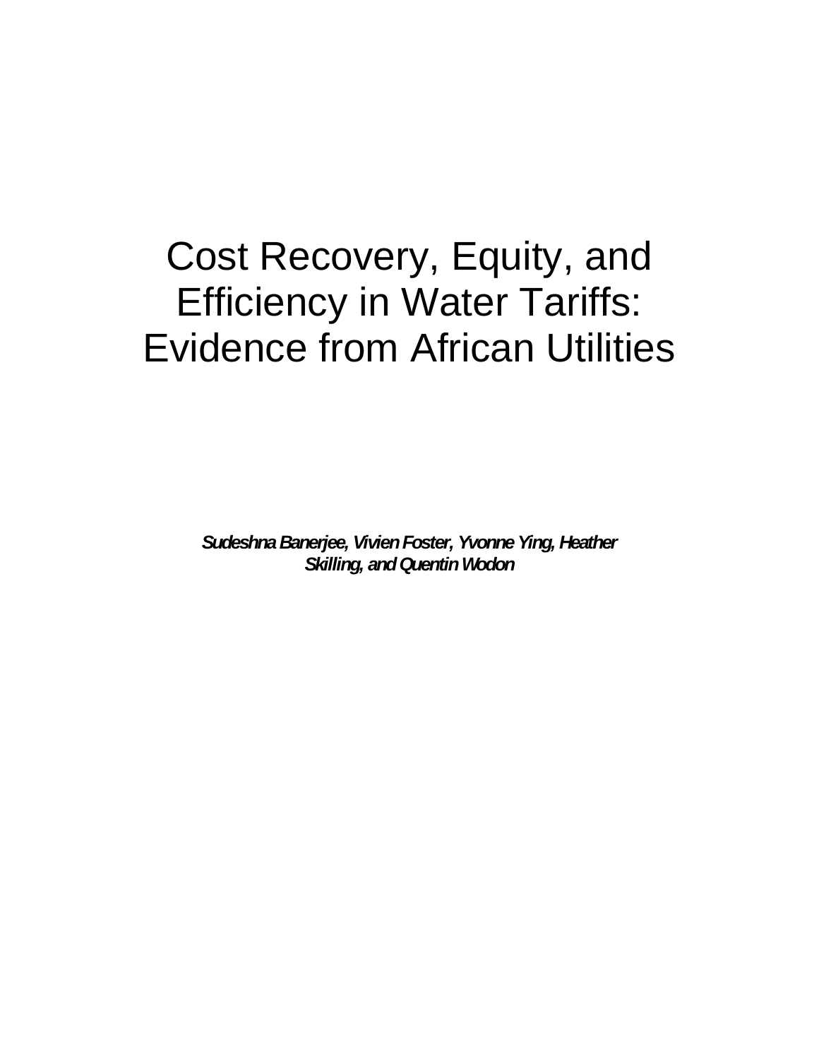# Cost Recovery, Equity, and Efficiency in Water Tariffs: Evidence from African Utilities

***Sudeshna Banerjee, Vivien Foster, Yvonne Ying, Heather Skilling, and Quentin Wodon***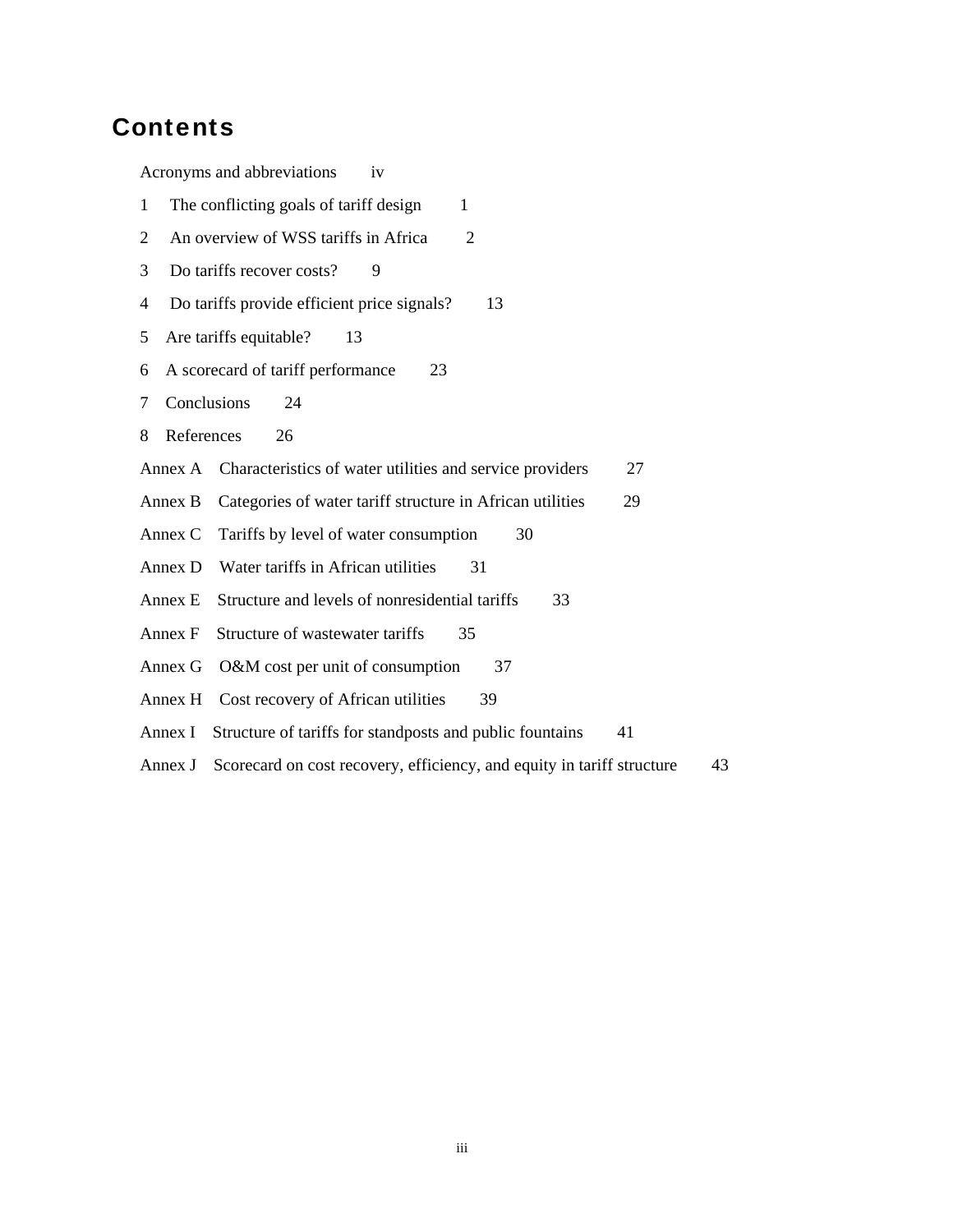# Contents

Acronyms and abbreviations iv

1 The conflicting goals of tariff design 1

2 An overview of WSS tariffs in Africa 2

3 Do tariffs recover costs? 9

4 Do tariffs provide efficient price signals? 13

5 Are tariffs equitable? 13

6 A scorecard of tariff performance 23

7 Conclusions 24

8 References 26

Annex A Characteristics of water utilities and service providers 27

Annex B Categories of water tariff structure in African utilities 29

Annex C Tariffs by level of water consumption 30

Annex D Water tariffs in African utilities 31

Annex E Structure and levels of nonresidential tariffs 33

Annex F Structure of wastewater tariffs 35

Annex G O&M cost per unit of consumption 37

Annex H Cost recovery of African utilities 39

Annex I Structure of tariffs for standposts and public fountains 41

Annex J Scorecard on cost recovery, efficiency, and equity in tariff structure 43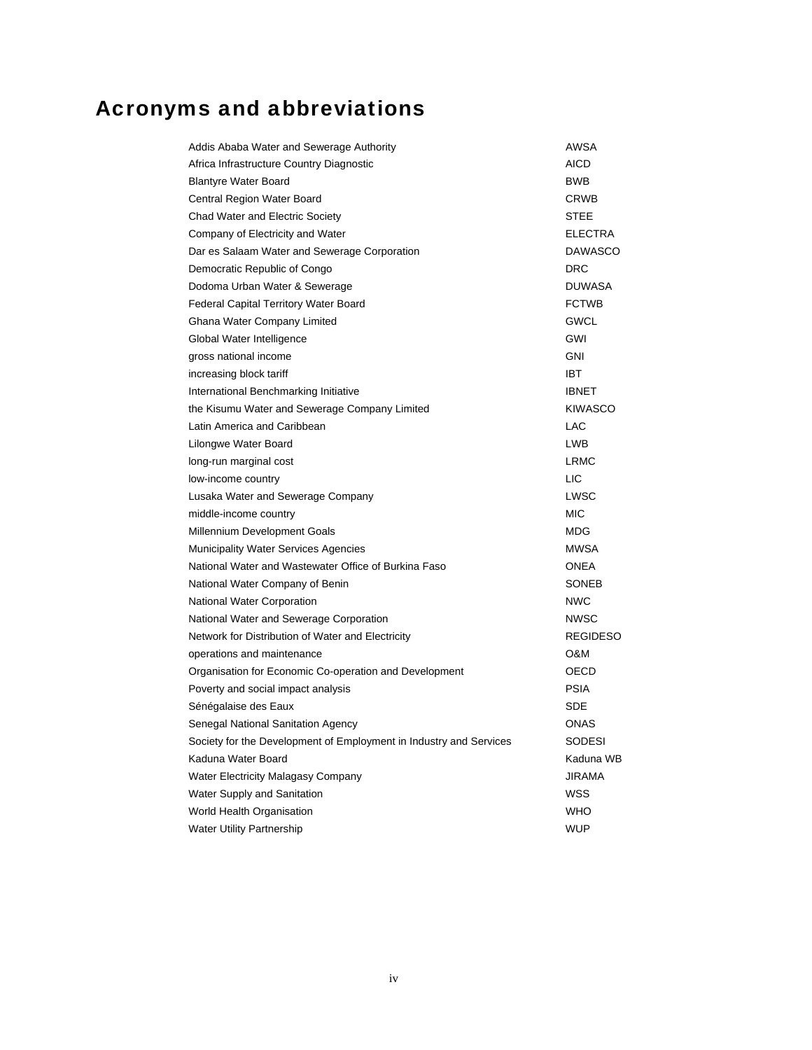# Acronyms and abbreviations

| | |
|---|---|
| Addis Ababa Water and Sewerage Authority | AWSA |
| Africa Infrastructure Country Diagnostic | AICD |
| Blantyre Water Board | BWB |
| Central Region Water Board | CRWB |
| Chad Water and Electric Society | STEE |
| Company of Electricity and Water | ELECTRA |
| Dar es Salaam Water and Sewerage Corporation | DAWASCO |
| Democratic Republic of Congo | DRC |
| Dodoma Urban Water & Sewerage | DUWASA |
| Federal Capital Territory Water Board | FCTWB |
| Ghana Water Company Limited | GWCL |
| Global Water Intelligence | GWI |
| gross national income | GNI |
| increasing block tariff | IBT |
| International Benchmarking Initiative | IBNET |
| the Kisumu Water and Sewerage Company Limited | KIWASCO |
| Latin America and Caribbean | LAC |
| Lilongwe Water Board | LWB |
| long-run marginal cost | LRMC |
| low-income country | LIC |
| Lusaka Water and Sewerage Company | LWSC |
| middle-income country | MIC |
| Millennium Development Goals | MDG |
| Municipality Water Services Agencies | MWSA |
| National Water and Wastewater Office of Burkina Faso | ONEA |
| National Water Company of Benin | SONEB |
| National Water Corporation | NWC |
| National Water and Sewerage Corporation | NWSC |
| Network for Distribution of Water and Electricity | REGIDESO |
| operations and maintenance | O&M |
| Organisation for Economic Co-operation and Development | OECD |
| Poverty and social impact analysis | PSIA |
| Sénégalaise des Eaux | SDE |
| Senegal National Sanitation Agency | ONAS |
| Society for the Development of Employment in Industry and Services | SODESI |
| Kaduna Water Board | Kaduna WB |
| Water Electricity Malagasy Company | JIRAMA |
| Water Supply and Sanitation | WSS |
| World Health Organisation | WHO |
| Water Utility Partnership | WUP |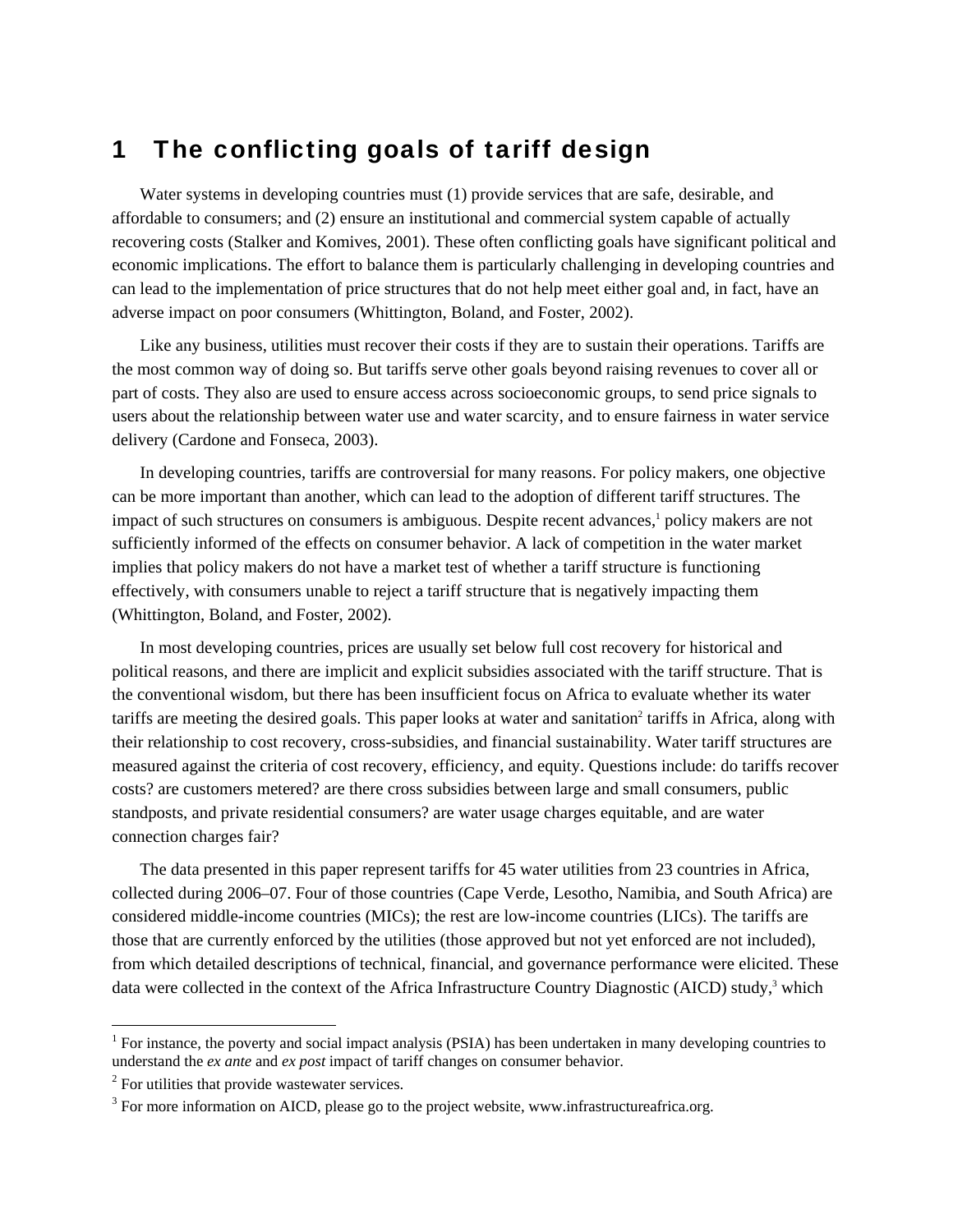# 1 The conflicting goals of tariff design

Water systems in developing countries must (1) provide services that are safe, desirable, and affordable to consumers; and (2) ensure an institutional and commercial system capable of actually recovering costs (Stalker and Komives, 2001). These often conflicting goals have significant political and economic implications. The effort to balance them is particularly challenging in developing countries and can lead to the implementation of price structures that do not help meet either goal and, in fact, have an adverse impact on poor consumers (Whittington, Boland, and Foster, 2002).

Like any business, utilities must recover their costs if they are to sustain their operations. Tariffs are the most common way of doing so. But tariffs serve other goals beyond raising revenues to cover all or part of costs. They also are used to ensure access across socioeconomic groups, to send price signals to users about the relationship between water use and water scarcity, and to ensure fairness in water service delivery (Cardone and Fonseca, 2003).

In developing countries, tariffs are controversial for many reasons. For policy makers, one objective can be more important than another, which can lead to the adoption of different tariff structures. The impact of such structures on consumers is ambiguous. Despite recent advances,[1] policy makers are not sufficiently informed of the effects on consumer behavior. A lack of competition in the water market implies that policy makers do not have a market test of whether a tariff structure is functioning effectively, with consumers unable to reject a tariff structure that is negatively impacting them (Whittington, Boland, and Foster, 2002).

In most developing countries, prices are usually set below full cost recovery for historical and political reasons, and there are implicit and explicit subsidies associated with the tariff structure. That is the conventional wisdom, but there has been insufficient focus on Africa to evaluate whether its water tariffs are meeting the desired goals. This paper looks at water and sanitation[2] tariffs in Africa, along with their relationship to cost recovery, cross-subsidies, and financial sustainability. Water tariff structures are measured against the criteria of cost recovery, efficiency, and equity. Questions include: do tariffs recover costs? are customers metered? are there cross subsidies between large and small consumers, public standposts, and private residential consumers? are water usage charges equitable, and are water connection charges fair?

The data presented in this paper represent tariffs for 45 water utilities from 23 countries in Africa, collected during 2006–07. Four of those countries (Cape Verde, Lesotho, Namibia, and South Africa) are considered middle-income countries (MICs); the rest are low-income countries (LICs). The tariffs are those that are currently enforced by the utilities (those approved but not yet enforced are not included), from which detailed descriptions of technical, financial, and governance performance were elicited. These data were collected in the context of the Africa Infrastructure Country Diagnostic (AICD) study,[3] which

[1] For instance, the poverty and social impact analysis (PSIA) has been undertaken in many developing countries to understand the *ex ante* and *ex post* impact of tariff changes on consumer behavior.

[2] For utilities that provide wastewater services.

[3] For more information on AICD, please go to the project website, www.infrastructureafrica.org.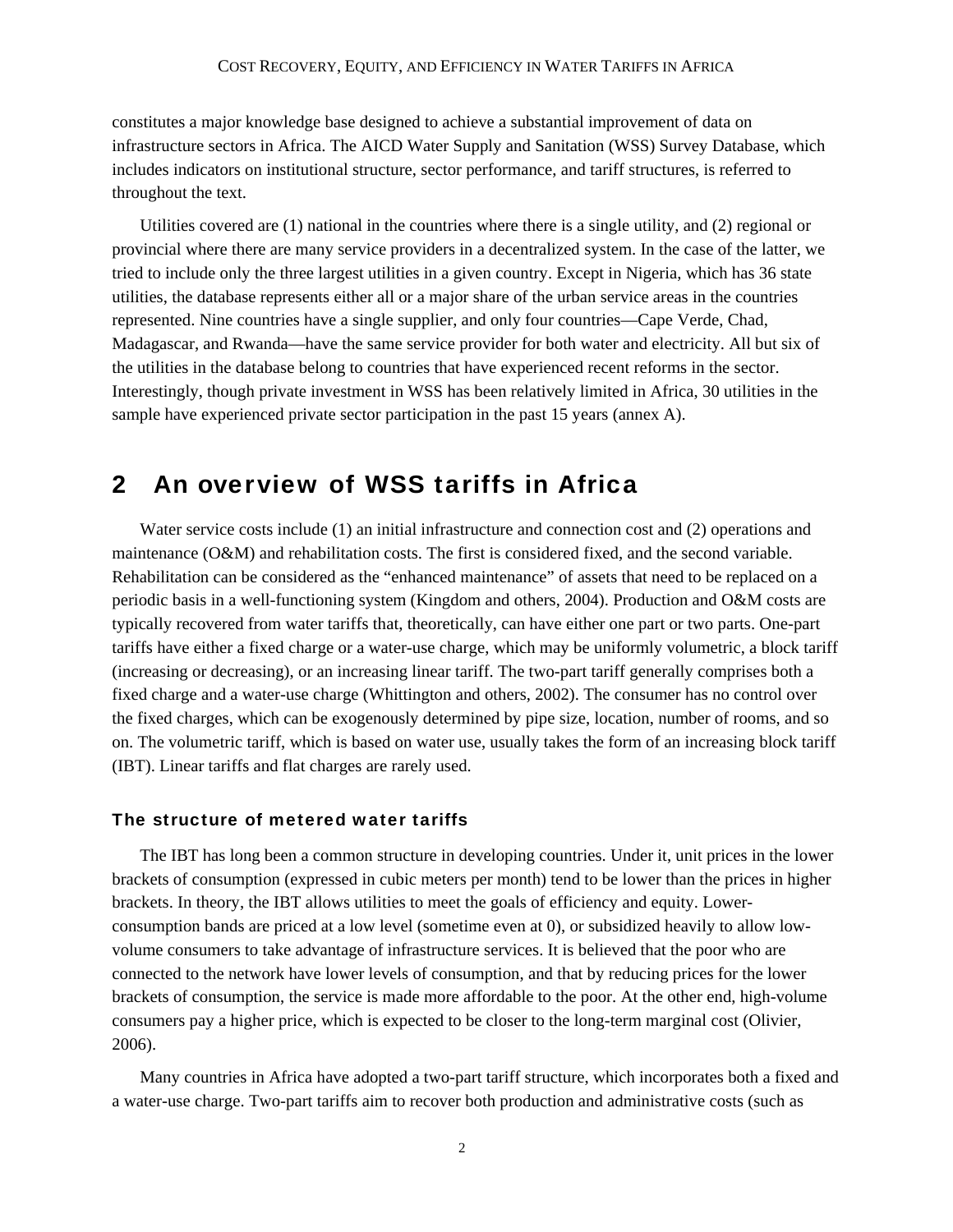constitutes a major knowledge base designed to achieve a substantial improvement of data on infrastructure sectors in Africa. The AICD Water Supply and Sanitation (WSS) Survey Database, which includes indicators on institutional structure, sector performance, and tariff structures, is referred to throughout the text.

Utilities covered are (1) national in the countries where there is a single utility, and (2) regional or provincial where there are many service providers in a decentralized system. In the case of the latter, we tried to include only the three largest utilities in a given country. Except in Nigeria, which has 36 state utilities, the database represents either all or a major share of the urban service areas in the countries represented. Nine countries have a single supplier, and only four countries—Cape Verde, Chad, Madagascar, and Rwanda—have the same service provider for both water and electricity. All but six of the utilities in the database belong to countries that have experienced recent reforms in the sector. Interestingly, though private investment in WSS has been relatively limited in Africa, 30 utilities in the sample have experienced private sector participation in the past 15 years (annex A).

# 2 An overview of WSS tariffs in Africa

Water service costs include (1) an initial infrastructure and connection cost and (2) operations and maintenance (O&M) and rehabilitation costs. The first is considered fixed, and the second variable. Rehabilitation can be considered as the "enhanced maintenance" of assets that need to be replaced on a periodic basis in a well-functioning system (Kingdom and others, 2004). Production and O&M costs are typically recovered from water tariffs that, theoretically, can have either one part or two parts. One-part tariffs have either a fixed charge or a water-use charge, which may be uniformly volumetric, a block tariff (increasing or decreasing), or an increasing linear tariff. The two-part tariff generally comprises both a fixed charge and a water-use charge (Whittington and others, 2002). The consumer has no control over the fixed charges, which can be exogenously determined by pipe size, location, number of rooms, and so on. The volumetric tariff, which is based on water use, usually takes the form of an increasing block tariff (IBT). Linear tariffs and flat charges are rarely used.

### The structure of metered water tariffs

The IBT has long been a common structure in developing countries. Under it, unit prices in the lower brackets of consumption (expressed in cubic meters per month) tend to be lower than the prices in higher brackets. In theory, the IBT allows utilities to meet the goals of efficiency and equity. Lower-consumption bands are priced at a low level (sometime even at 0), or subsidized heavily to allow low-volume consumers to take advantage of infrastructure services. It is believed that the poor who are connected to the network have lower levels of consumption, and that by reducing prices for the lower brackets of consumption, the service is made more affordable to the poor. At the other end, high-volume consumers pay a higher price, which is expected to be closer to the long-term marginal cost (Olivier, 2006).

Many countries in Africa have adopted a two-part tariff structure, which incorporates both a fixed and a water-use charge. Two-part tariffs aim to recover both production and administrative costs (such as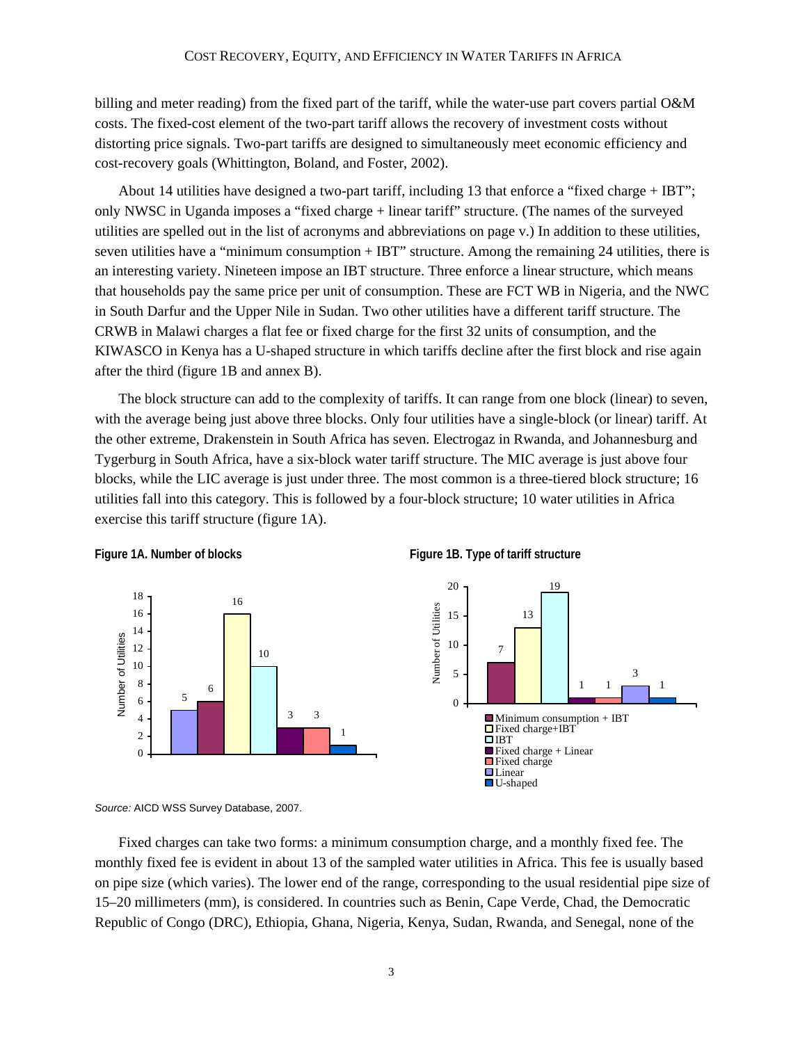billing and meter reading) from the fixed part of the tariff, while the water-use part covers partial O&M costs. The fixed-cost element of the two-part tariff allows the recovery of investment costs without distorting price signals. Two-part tariffs are designed to simultaneously meet economic efficiency and cost-recovery goals (Whittington, Boland, and Foster, 2002).

About 14 utilities have designed a two-part tariff, including 13 that enforce a "fixed charge + IBT"; only NWSC in Uganda imposes a "fixed charge + linear tariff" structure. (The names of the surveyed utilities are spelled out in the list of acronyms and abbreviations on page v.) In addition to these utilities, seven utilities have a "minimum consumption + IBT" structure. Among the remaining 24 utilities, there is an interesting variety. Nineteen impose an IBT structure. Three enforce a linear structure, which means that households pay the same price per unit of consumption. These are FCT WB in Nigeria, and the NWC in South Darfur and the Upper Nile in Sudan. Two other utilities have a different tariff structure. The CRWB in Malawi charges a flat fee or fixed charge for the first 32 units of consumption, and the KIWASCO in Kenya has a U-shaped structure in which tariffs decline after the first block and rise again after the third (figure 1B and annex B).

The block structure can add to the complexity of tariffs. It can range from one block (linear) to seven, with the average being just above three blocks. Only four utilities have a single-block (or linear) tariff. At the other extreme, Drakenstein in South Africa has seven. Electrogaz in Rwanda, and Johannesburg and Tygerburg in South Africa, have a six-block water tariff structure. The MIC average is just above four blocks, while the LIC average is just under three. The most common is a three-tiered block structure; 16 utilities fall into this category. This is followed by a four-block structure; 10 water utilities in Africa exercise this tariff structure (figure 1A).

**Figure 1A. Number of blocks**

| Bar | Number of Utilities |
|---|---|
| 1 | 5 |
| 2 | 6 |
| 3 | 16 |
| 4 | 10 |
| 5 | 3 |
| 6 | 3 |
| 7 | 1 |

**Figure 1B. Type of tariff structure**

| Type of tariff structure | Number of Utilities |
|---|---|
| Minimum consumption + IBT | 7 |
| Fixed charge+IBT | 13 |
| IBT | 19 |
| Fixed charge + Linear | 1 |
| Fixed charge | 1 |
| Linear | 3 |
| U-shaped | 1 |

*Source:* AICD WSS Survey Database, 2007.

Fixed charges can take two forms: a minimum consumption charge, and a monthly fixed fee. The monthly fixed fee is evident in about 13 of the sampled water utilities in Africa. This fee is usually based on pipe size (which varies). The lower end of the range, corresponding to the usual residential pipe size of 15–20 millimeters (mm), is considered. In countries such as Benin, Cape Verde, Chad, the Democratic Republic of Congo (DRC), Ethiopia, Ghana, Nigeria, Kenya, Sudan, Rwanda, and Senegal, none of the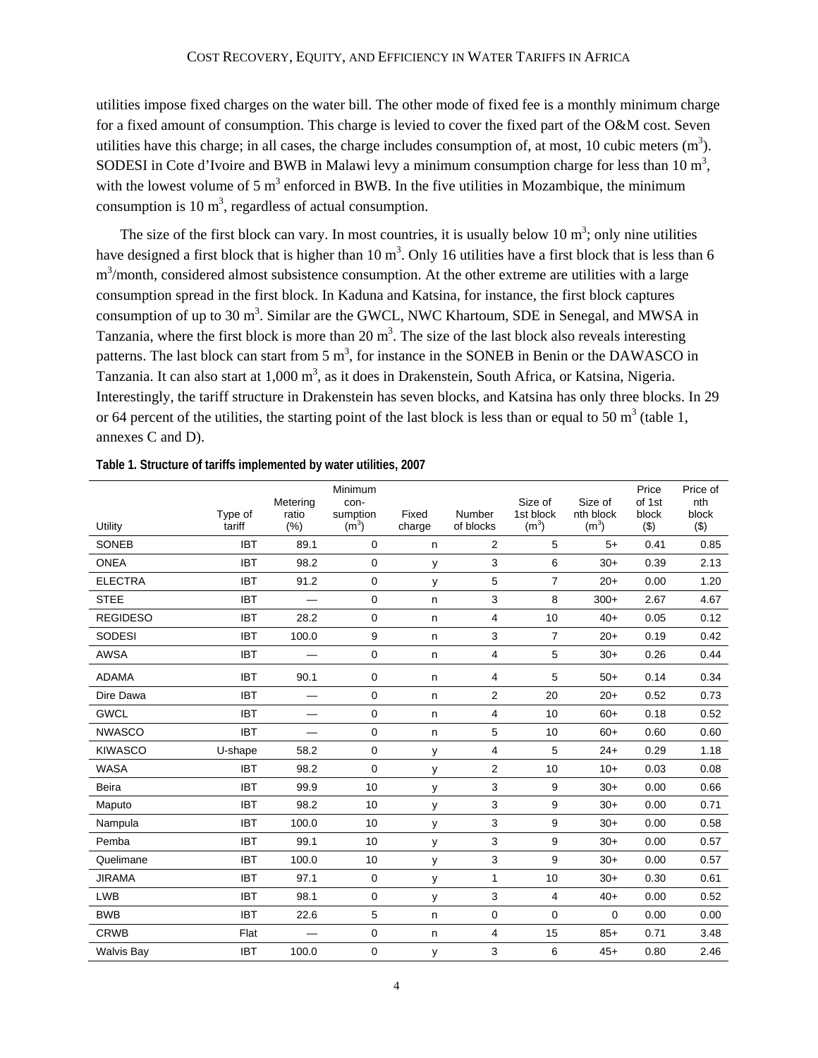utilities impose fixed charges on the water bill. The other mode of fixed fee is a monthly minimum charge for a fixed amount of consumption. This charge is levied to cover the fixed part of the O&M cost. Seven utilities have this charge; in all cases, the charge includes consumption of, at most, 10 cubic meters ($m^3$). SODESI in Cote d'Ivoire and BWB in Malawi levy a minimum consumption charge for less than 10 $m^3$, with the lowest volume of 5 $m^3$ enforced in BWB. In the five utilities in Mozambique, the minimum consumption is 10 $m^3$, regardless of actual consumption.

The size of the first block can vary. In most countries, it is usually below 10 $m^3$; only nine utilities have designed a first block that is higher than 10 $m^3$. Only 16 utilities have a first block that is less than 6 $m^3$/month, considered almost subsistence consumption. At the other extreme are utilities with a large consumption spread in the first block. In Kaduna and Katsina, for instance, the first block captures consumption of up to 30 $m^3$. Similar are the GWCL, NWC Khartoum, SDE in Senegal, and MWSA in Tanzania, where the first block is more than 20 $m^3$. The size of the last block also reveals interesting patterns. The last block can start from 5 $m^3$, for instance in the SONEB in Benin or the DAWASCO in Tanzania. It can also start at 1,000 $m^3$, as it does in Drakenstein, South Africa, or Katsina, Nigeria. Interestingly, the tariff structure in Drakenstein has seven blocks, and Katsina has only three blocks. In 29 or 64 percent of the utilities, the starting point of the last block is less than or equal to 50 $m^3$ (table 1, annexes C and D).

**Table 1. Structure of tariffs implemented by water utilities, 2007**

| Utility | Type of tariff | Metering ratio (%) | Minimum consumption ($m^3$) | Fixed charge | Number of blocks | Size of 1st block ($m^3$) | Size of nth block ($m^3$) | Price of 1st block ($) | Price of nth block ($) |
|---|---|---|---|---|---|---|---|---|---|
| SONEB | IBT | 89.1 | 0 | n | 2 | 5 | 5+ | 0.41 | 0.85 |
| ONEA | IBT | 98.2 | 0 | y | 3 | 6 | 30+ | 0.39 | 2.13 |
| ELECTRA | IBT | 91.2 | 0 | y | 5 | 7 | 20+ | 0.00 | 1.20 |
| STEE | IBT | — | 0 | n | 3 | 8 | 300+ | 2.67 | 4.67 |
| REGIDESO | IBT | 28.2 | 0 | n | 4 | 10 | 40+ | 0.05 | 0.12 |
| SODESI | IBT | 100.0 | 9 | n | 3 | 7 | 20+ | 0.19 | 0.42 |
| AWSA | IBT | — | 0 | n | 4 | 5 | 30+ | 0.26 | 0.44 |
| ADAMA | IBT | 90.1 | 0 | n | 4 | 5 | 50+ | 0.14 | 0.34 |
| Dire Dawa | IBT | — | 0 | n | 2 | 20 | 20+ | 0.52 | 0.73 |
| GWCL | IBT | — | 0 | n | 4 | 10 | 60+ | 0.18 | 0.52 |
| NWASCO | IBT | — | 0 | n | 5 | 10 | 60+ | 0.60 | 0.60 |
| KIWASCO | U-shape | 58.2 | 0 | y | 4 | 5 | 24+ | 0.29 | 1.18 |
| WASA | IBT | 98.2 | 0 | y | 2 | 10 | 10+ | 0.03 | 0.08 |
| Beira | IBT | 99.9 | 10 | y | 3 | 9 | 30+ | 0.00 | 0.66 |
| Maputo | IBT | 98.2 | 10 | y | 3 | 9 | 30+ | 0.00 | 0.71 |
| Nampula | IBT | 100.0 | 10 | y | 3 | 9 | 30+ | 0.00 | 0.58 |
| Pemba | IBT | 99.1 | 10 | y | 3 | 9 | 30+ | 0.00 | 0.57 |
| Quelimane | IBT | 100.0 | 10 | y | 3 | 9 | 30+ | 0.00 | 0.57 |
| JIRAMA | IBT | 97.1 | 0 | y | 1 | 10 | 30+ | 0.30 | 0.61 |
| LWB | IBT | 98.1 | 0 | y | 3 | 4 | 40+ | 0.00 | 0.52 |
| BWB | IBT | 22.6 | 5 | n | 0 | 0 | 0 | 0.00 | 0.00 |
| CRWB | Flat | — | 0 | n | 4 | 15 | 85+ | 0.71 | 3.48 |
| Walvis Bay | IBT | 100.0 | 0 | y | 3 | 6 | 45+ | 0.80 | 2.46 |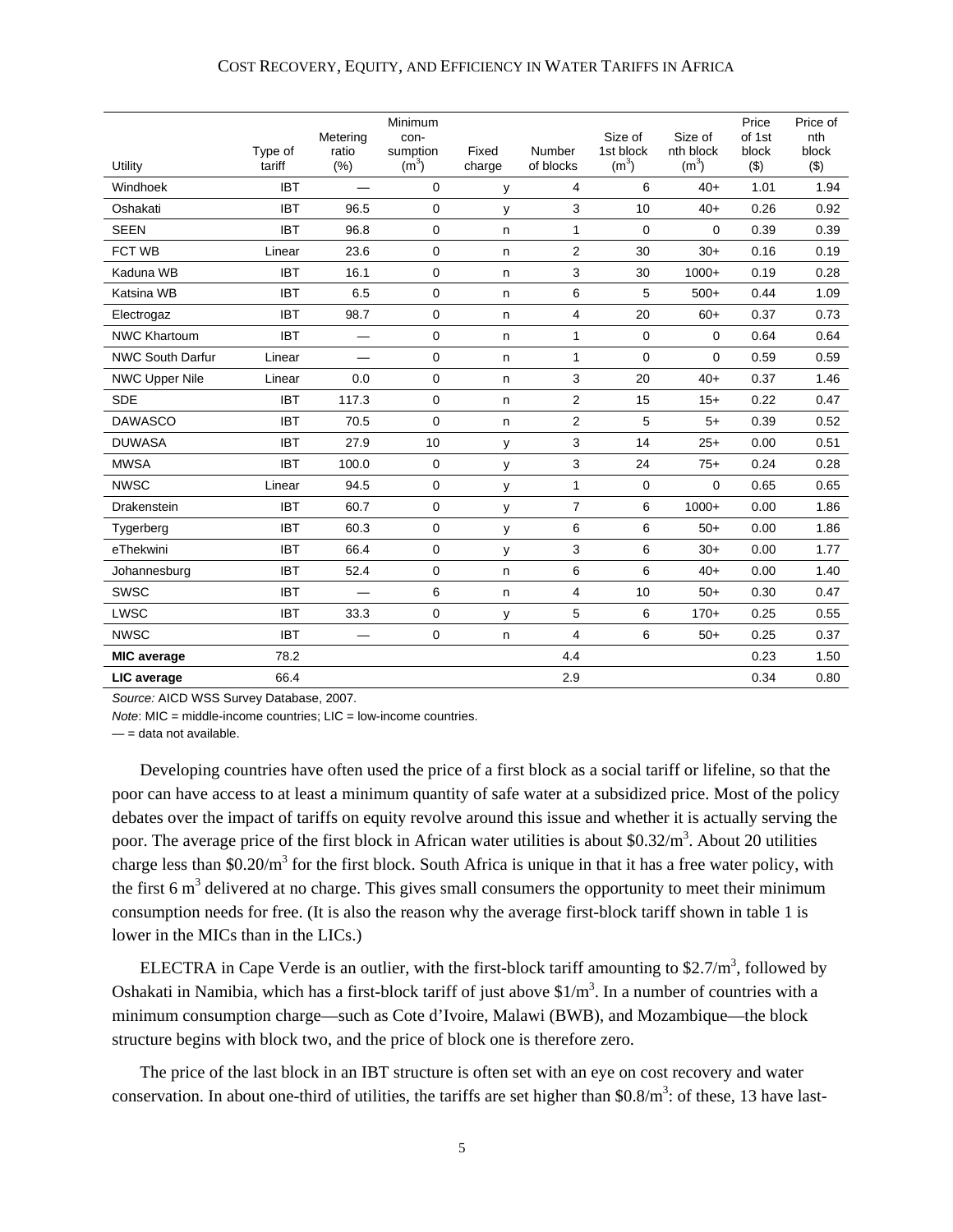| Utility | Type of tariff | Metering ratio (%) | Minimum con-sumption ($m^3$) | Fixed charge | Number of blocks | Size of 1st block ($m^3$) | Size of nth block ($m^3$) | Price of 1st block ($) | Price of nth block ($) |
|---|---|---|---|---|---|---|---|---|---|
| Windhoek | IBT | — | 0 | y | 4 | 6 | 40+ | 1.01 | 1.94 |
| Oshakati | IBT | 96.5 | 0 | y | 3 | 10 | 40+ | 0.26 | 0.92 |
| SEEN | IBT | 96.8 | 0 | n | 1 | 0 | 0 | 0.39 | 0.39 |
| FCT WB | Linear | 23.6 | 0 | n | 2 | 30 | 30+ | 0.16 | 0.19 |
| Kaduna WB | IBT | 16.1 | 0 | n | 3 | 30 | 1000+ | 0.19 | 0.28 |
| Katsina WB | IBT | 6.5 | 0 | n | 6 | 5 | 500+ | 0.44 | 1.09 |
| Electrogaz | IBT | 98.7 | 0 | n | 4 | 20 | 60+ | 0.37 | 0.73 |
| NWC Khartoum | IBT | — | 0 | n | 1 | 0 | 0 | 0.64 | 0.64 |
| NWC South Darfur | Linear | — | 0 | n | 1 | 0 | 0 | 0.59 | 0.59 |
| NWC Upper Nile | Linear | 0.0 | 0 | n | 3 | 20 | 40+ | 0.37 | 1.46 |
| SDE | IBT | 117.3 | 0 | n | 2 | 15 | 15+ | 0.22 | 0.47 |
| DAWASCO | IBT | 70.5 | 0 | n | 2 | 5 | 5+ | 0.39 | 0.52 |
| DUWASA | IBT | 27.9 | 10 | y | 3 | 14 | 25+ | 0.00 | 0.51 |
| MWSA | IBT | 100.0 | 0 | y | 3 | 24 | 75+ | 0.24 | 0.28 |
| NWSC | Linear | 94.5 | 0 | y | 1 | 0 | 0 | 0.65 | 0.65 |
| Drakenstein | IBT | 60.7 | 0 | y | 7 | 6 | 1000+ | 0.00 | 1.86 |
| Tygerberg | IBT | 60.3 | 0 | y | 6 | 6 | 50+ | 0.00 | 1.86 |
| eThekwini | IBT | 66.4 | 0 | y | 3 | 6 | 30+ | 0.00 | 1.77 |
| Johannesburg | IBT | 52.4 | 0 | n | 6 | 6 | 40+ | 0.00 | 1.40 |
| SWSC | IBT | — | 6 | n | 4 | 10 | 50+ | 0.30 | 0.47 |
| LWSC | IBT | 33.3 | 0 | y | 5 | 6 | 170+ | 0.25 | 0.55 |
| NWSC | IBT | — | 0 | n | 4 | 6 | 50+ | 0.25 | 0.37 |
| **MIC average** | 78.2 | | | | 4.4 | | | 0.23 | 1.50 |
| **LIC average** | 66.4 | | | | 2.9 | | | 0.34 | 0.80 |

*Source:* AICD WSS Survey Database, 2007.

*Note*: MIC = middle-income countries; LIC = low-income countries.

— = data not available.

Developing countries have often used the price of a first block as a social tariff or lifeline, so that the poor can have access to at least a minimum quantity of safe water at a subsidized price. Most of the policy debates over the impact of tariffs on equity revolve around this issue and whether it is actually serving the poor. The average price of the first block in African water utilities is about $0.32/m$^3$. About 20 utilities charge less than $0.20/m$^3$ for the first block. South Africa is unique in that it has a free water policy, with the first 6 m$^3$ delivered at no charge. This gives small consumers the opportunity to meet their minimum consumption needs for free. (It is also the reason why the average first-block tariff shown in table 1 is lower in the MICs than in the LICs.)

ELECTRA in Cape Verde is an outlier, with the first-block tariff amounting to $2.7/m$^3$, followed by Oshakati in Namibia, which has a first-block tariff of just above $1/m$^3$. In a number of countries with a minimum consumption charge—such as Cote d'Ivoire, Malawi (BWB), and Mozambique—the block structure begins with block two, and the price of block one is therefore zero.

The price of the last block in an IBT structure is often set with an eye on cost recovery and water conservation. In about one-third of utilities, the tariffs are set higher than $0.8/m$^3$: of these, 13 have last-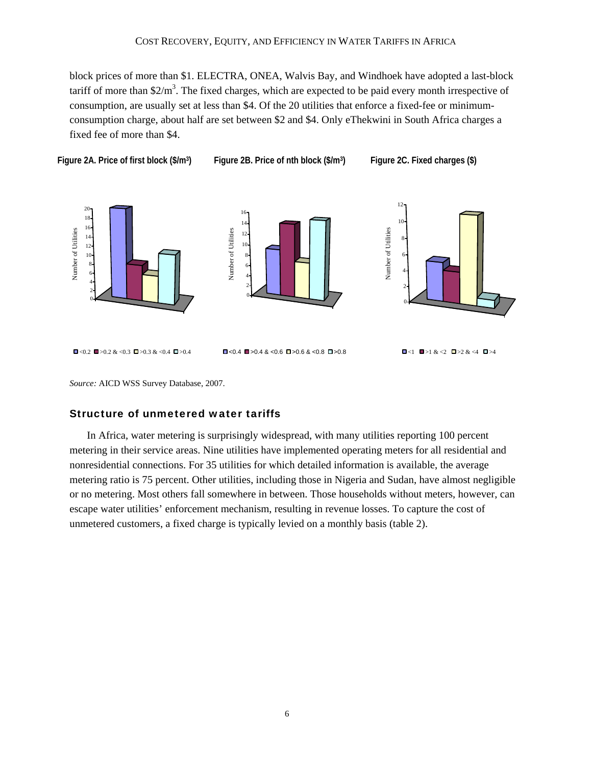block prices of more than \$1. ELECTRA, ONEA, Walvis Bay, and Windhoek have adopted a last-block tariff of more than \$2/m$^3$. The fixed charges, which are expected to be paid every month irrespective of consumption, are usually set at less than \$4. Of the 20 utilities that enforce a fixed-fee or minimum-consumption charge, about half are set between \$2 and \$4. Only eThekwini in South Africa charges a fixed fee of more than \$4.

**Figure 2A. Price of first block (\$/m$^3$)** **Figure 2B. Price of nth block (\$/m$^3$)** **Figure 2C. Fixed charges (\$)**

*Source:* AICD WSS Survey Database, 2007.

### Structure of unmetered water tariffs

In Africa, water metering is surprisingly widespread, with many utilities reporting 100 percent metering in their service areas. Nine utilities have implemented operating meters for all residential and nonresidential connections. For 35 utilities for which detailed information is available, the average metering ratio is 75 percent. Other utilities, including those in Nigeria and Sudan, have almost negligible or no metering. Most others fall somewhere in between. Those households without meters, however, can escape water utilities' enforcement mechanism, resulting in revenue losses. To capture the cost of unmetered customers, a fixed charge is typically levied on a monthly basis (table 2).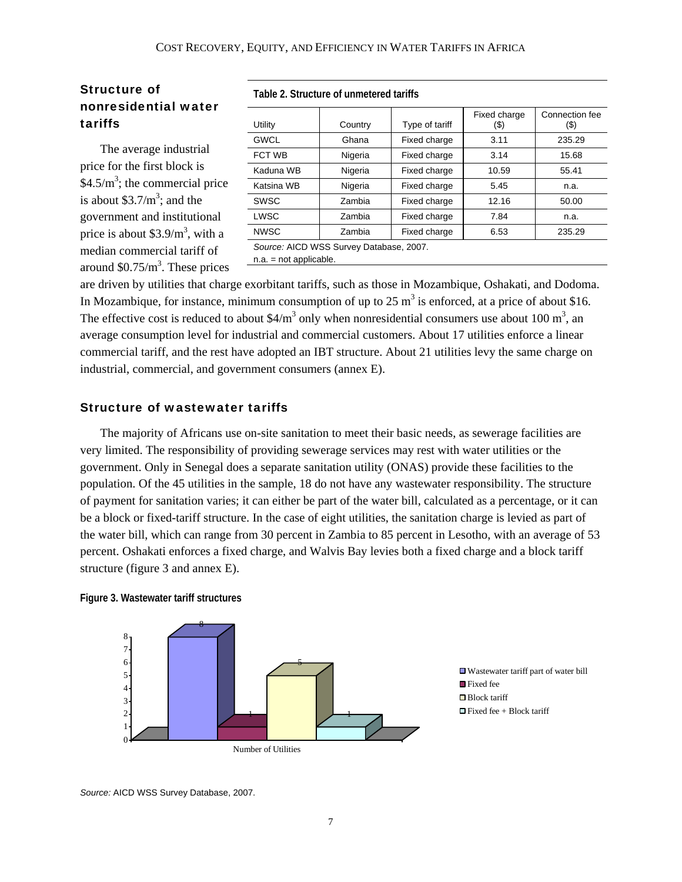## Structure of nonresidential water tariffs

The average industrial price for the first block is $4.5/m$^3$; the commercial price is about $3.7/m$^3$; and the government and institutional price is about $3.9/m$^3$, with a median commercial tariff of around $0.75/m$^3$. These prices are driven by utilities that charge exorbitant tariffs, such as those in Mozambique, Oshakati, and Dodoma. In Mozambique, for instance, minimum consumption of up to 25 m$^3$ is enforced, at a price of about $16. The effective cost is reduced to about $4/m$^3$ only when nonresidential consumers use about 100 m$^3$, an average consumption level for industrial and commercial customers. About 17 utilities enforce a linear commercial tariff, and the rest have adopted an IBT structure. About 21 utilities levy the same charge on industrial, commercial, and government consumers (annex E).

**Table 2. Structure of unmetered tariffs**

| Utility | Country | Type of tariff | Fixed charge ($) | Connection fee ($) |
|---|---|---|---|---|
| GWCL | Ghana | Fixed charge | 3.11 | 235.29 |
| FCT WB | Nigeria | Fixed charge | 3.14 | 15.68 |
| Kaduna WB | Nigeria | Fixed charge | 10.59 | 55.41 |
| Katsina WB | Nigeria | Fixed charge | 5.45 | n.a. |
| SWSC | Zambia | Fixed charge | 12.16 | 50.00 |
| LWSC | Zambia | Fixed charge | 7.84 | n.a. |
| NWSC | Zambia | Fixed charge | 6.53 | 235.29 |

*Source:* AICD WSS Survey Database, 2007.
n.a. = not applicable.

## Structure of wastewater tariffs

The majority of Africans use on-site sanitation to meet their basic needs, as sewerage facilities are very limited. The responsibility of providing sewerage services may rest with water utilities or the government. Only in Senegal does a separate sanitation utility (ONAS) provide these facilities to the population. Of the 45 utilities in the sample, 18 do not have any wastewater responsibility. The structure of payment for sanitation varies; it can either be part of the water bill, calculated as a percentage, or it can be a block or fixed-tariff structure. In the case of eight utilities, the sanitation charge is levied as part of the water bill, which can range from 30 percent in Zambia to 85 percent in Lesotho, with an average of 53 percent. Oshakati enforces a fixed charge, and Walvis Bay levies both a fixed charge and a block tariff structure (figure 3 and annex E).

**Figure 3. Wastewater tariff structures**

| Number of Utilities | |
|---|---|
| Wastewater tariff part of water bill | 8 |
| Fixed fee | 1 |
| Block tariff | 5 |
| Fixed fee + Block tariff | 1 |

*Source:* AICD WSS Survey Database, 2007.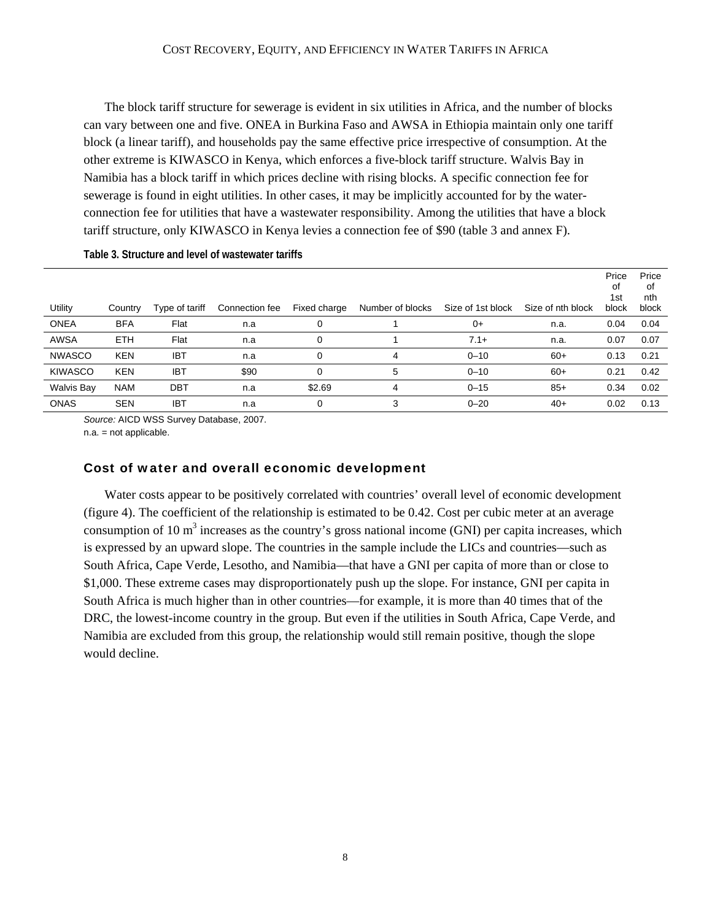The block tariff structure for sewerage is evident in six utilities in Africa, and the number of blocks can vary between one and five. ONEA in Burkina Faso and AWSA in Ethiopia maintain only one tariff block (a linear tariff), and households pay the same effective price irrespective of consumption. At the other extreme is KIWASCO in Kenya, which enforces a five-block tariff structure. Walvis Bay in Namibia has a block tariff in which prices decline with rising blocks. A specific connection fee for sewerage is found in eight utilities. In other cases, it may be implicitly accounted for by the water-connection fee for utilities that have a wastewater responsibility. Among the utilities that have a block tariff structure, only KIWASCO in Kenya levies a connection fee of \$90 (table 3 and annex F).

**Table 3. Structure and level of wastewater tariffs**

| Utility | Country | Type of tariff | Connection fee | Fixed charge | Number of blocks | Size of 1st block | Size of nth block | Price of 1st block | Price of nth block |
|---|---|---|---|---|---|---|---|---|---|
| ONEA | BFA | Flat | n.a | 0 | 1 | 0+ | n.a. | 0.04 | 0.04 |
| AWSA | ETH | Flat | n.a | 0 | 1 | 7.1+ | n.a. | 0.07 | 0.07 |
| NWASCO | KEN | IBT | n.a | 0 | 4 | 0–10 | 60+ | 0.13 | 0.21 |
| KIWASCO | KEN | IBT | \$90 | 0 | 5 | 0–10 | 60+ | 0.21 | 0.42 |
| Walvis Bay | NAM | DBT | n.a | \$2.69 | 4 | 0–15 | 85+ | 0.34 | 0.02 |
| ONAS | SEN | IBT | n.a | 0 | 3 | 0–20 | 40+ | 0.02 | 0.13 |

*Source:* AICD WSS Survey Database, 2007.
n.a. = not applicable.

### Cost of water and overall economic development

Water costs appear to be positively correlated with countries' overall level of economic development (figure 4). The coefficient of the relationship is estimated to be 0.42. Cost per cubic meter at an average consumption of 10 $m^3$ increases as the country's gross national income (GNI) per capita increases, which is expressed by an upward slope. The countries in the sample include the LICs and countries—such as South Africa, Cape Verde, Lesotho, and Namibia—that have a GNI per capita of more than or close to \$1,000. These extreme cases may disproportionately push up the slope. For instance, GNI per capita in South Africa is much higher than in other countries—for example, it is more than 40 times that of the DRC, the lowest-income country in the group. But even if the utilities in South Africa, Cape Verde, and Namibia are excluded from this group, the relationship would still remain positive, though the slope would decline.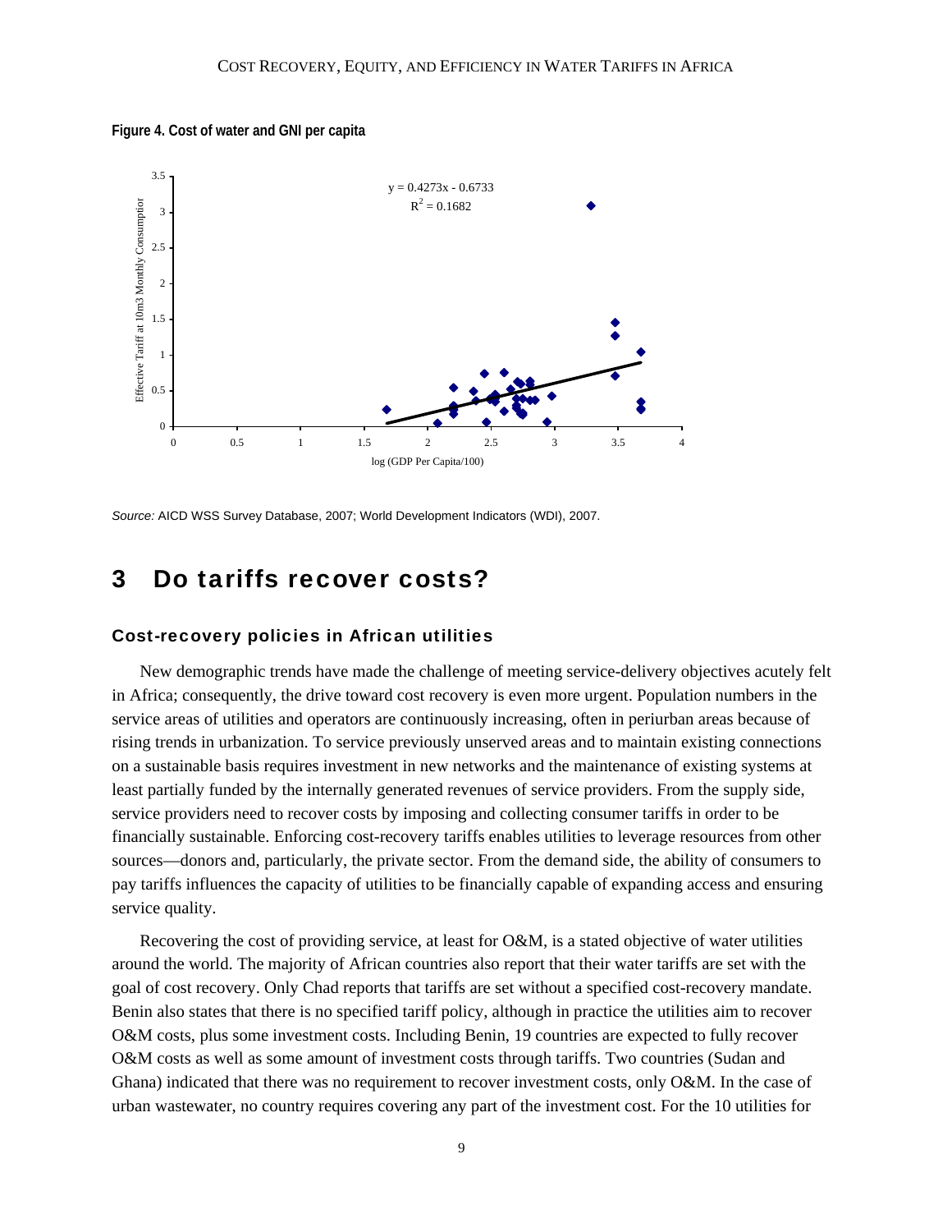**Figure 4. Cost of water and GNI per capita**

$y = 0.4273x - 0.6733$
$R^2 = 0.1682$

*Source:* AICD WSS Survey Database, 2007; World Development Indicators (WDI), 2007.

# 3 Do tariffs recover costs?

## Cost-recovery policies in African utilities

New demographic trends have made the challenge of meeting service-delivery objectives acutely felt in Africa; consequently, the drive toward cost recovery is even more urgent. Population numbers in the service areas of utilities and operators are continuously increasing, often in periurban areas because of rising trends in urbanization. To service previously unserved areas and to maintain existing connections on a sustainable basis requires investment in new networks and the maintenance of existing systems at least partially funded by the internally generated revenues of service providers. From the supply side, service providers need to recover costs by imposing and collecting consumer tariffs in order to be financially sustainable. Enforcing cost-recovery tariffs enables utilities to leverage resources from other sources—donors and, particularly, the private sector. From the demand side, the ability of consumers to pay tariffs influences the capacity of utilities to be financially capable of expanding access and ensuring service quality.

Recovering the cost of providing service, at least for O&M, is a stated objective of water utilities around the world. The majority of African countries also report that their water tariffs are set with the goal of cost recovery. Only Chad reports that tariffs are set without a specified cost-recovery mandate. Benin also states that there is no specified tariff policy, although in practice the utilities aim to recover O&M costs, plus some investment costs. Including Benin, 19 countries are expected to fully recover O&M costs as well as some amount of investment costs through tariffs. Two countries (Sudan and Ghana) indicated that there was no requirement to recover investment costs, only O&M. In the case of urban wastewater, no country requires covering any part of the investment cost. For the 10 utilities for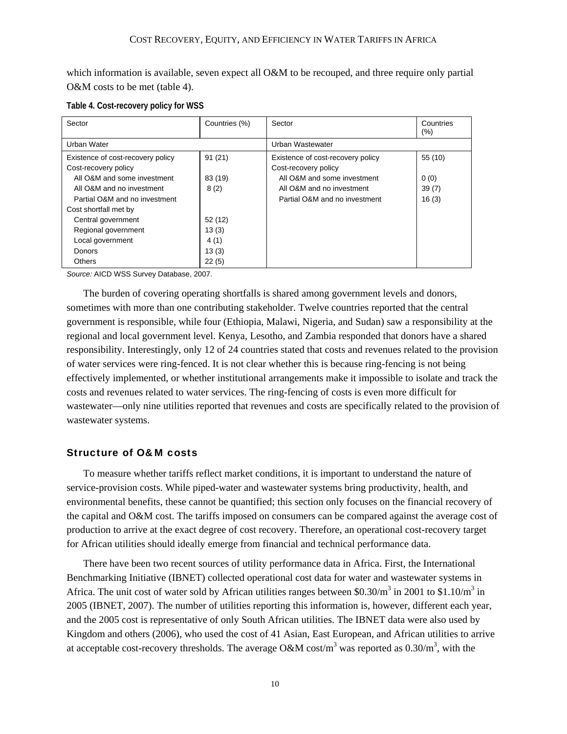which information is available, seven expect all O&M to be recouped, and three require only partial O&M costs to be met (table 4).

**Table 4. Cost-recovery policy for WSS**

| Sector | Countries (%) | Sector | Countries (%) |
|---|---|---|---|
| Urban Water | | Urban Wastewater | |
| Existence of cost-recovery policy | 91 (21) | Existence of cost-recovery policy | 55 (10) |
| Cost-recovery policy | | Cost-recovery policy | |
| All O&M and some investment | 83 (19) | All O&M and some investment | 0 (0) |
| All O&M and no investment | 8 (2) | All O&M and no investment | 39 (7) |
| Partial O&M and no investment | | Partial O&M and no investment | 16 (3) |
| Cost shortfall met by | | | |
| Central government | 52 (12) | | |
| Regional government | 13 (3) | | |
| Local government | 4 (1) | | |
| Donors | 13 (3) | | |
| Others | 22 (5) | | |

*Source:* AICD WSS Survey Database, 2007.

The burden of covering operating shortfalls is shared among government levels and donors, sometimes with more than one contributing stakeholder. Twelve countries reported that the central government is responsible, while four (Ethiopia, Malawi, Nigeria, and Sudan) saw a responsibility at the regional and local government level. Kenya, Lesotho, and Zambia responded that donors have a shared responsibility. Interestingly, only 12 of 24 countries stated that costs and revenues related to the provision of water services were ring-fenced. It is not clear whether this is because ring-fencing is not being effectively implemented, or whether institutional arrangements make it impossible to isolate and track the costs and revenues related to water services. The ring-fencing of costs is even more difficult for wastewater—only nine utilities reported that revenues and costs are specifically related to the provision of wastewater systems.

## Structure of O&M costs

To measure whether tariffs reflect market conditions, it is important to understand the nature of service-provision costs. While piped-water and wastewater systems bring productivity, health, and environmental benefits, these cannot be quantified; this section only focuses on the financial recovery of the capital and O&M cost. The tariffs imposed on consumers can be compared against the average cost of production to arrive at the exact degree of cost recovery. Therefore, an operational cost-recovery target for African utilities should ideally emerge from financial and technical performance data.

There have been two recent sources of utility performance data in Africa. First, the International Benchmarking Initiative (IBNET) collected operational cost data for water and wastewater systems in Africa. The unit cost of water sold by African utilities ranges between $\$0.30/m^3$ in 2001 to $\$1.10/m^3$ in 2005 (IBNET, 2007). The number of utilities reporting this information is, however, different each year, and the 2005 cost is representative of only South African utilities. The IBNET data were also used by Kingdom and others (2006), who used the cost of 41 Asian, East European, and African utilities to arrive at acceptable cost-recovery thresholds. The average O&M $cost/m^3$ was reported as $0.30/m^3$, with the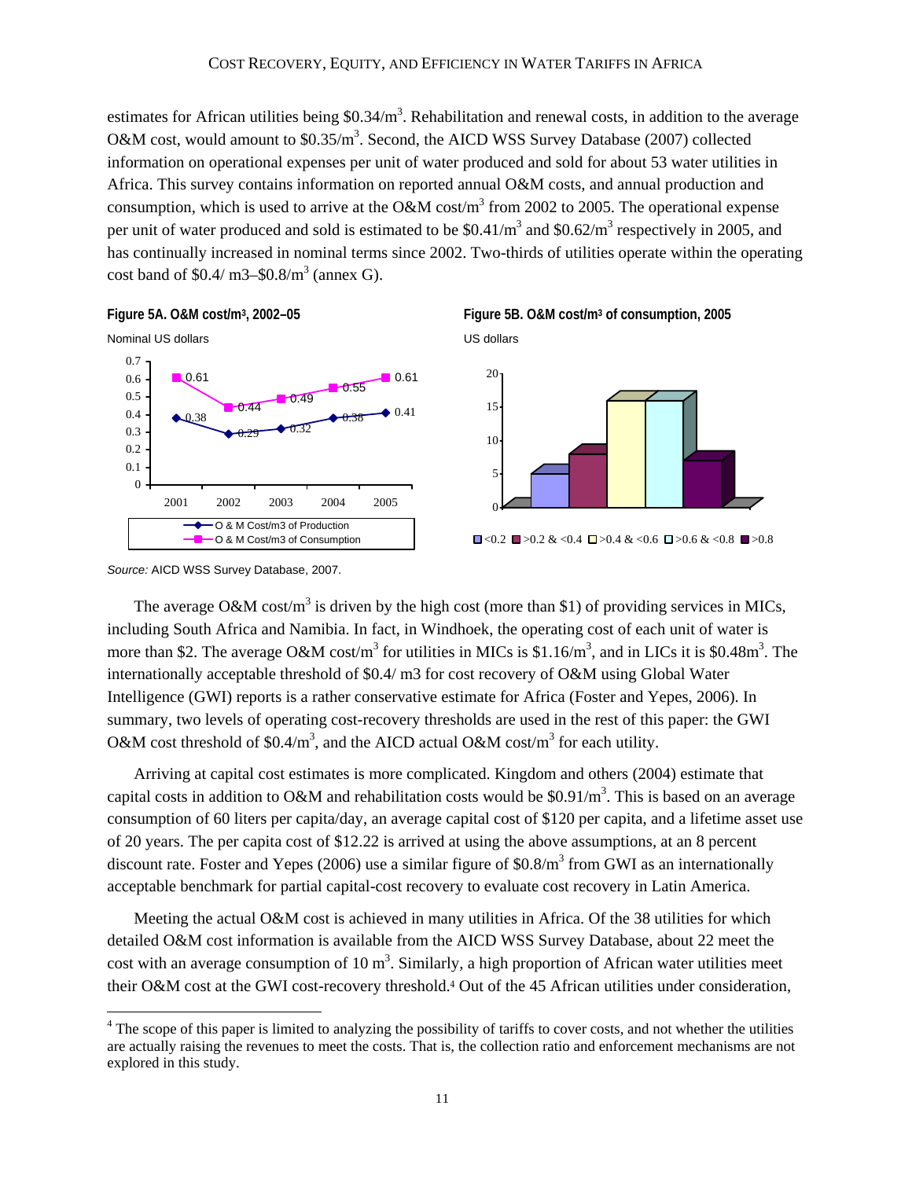estimates for African utilities being $0.34/m$^3$. Rehabilitation and renewal costs, in addition to the average O&M cost, would amount to $0.35/m$^3$. Second, the AICD WSS Survey Database (2007) collected information on operational expenses per unit of water produced and sold for about 53 water utilities in Africa. This survey contains information on reported annual O&M costs, and annual production and consumption, which is used to arrive at the O&M cost/m$^3$ from 2002 to 2005. The operational expense per unit of water produced and sold is estimated to be $0.41/m$^3$ and $0.62/m$^3$ respectively in 2005, and has continually increased in nominal terms since 2002. Two-thirds of utilities operate within the operating cost band of $0.4/ m3–$0.8/m$^3$ (annex G).

**Figure 5A. O&M cost/m$^3$, 2002–05**

Nominal US dollars

| | 2001 | 2002 | 2003 | 2004 | 2005 |
|---|---|---|---|---|---|
| O & M Cost/m3 of Production | 0.38 | 0.29 | 0.32 | 0.38 | 0.41 |
| O & M Cost/m3 of Consumption | 0.61 | 0.44 | 0.49 | 0.55 | 0.61 |

**Figure 5B. O&M cost/m$^3$ of consumption, 2005**

US dollars

| <0.2 | >0.2 & <0.4 | >0.4 & <0.6 | >0.6 & <0.8 | >0.8 |
|---|---|---|---|---|
| 5 | 8 | 16 | 16 | 7 |

*Source:* AICD WSS Survey Database, 2007.

The average O&M cost/m$^3$ is driven by the high cost (more than $1) of providing services in MICs, including South Africa and Namibia. In fact, in Windhoek, the operating cost of each unit of water is more than $2. The average O&M cost/m$^3$ for utilities in MICs is $1.16/m$^3$, and in LICs it is $0.48m$^3$. The internationally acceptable threshold of $0.4/ m3 for cost recovery of O&M using Global Water Intelligence (GWI) reports is a rather conservative estimate for Africa (Foster and Yepes, 2006). In summary, two levels of operating cost-recovery thresholds are used in the rest of this paper: the GWI O&M cost threshold of $0.4/m$^3$, and the AICD actual O&M cost/m$^3$ for each utility.

Arriving at capital cost estimates is more complicated. Kingdom and others (2004) estimate that capital costs in addition to O&M and rehabilitation costs would be $0.91/m$^3$. This is based on an average consumption of 60 liters per capita/day, an average capital cost of $120 per capita, and a lifetime asset use of 20 years. The per capita cost of $12.22 is arrived at using the above assumptions, at an 8 percent discount rate. Foster and Yepes (2006) use a similar figure of $0.8/m$^3$ from GWI as an internationally acceptable benchmark for partial capital-cost recovery to evaluate cost recovery in Latin America.

Meeting the actual O&M cost is achieved in many utilities in Africa. Of the 38 utilities for which detailed O&M cost information is available from the AICD WSS Survey Database, about 22 meet the cost with an average consumption of 10 m$^3$. Similarly, a high proportion of African water utilities meet their O&M cost at the GWI cost-recovery threshold.[4] Out of the 45 African utilities under consideration,

[4] The scope of this paper is limited to analyzing the possibility of tariffs to cover costs, and not whether the utilities are actually raising the revenues to meet the costs. That is, the collection ratio and enforcement mechanisms are not explored in this study.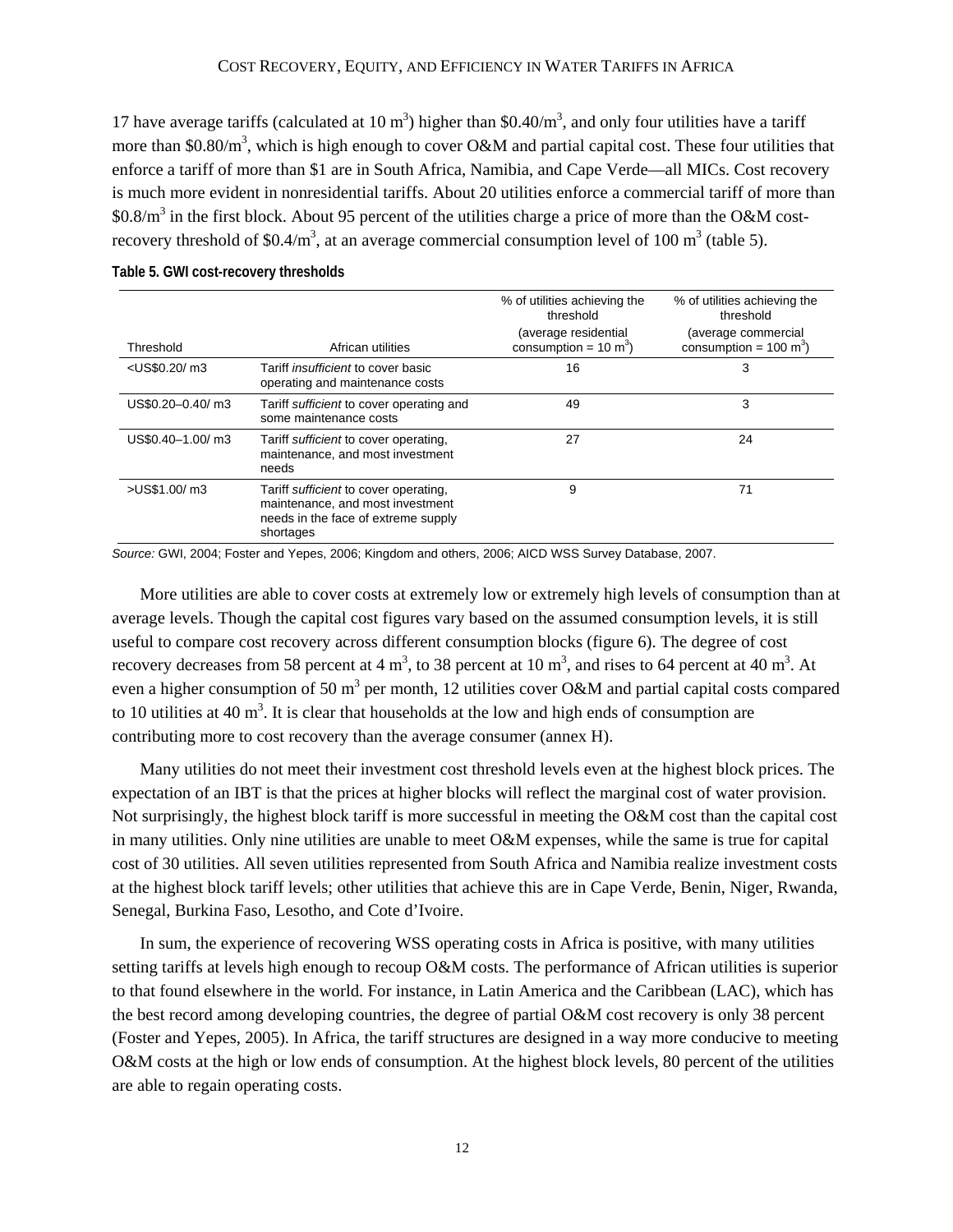17 have average tariffs (calculated at 10 m$^3$) higher than \$0.40/m$^3$, and only four utilities have a tariff more than \$0.80/m$^3$, which is high enough to cover O&M and partial capital cost. These four utilities that enforce a tariff of more than \$1 are in South Africa, Namibia, and Cape Verde—all MICs. Cost recovery is much more evident in nonresidential tariffs. About 20 utilities enforce a commercial tariff of more than \$0.8/m$^3$ in the first block. About 95 percent of the utilities charge a price of more than the O&M cost-recovery threshold of \$0.4/m$^3$, at an average commercial consumption level of 100 m$^3$ (table 5).

**Table 5. GWI cost-recovery thresholds**

| Threshold | African utilities | % of utilities achieving the threshold (average residential consumption = 10 m$^3$) | % of utilities achieving the threshold (average commercial consumption = 100 m$^3$) |
|---|---|---|---|
| <US\$0.20/ m3 | Tariff *insufficient* to cover basic operating and maintenance costs | 16 | 3 |
| US\$0.20–0.40/ m3 | Tariff *sufficient* to cover operating and some maintenance costs | 49 | 3 |
| US\$0.40–1.00/ m3 | Tariff *sufficient* to cover operating, maintenance, and most investment needs | 27 | 24 |
| >US\$1.00/ m3 | Tariff *sufficient* to cover operating, maintenance, and most investment needs in the face of extreme supply shortages | 9 | 71 |

*Source:* GWI, 2004; Foster and Yepes, 2006; Kingdom and others, 2006; AICD WSS Survey Database, 2007.

More utilities are able to cover costs at extremely low or extremely high levels of consumption than at average levels. Though the capital cost figures vary based on the assumed consumption levels, it is still useful to compare cost recovery across different consumption blocks (figure 6). The degree of cost recovery decreases from 58 percent at 4 m$^3$, to 38 percent at 10 m$^3$, and rises to 64 percent at 40 m$^3$. At even a higher consumption of 50 m$^3$ per month, 12 utilities cover O&M and partial capital costs compared to 10 utilities at 40 m$^3$. It is clear that households at the low and high ends of consumption are contributing more to cost recovery than the average consumer (annex H).

Many utilities do not meet their investment cost threshold levels even at the highest block prices. The expectation of an IBT is that the prices at higher blocks will reflect the marginal cost of water provision. Not surprisingly, the highest block tariff is more successful in meeting the O&M cost than the capital cost in many utilities. Only nine utilities are unable to meet O&M expenses, while the same is true for capital cost of 30 utilities. All seven utilities represented from South Africa and Namibia realize investment costs at the highest block tariff levels; other utilities that achieve this are in Cape Verde, Benin, Niger, Rwanda, Senegal, Burkina Faso, Lesotho, and Cote d'Ivoire.

In sum, the experience of recovering WSS operating costs in Africa is positive, with many utilities setting tariffs at levels high enough to recoup O&M costs. The performance of African utilities is superior to that found elsewhere in the world. For instance, in Latin America and the Caribbean (LAC), which has the best record among developing countries, the degree of partial O&M cost recovery is only 38 percent (Foster and Yepes, 2005). In Africa, the tariff structures are designed in a way more conducive to meeting O&M costs at the high or low ends of consumption. At the highest block levels, 80 percent of the utilities are able to regain operating costs.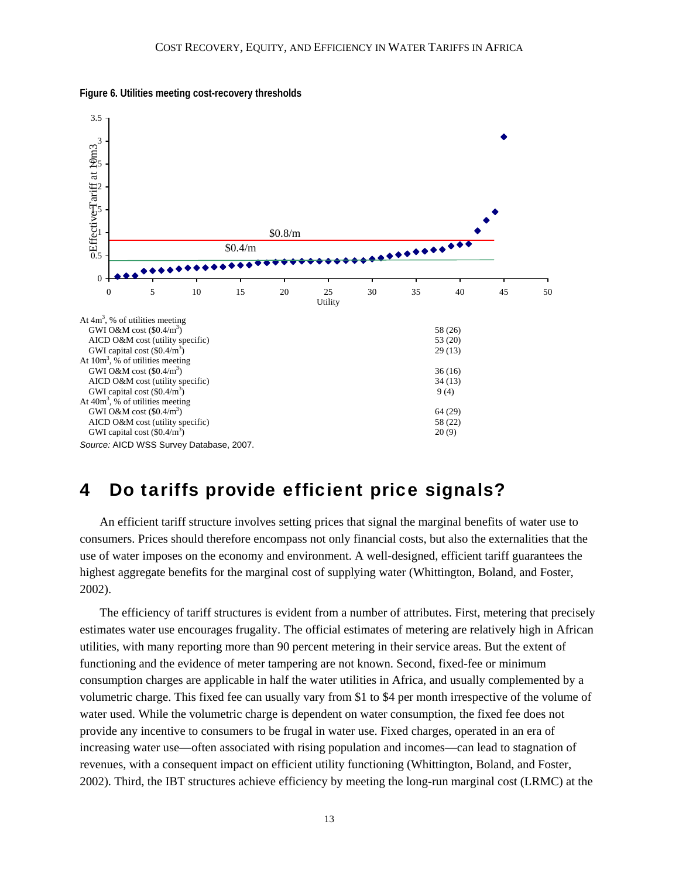**Figure 6. Utilities meeting cost-recovery thresholds**

| | |
|---|---|
| At 4m$^3$, % of utilities meeting | |
| GWI O&M cost (\$0.4/m$^3$) | 58 (26) |
| AICD O&M cost (utility specific) | 53 (20) |
| GWI capital cost (\$0.4/m$^3$) | 29 (13) |
| At 10m$^3$, % of utilities meeting | |
| GWI O&M cost (\$0.4/m$^3$) | 36 (16) |
| AICD O&M cost (utility specific) | 34 (13) |
| GWI capital cost (\$0.4/m$^3$) | 9 (4) |
| At 40m$^3$, % of utilities meeting | |
| GWI O&M cost (\$0.4/m$^3$) | 64 (29) |
| AICD O&M cost (utility specific) | 58 (22) |
| GWI capital cost (\$0.4/m$^3$) | 20 (9) |

*Source:* AICD WSS Survey Database, 2007.

# 4 Do tariffs provide efficient price signals?

An efficient tariff structure involves setting prices that signal the marginal benefits of water use to consumers. Prices should therefore encompass not only financial costs, but also the externalities that the use of water imposes on the economy and environment. A well-designed, efficient tariff guarantees the highest aggregate benefits for the marginal cost of supplying water (Whittington, Boland, and Foster, 2002).

The efficiency of tariff structures is evident from a number of attributes. First, metering that precisely estimates water use encourages frugality. The official estimates of metering are relatively high in African utilities, with many reporting more than 90 percent metering in their service areas. But the extent of functioning and the evidence of meter tampering are not known. Second, fixed-fee or minimum consumption charges are applicable in half the water utilities in Africa, and usually complemented by a volumetric charge. This fixed fee can usually vary from \$1 to \$4 per month irrespective of the volume of water used. While the volumetric charge is dependent on water consumption, the fixed fee does not provide any incentive to consumers to be frugal in water use. Fixed charges, operated in an era of increasing water use—often associated with rising population and incomes—can lead to stagnation of revenues, with a consequent impact on efficient utility functioning (Whittington, Boland, and Foster, 2002). Third, the IBT structures achieve efficiency by meeting the long-run marginal cost (LRMC) at the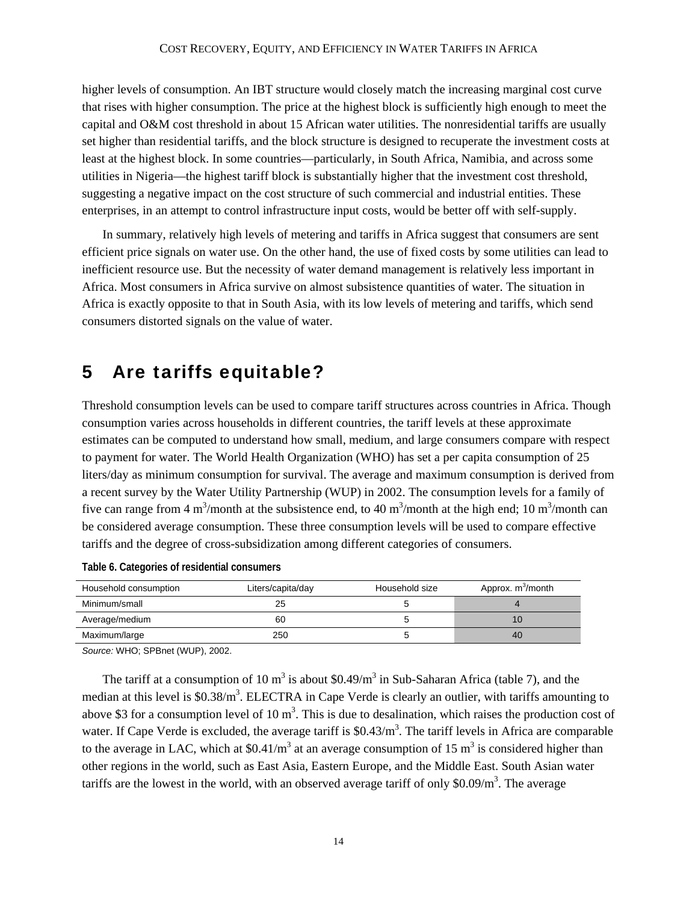higher levels of consumption. An IBT structure would closely match the increasing marginal cost curve that rises with higher consumption. The price at the highest block is sufficiently high enough to meet the capital and O&M cost threshold in about 15 African water utilities. The nonresidential tariffs are usually set higher than residential tariffs, and the block structure is designed to recuperate the investment costs at least at the highest block. In some countries—particularly, in South Africa, Namibia, and across some utilities in Nigeria—the highest tariff block is substantially higher that the investment cost threshold, suggesting a negative impact on the cost structure of such commercial and industrial entities. These enterprises, in an attempt to control infrastructure input costs, would be better off with self-supply.

In summary, relatively high levels of metering and tariffs in Africa suggest that consumers are sent efficient price signals on water use. On the other hand, the use of fixed costs by some utilities can lead to inefficient resource use. But the necessity of water demand management is relatively less important in Africa. Most consumers in Africa survive on almost subsistence quantities of water. The situation in Africa is exactly opposite to that in South Asia, with its low levels of metering and tariffs, which send consumers distorted signals on the value of water.

# 5 Are tariffs equitable?

Threshold consumption levels can be used to compare tariff structures across countries in Africa. Though consumption varies across households in different countries, the tariff levels at these approximate estimates can be computed to understand how small, medium, and large consumers compare with respect to payment for water. The World Health Organization (WHO) has set a per capita consumption of 25 liters/day as minimum consumption for survival. The average and maximum consumption is derived from a recent survey by the Water Utility Partnership (WUP) in 2002. The consumption levels for a family of five can range from 4 $m^3$/month at the subsistence end, to 40 $m^3$/month at the high end; 10 $m^3$/month can be considered average consumption. These three consumption levels will be used to compare effective tariffs and the degree of cross-subsidization among different categories of consumers.

**Table 6. Categories of residential consumers**

| Household consumption | Liters/capita/day | Household size | Approx. $m^3$/month |
|---|---|---|---|
| Minimum/small | 25 | 5 | 4 |
| Average/medium | 60 | 5 | 10 |
| Maximum/large | 250 | 5 | 40 |

*Source:* WHO; SPBnet (WUP), 2002.

The tariff at a consumption of 10 $m^3$ is about \$0.49/$m^3$ in Sub-Saharan Africa (table 7), and the median at this level is \$0.38/$m^3$. ELECTRA in Cape Verde is clearly an outlier, with tariffs amounting to above \$3 for a consumption level of 10 $m^3$. This is due to desalination, which raises the production cost of water. If Cape Verde is excluded, the average tariff is \$0.43/$m^3$. The tariff levels in Africa are comparable to the average in LAC, which at \$0.41/$m^3$ at an average consumption of 15 $m^3$ is considered higher than other regions in the world, such as East Asia, Eastern Europe, and the Middle East. South Asian water tariffs are the lowest in the world, with an observed average tariff of only \$0.09/$m^3$. The average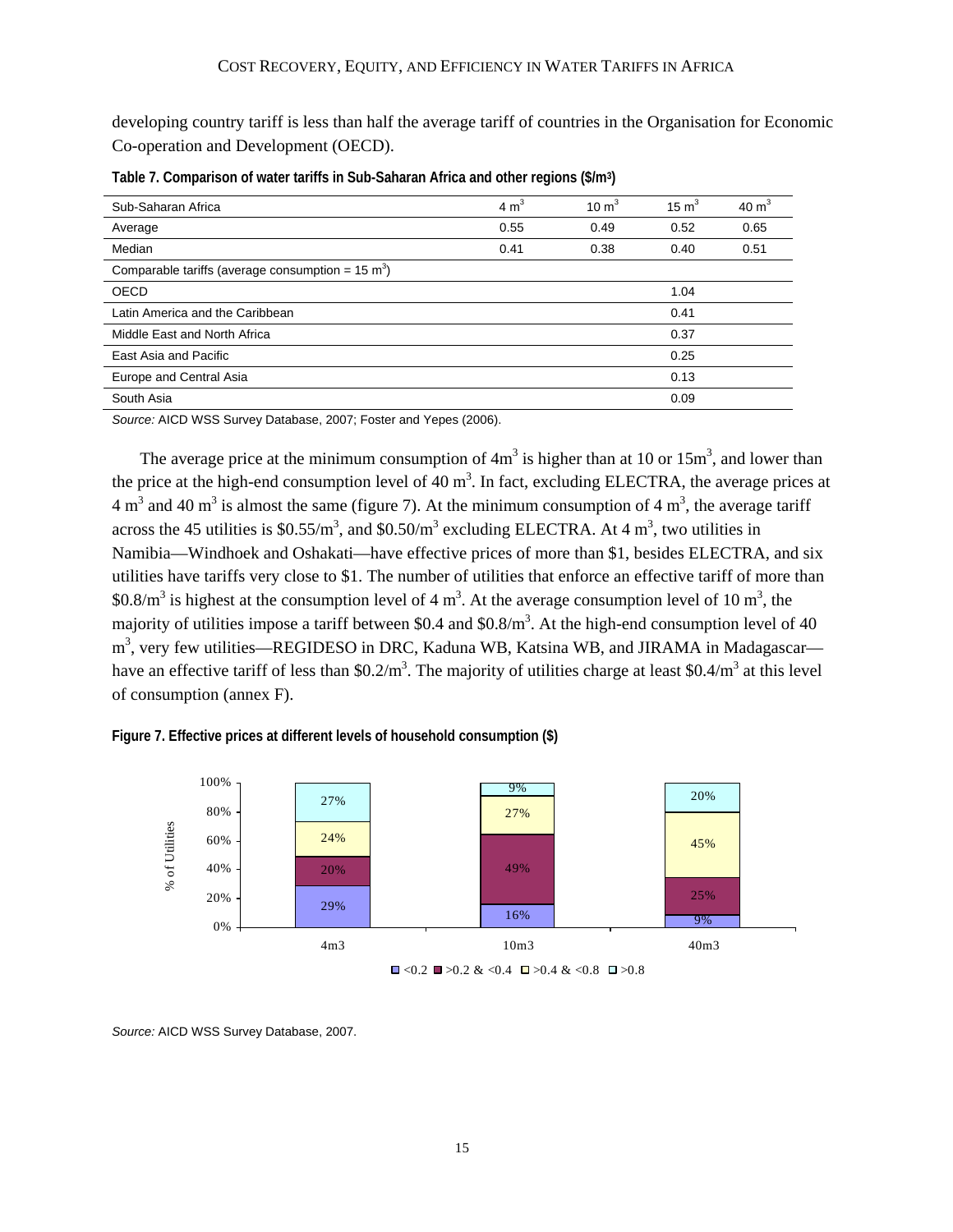developing country tariff is less than half the average tariff of countries in the Organisation for Economic Co-operation and Development (OECD).

**Table 7. Comparison of water tariffs in Sub-Saharan Africa and other regions ($/m³)**

| Sub-Saharan Africa | 4 $m^3$ | 10 $m^3$ | 15 $m^3$ | 40 $m^3$ |
|---|---|---|---|---|
| Average | 0.55 | 0.49 | 0.52 | 0.65 |
| Median | 0.41 | 0.38 | 0.40 | 0.51 |
| Comparable tariffs (average consumption = 15 $m^3$) | | | | |
| OECD | | | 1.04 | |
| Latin America and the Caribbean | | | 0.41 | |
| Middle East and North Africa | | | 0.37 | |
| East Asia and Pacific | | | 0.25 | |
| Europe and Central Asia | | | 0.13 | |
| South Asia | | | 0.09 | |

*Source:* AICD WSS Survey Database, 2007; Foster and Yepes (2006).

The average price at the minimum consumption of 4$m^3$ is higher than at 10 or 15$m^3$, and lower than the price at the high-end consumption level of 40 $m^3$. In fact, excluding ELECTRA, the average prices at 4 $m^3$ and 40 $m^3$ is almost the same (figure 7). At the minimum consumption of 4 $m^3$, the average tariff across the 45 utilities is \$0.55/$m^3$, and \$0.50/$m^3$ excluding ELECTRA. At 4 $m^3$, two utilities in Namibia—Windhoek and Oshakati—have effective prices of more than \$1, besides ELECTRA, and six utilities have tariffs very close to \$1. The number of utilities that enforce an effective tariff of more than \$0.8/$m^3$ is highest at the consumption level of 4 $m^3$. At the average consumption level of 10 $m^3$, the majority of utilities impose a tariff between \$0.4 and \$0.8/$m^3$. At the high-end consumption level of 40 $m^3$, very few utilities—REGIDESO in DRC, Kaduna WB, Katsina WB, and JIRAMA in Madagascar—have an effective tariff of less than \$0.2/$m^3$. The majority of utilities charge at least \$0.4/$m^3$ at this level of consumption (annex F).

**Figure 7. Effective prices at different levels of household consumption ($)**

| % of Utilities | 4m3 | 10m3 | 40m3 |
|---|---|---|---|
| <0.2 | 29% | 16% | 9% |
| >0.2 & <0.4 | 20% | 49% | 25% |
| >0.4 & <0.8 | 24% | 27% | 45% |
| >0.8 | 27% | 9% | 20% |

*Source:* AICD WSS Survey Database, 2007.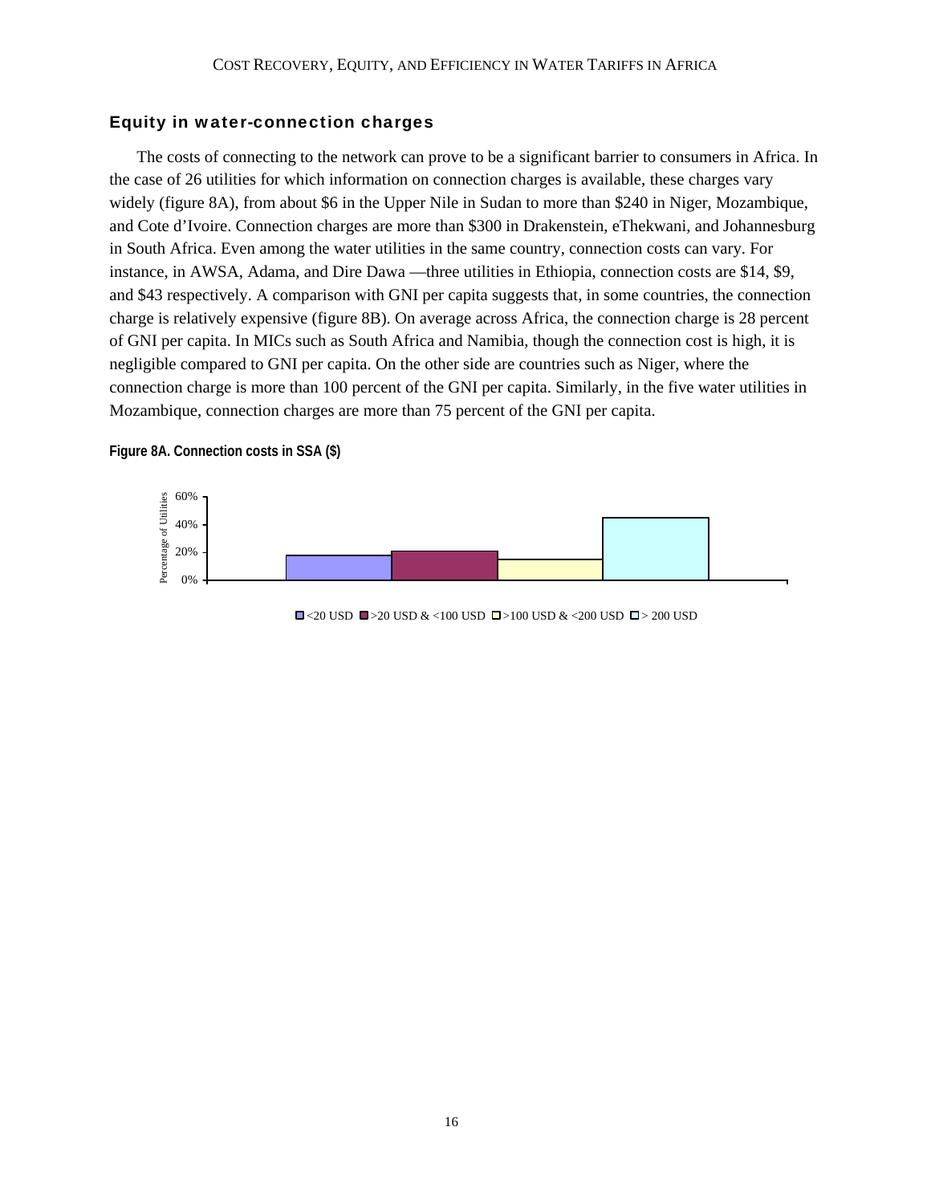## Equity in water-connection charges

The costs of connecting to the network can prove to be a significant barrier to consumers in Africa. In the case of 26 utilities for which information on connection charges is available, these charges vary widely (figure 8A), from about $6 in the Upper Nile in Sudan to more than $240 in Niger, Mozambique, and Cote d'Ivoire. Connection charges are more than $300 in Drakenstein, eThekwani, and Johannesburg in South Africa. Even among the water utilities in the same country, connection costs can vary. For instance, in AWSA, Adama, and Dire Dawa —three utilities in Ethiopia, connection costs are $14, $9, and $43 respectively. A comparison with GNI per capita suggests that, in some countries, the connection charge is relatively expensive (figure 8B). On average across Africa, the connection charge is 28 percent of GNI per capita. In MICs such as South Africa and Namibia, though the connection cost is high, it is negligible compared to GNI per capita. On the other side are countries such as Niger, where the connection charge is more than 100 percent of the GNI per capita. Similarly, in the five water utilities in Mozambique, connection charges are more than 75 percent of the GNI per capita.

**Figure 8A. Connection costs in SSA ($)**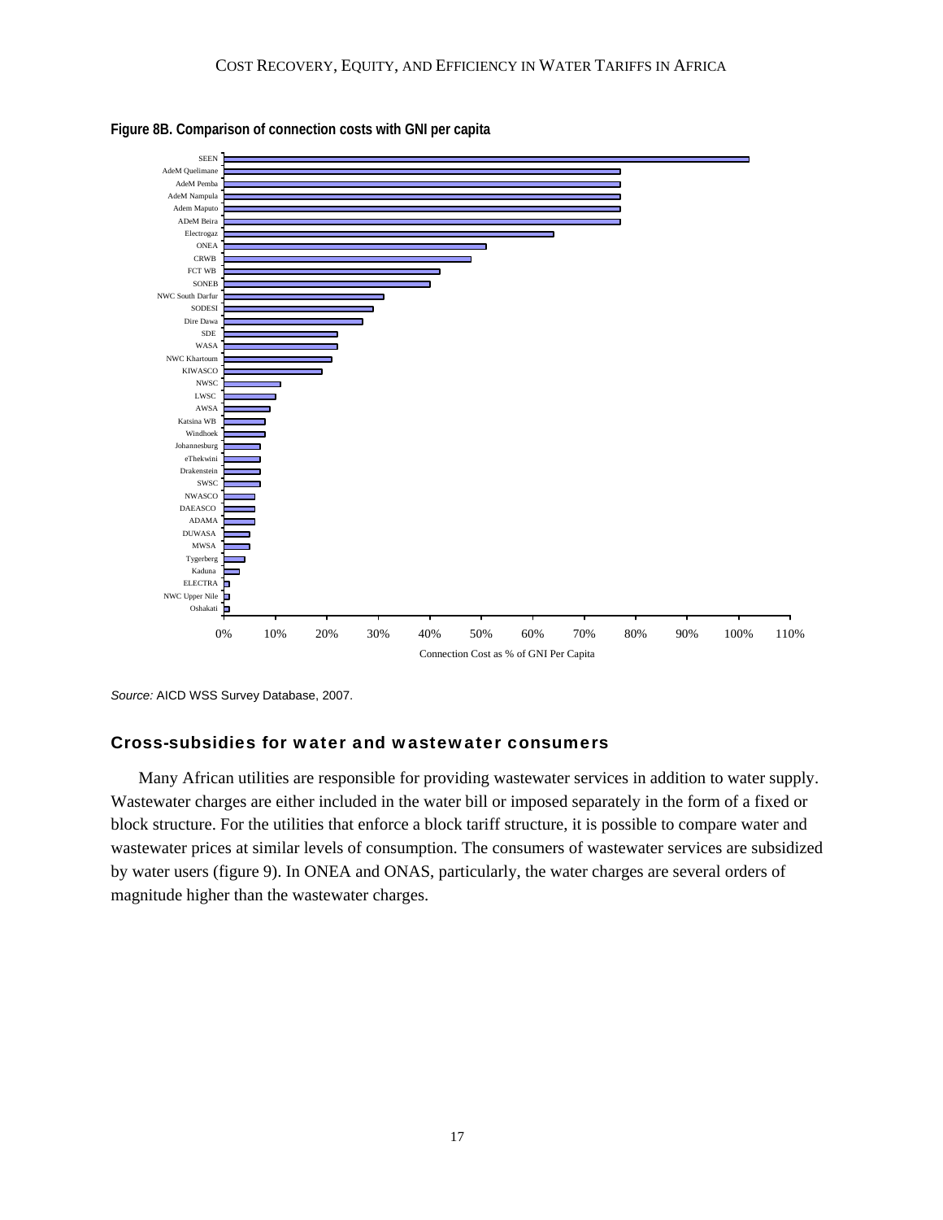**Figure 8B. Comparison of connection costs with GNI per capita**

| Utility | Connection Cost as % of GNI Per Capita (approx.) |
| --- | --- |
| SEEN | 102% |
| AdeM Quelimane | 77% |
| AdeM Pemba | 77% |
| AdeM Nampula | 77% |
| Adem Maputo | 77% |
| ADeM Beira | 77% |
| Electrogaz | 64% |
| ONEA | 51% |
| CRWB | 48% |
| FCT WB | 42% |
| SONEB | 40% |
| NWC South Darfur | 31% |
| SODESI | 29% |
| Dire Dawa | 27% |
| SDE | 22% |
| WASA | 22% |
| NWC Khartoum | 21% |
| KIWASCO | 19% |
| NWSC | 11% |
| LWSC | 10% |
| AWSA | 9% |
| Katsina WB | 8% |
| Windhoek | 8% |
| Johannesburg | 7% |
| eThekwini | 7% |
| Drakenstein | 7% |
| SWSC | 7% |
| NWASCO | 6% |
| DAEASCO | 6% |
| ADAMA | 6% |
| DUWASA | 5% |
| MWSA | 5% |
| Tygerberg | 4% |
| Kaduna | 3% |
| ELECTRA | 1% |
| NWC Upper Nile | 1% |
| Oshakati | 1% |

*Source:* AICD WSS Survey Database, 2007.

## Cross-subsidies for water and wastewater consumers

Many African utilities are responsible for providing wastewater services in addition to water supply. Wastewater charges are either included in the water bill or imposed separately in the form of a fixed or block structure. For the utilities that enforce a block tariff structure, it is possible to compare water and wastewater prices at similar levels of consumption. The consumers of wastewater services are subsidized by water users (figure 9). In ONEA and ONAS, particularly, the water charges are several orders of magnitude higher than the wastewater charges.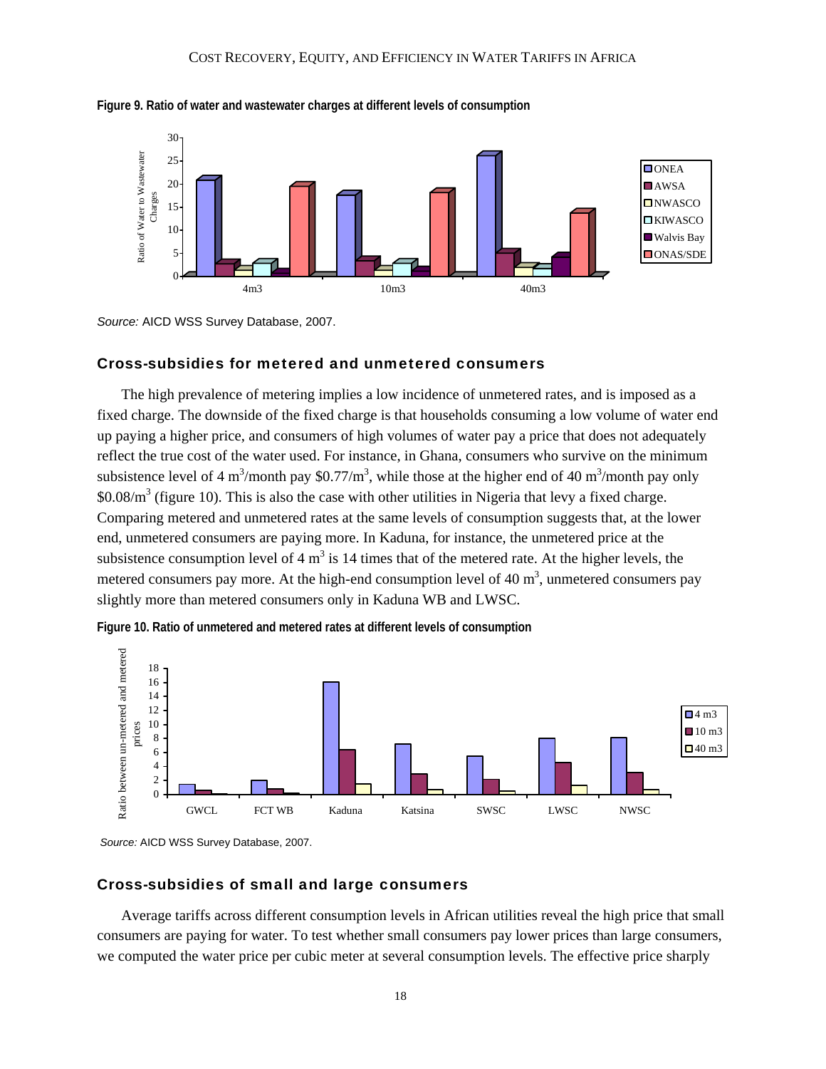**Figure 9. Ratio of water and wastewater charges at different levels of consumption**

*Source:* AICD WSS Survey Database, 2007.

### Cross-subsidies for metered and unmetered consumers

The high prevalence of metering implies a low incidence of unmetered rates, and is imposed as a fixed charge. The downside of the fixed charge is that households consuming a low volume of water end up paying a higher price, and consumers of high volumes of water pay a price that does not adequately reflect the true cost of the water used. For instance, in Ghana, consumers who survive on the minimum subsistence level of 4 $m^3$/month pay \$0.77/$m^3$, while those at the higher end of 40 $m^3$/month pay only \$0.08/$m^3$ (figure 10). This is also the case with other utilities in Nigeria that levy a fixed charge. Comparing metered and unmetered rates at the same levels of consumption suggests that, at the lower end, unmetered consumers are paying more. In Kaduna, for instance, the unmetered price at the subsistence consumption level of 4 $m^3$ is 14 times that of the metered rate. At the higher levels, the metered consumers pay more. At the high-end consumption level of 40 $m^3$, unmetered consumers pay slightly more than metered consumers only in Kaduna WB and LWSC.

**Figure 10. Ratio of unmetered and metered rates at different levels of consumption**

*Source:* AICD WSS Survey Database, 2007.

### Cross-subsidies of small and large consumers

Average tariffs across different consumption levels in African utilities reveal the high price that small consumers are paying for water. To test whether small consumers pay lower prices than large consumers, we computed the water price per cubic meter at several consumption levels. The effective price sharply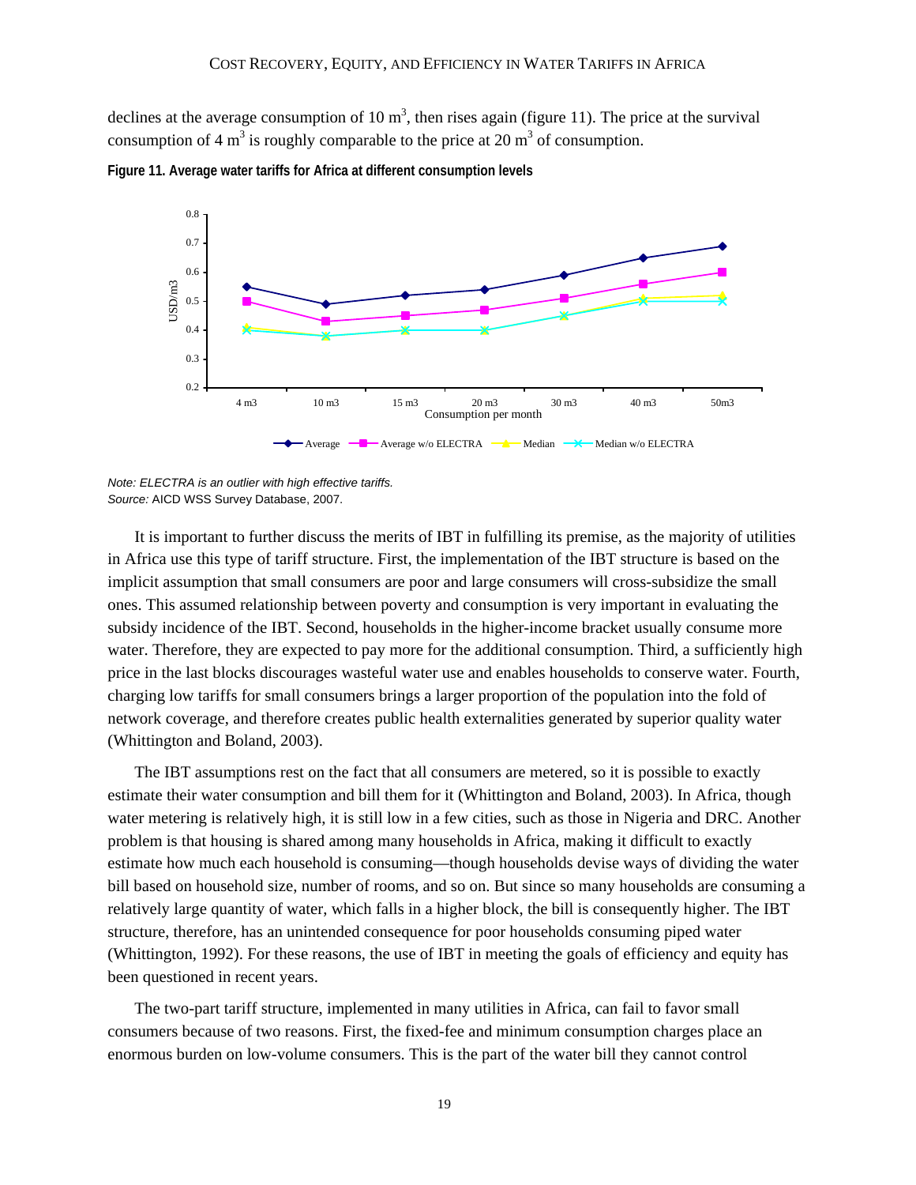declines at the average consumption of 10 $m^3$, then rises again (figure 11). The price at the survival consumption of 4 $m^3$ is roughly comparable to the price at 20 $m^3$ of consumption.

**Figure 11. Average water tariffs for Africa at different consumption levels**

*Note: ELECTRA is an outlier with high effective tariffs.*
*Source:* AICD WSS Survey Database, 2007.

It is important to further discuss the merits of IBT in fulfilling its premise, as the majority of utilities in Africa use this type of tariff structure. First, the implementation of the IBT structure is based on the implicit assumption that small consumers are poor and large consumers will cross-subsidize the small ones. This assumed relationship between poverty and consumption is very important in evaluating the subsidy incidence of the IBT. Second, households in the higher-income bracket usually consume more water. Therefore, they are expected to pay more for the additional consumption. Third, a sufficiently high price in the last blocks discourages wasteful water use and enables households to conserve water. Fourth, charging low tariffs for small consumers brings a larger proportion of the population into the fold of network coverage, and therefore creates public health externalities generated by superior quality water (Whittington and Boland, 2003).

The IBT assumptions rest on the fact that all consumers are metered, so it is possible to exactly estimate their water consumption and bill them for it (Whittington and Boland, 2003). In Africa, though water metering is relatively high, it is still low in a few cities, such as those in Nigeria and DRC. Another problem is that housing is shared among many households in Africa, making it difficult to exactly estimate how much each household is consuming—though households devise ways of dividing the water bill based on household size, number of rooms, and so on. But since so many households are consuming a relatively large quantity of water, which falls in a higher block, the bill is consequently higher. The IBT structure, therefore, has an unintended consequence for poor households consuming piped water (Whittington, 1992). For these reasons, the use of IBT in meeting the goals of efficiency and equity has been questioned in recent years.

The two-part tariff structure, implemented in many utilities in Africa, can fail to favor small consumers because of two reasons. First, the fixed-fee and minimum consumption charges place an enormous burden on low-volume consumers. This is the part of the water bill they cannot control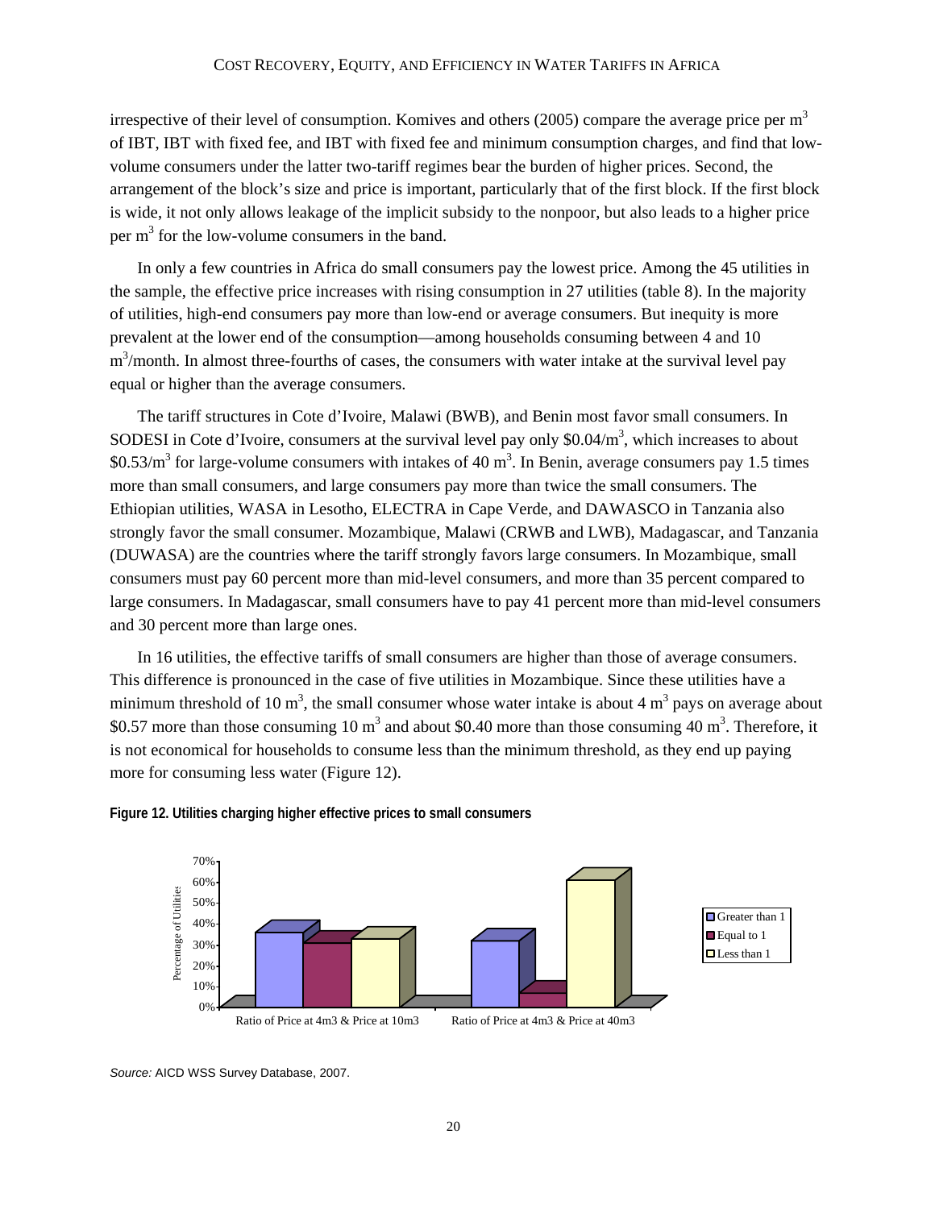irrespective of their level of consumption. Komives and others (2005) compare the average price per $m^3$ of IBT, IBT with fixed fee, and IBT with fixed fee and minimum consumption charges, and find that low-volume consumers under the latter two-tariff regimes bear the burden of higher prices. Second, the arrangement of the block's size and price is important, particularly that of the first block. If the first block is wide, it not only allows leakage of the implicit subsidy to the nonpoor, but also leads to a higher price per $m^3$ for the low-volume consumers in the band.

In only a few countries in Africa do small consumers pay the lowest price. Among the 45 utilities in the sample, the effective price increases with rising consumption in 27 utilities (table 8). In the majority of utilities, high-end consumers pay more than low-end or average consumers. But inequity is more prevalent at the lower end of the consumption—among households consuming between 4 and 10 $m^3$/month. In almost three-fourths of cases, the consumers with water intake at the survival level pay equal or higher than the average consumers.

The tariff structures in Cote d'Ivoire, Malawi (BWB), and Benin most favor small consumers. In SODESI in Cote d'Ivoire, consumers at the survival level pay only \$0.04/$m^3$, which increases to about \$0.53/$m^3$ for large-volume consumers with intakes of 40 $m^3$. In Benin, average consumers pay 1.5 times more than small consumers, and large consumers pay more than twice the small consumers. The Ethiopian utilities, WASA in Lesotho, ELECTRA in Cape Verde, and DAWASCO in Tanzania also strongly favor the small consumer. Mozambique, Malawi (CRWB and LWB), Madagascar, and Tanzania (DUWASA) are the countries where the tariff strongly favors large consumers. In Mozambique, small consumers must pay 60 percent more than mid-level consumers, and more than 35 percent compared to large consumers. In Madagascar, small consumers have to pay 41 percent more than mid-level consumers and 30 percent more than large ones.

In 16 utilities, the effective tariffs of small consumers are higher than those of average consumers. This difference is pronounced in the case of five utilities in Mozambique. Since these utilities have a minimum threshold of 10 $m^3$, the small consumer whose water intake is about 4 $m^3$ pays on average about \$0.57 more than those consuming 10 $m^3$ and about \$0.40 more than those consuming 40 $m^3$. Therefore, it is not economical for households to consume less than the minimum threshold, as they end up paying more for consuming less water (Figure 12).

**Figure 12. Utilities charging higher effective prices to small consumers**

*Source:* AICD WSS Survey Database, 2007.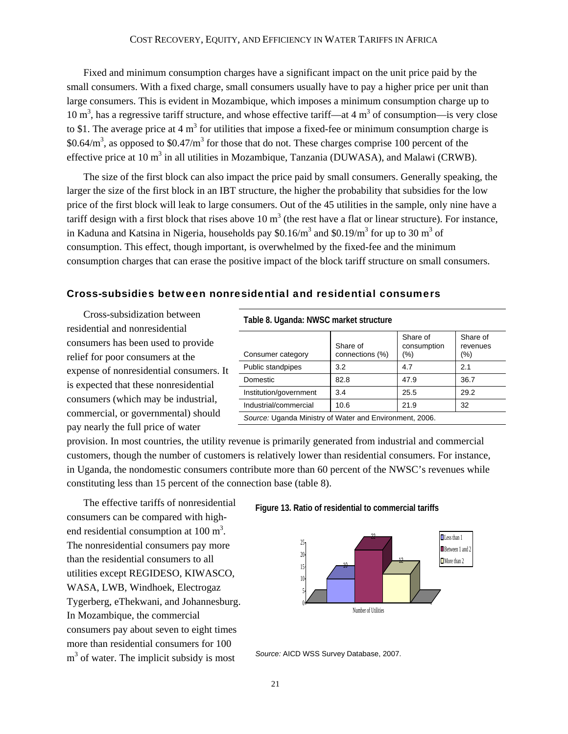Fixed and minimum consumption charges have a significant impact on the unit price paid by the small consumers. With a fixed charge, small consumers usually have to pay a higher price per unit than large consumers. This is evident in Mozambique, which imposes a minimum consumption charge up to 10 $m^3$, has a regressive tariff structure, and whose effective tariff—at 4 $m^3$ of consumption—is very close to \$1. The average price at 4 $m^3$ for utilities that impose a fixed-fee or minimum consumption charge is \$0.64/$m^3$, as opposed to \$0.47/$m^3$ for those that do not. These charges comprise 100 percent of the effective price at 10 $m^3$ in all utilities in Mozambique, Tanzania (DUWASA), and Malawi (CRWB).

The size of the first block can also impact the price paid by small consumers. Generally speaking, the larger the size of the first block in an IBT structure, the higher the probability that subsidies for the low price of the first block will leak to large consumers. Out of the 45 utilities in the sample, only nine have a tariff design with a first block that rises above 10 $m^3$ (the rest have a flat or linear structure). For instance, in Kaduna and Katsina in Nigeria, households pay \$0.16/$m^3$ and \$0.19/$m^3$ for up to 30 $m^3$ of consumption. This effect, though important, is overwhelmed by the fixed-fee and the minimum consumption charges that can erase the positive impact of the block tariff structure on small consumers.

## Cross-subsidies between nonresidential and residential consumers

Cross-subsidization between residential and nonresidential consumers has been used to provide relief for poor consumers at the expense of nonresidential consumers. It is expected that these nonresidential consumers (which may be industrial, commercial, or governmental) should pay nearly the full price of water provision. In most countries, the utility revenue is primarily generated from industrial and commercial customers, though the number of customers is relatively lower than residential consumers. For instance, in Uganda, the nondomestic consumers contribute more than 60 percent of the NWSC's revenues while constituting less than 15 percent of the connection base (table 8).

**Table 8. Uganda: NWSC market structure**

| Consumer category | Share of connections (%) | Share of consumption (%) | Share of revenues (%) |
|---|---|---|---|
| Public standpipes | 3.2 | 4.7 | 2.1 |
| Domestic | 82.8 | 47.9 | 36.7 |
| Institution/government | 3.4 | 25.5 | 29.2 |
| Industrial/commercial | 10.6 | 21.9 | 32 |

*Source:* Uganda Ministry of Water and Environment, 2006.

The effective tariffs of nonresidential consumers can be compared with high-end residential consumption at 100 $m^3$. The nonresidential consumers pay more than the residential consumers to all utilities except REGIDESO, KIWASCO, WASA, LWB, Windhoek, Electrogaz Tygerberg, eThekwani, and Johannesburg. In Mozambique, the commercial consumers pay about seven to eight times more than residential consumers for 100 $m^3$ of water. The implicit subsidy is most

**Figure 13. Ratio of residential to commercial tariffs**

| | Number of Utilities |
|---|---|
| Less than 1 | 10 |
| Between 1 and 2 | 22 |
| More than 2 | 12 |

*Source:* AICD WSS Survey Database, 2007.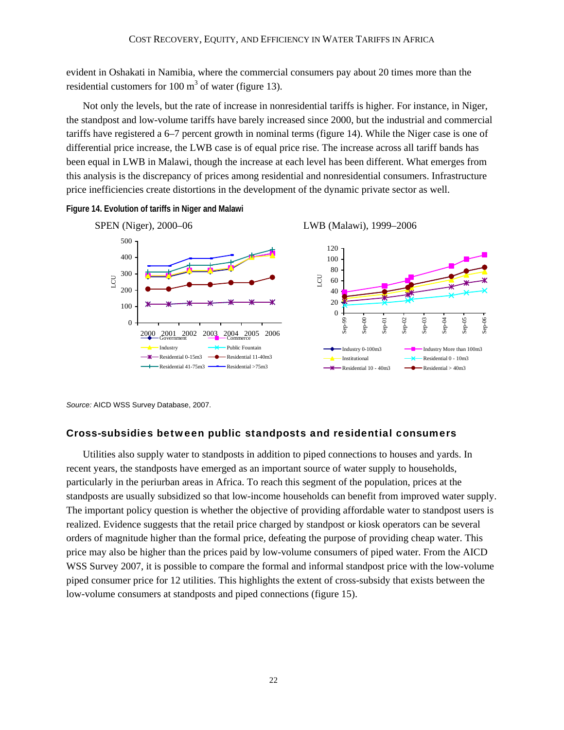evident in Oshakati in Namibia, where the commercial consumers pay about 20 times more than the residential customers for 100 m$^3$ of water (figure 13).

Not only the levels, but the rate of increase in nonresidential tariffs is higher. For instance, in Niger, the standpost and low-volume tariffs have barely increased since 2000, but the industrial and commercial tariffs have registered a 6–7 percent growth in nominal terms (figure 14). While the Niger case is one of differential price increase, the LWB case is of equal price rise. The increase across all tariff bands has been equal in LWB in Malawi, though the increase at each level has been different. What emerges from this analysis is the discrepancy of prices among residential and nonresidential consumers. Infrastructure price inefficiencies create distortions in the development of the dynamic private sector as well.

**Figure 14. Evolution of tariffs in Niger and Malawi**

*Source:* AICD WSS Survey Database, 2007.

### Cross-subsidies between public standposts and residential consumers

Utilities also supply water to standposts in addition to piped connections to houses and yards. In recent years, the standposts have emerged as an important source of water supply to households, particularly in the periurban areas in Africa. To reach this segment of the population, prices at the standposts are usually subsidized so that low-income households can benefit from improved water supply. The important policy question is whether the objective of providing affordable water to standpost users is realized. Evidence suggests that the retail price charged by standpost or kiosk operators can be several orders of magnitude higher than the formal price, defeating the purpose of providing cheap water. This price may also be higher than the prices paid by low-volume consumers of piped water. From the AICD WSS Survey 2007, it is possible to compare the formal and informal standpost price with the low-volume piped consumer price for 12 utilities. This highlights the extent of cross-subsidy that exists between the low-volume consumers at standposts and piped connections (figure 15).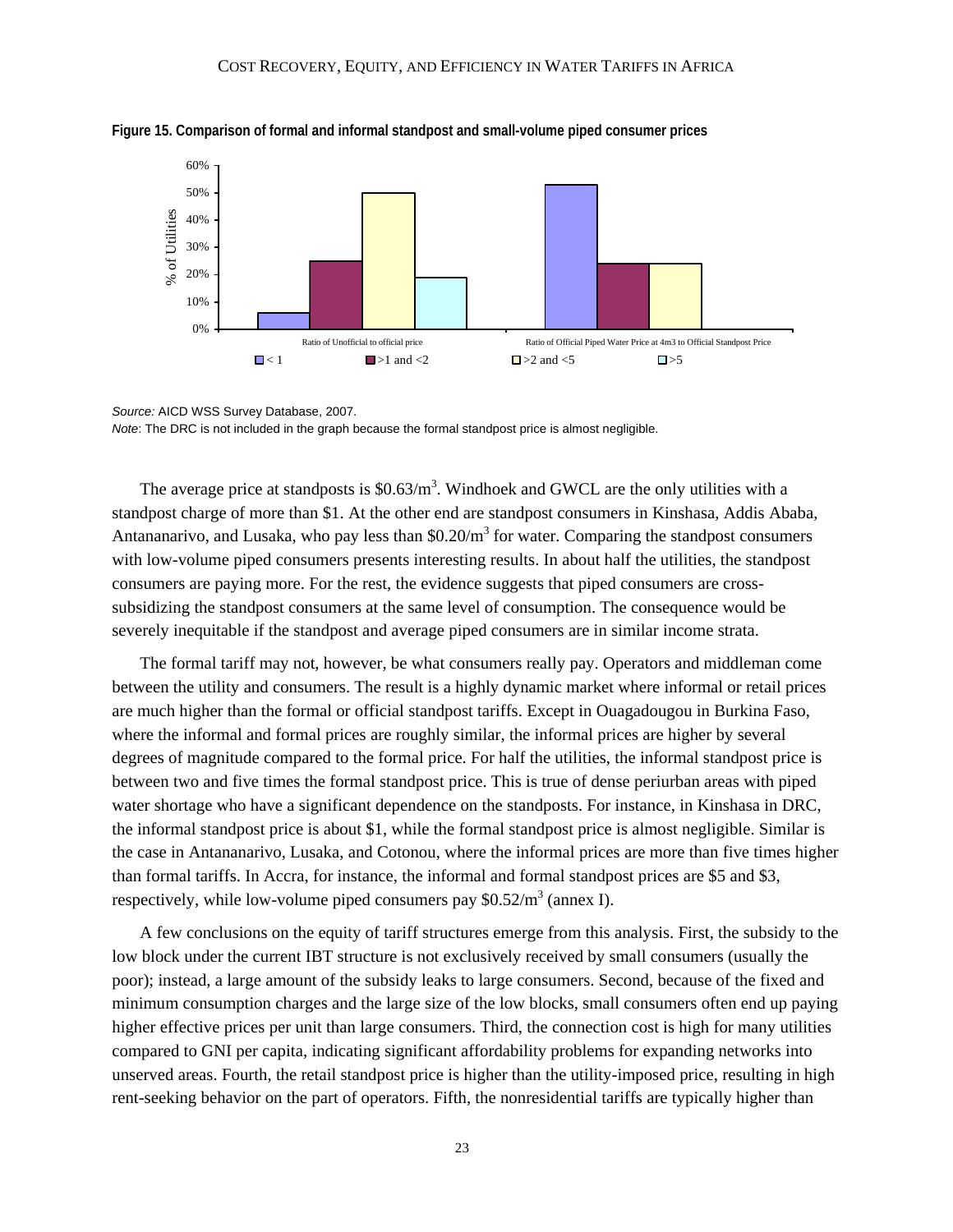**Figure 15. Comparison of formal and informal standpost and small-volume piped consumer prices**

*Source:* AICD WSS Survey Database, 2007.
*Note*: The DRC is not included in the graph because the formal standpost price is almost negligible.

The average price at standposts is $0.63/m$^3$. Windhoek and GWCL are the only utilities with a standpost charge of more than $1. At the other end are standpost consumers in Kinshasa, Addis Ababa, Antananarivo, and Lusaka, who pay less than $0.20/m$^3$ for water. Comparing the standpost consumers with low-volume piped consumers presents interesting results. In about half the utilities, the standpost consumers are paying more. For the rest, the evidence suggests that piped consumers are cross-subsidizing the standpost consumers at the same level of consumption. The consequence would be severely inequitable if the standpost and average piped consumers are in similar income strata.

The formal tariff may not, however, be what consumers really pay. Operators and middleman come between the utility and consumers. The result is a highly dynamic market where informal or retail prices are much higher than the formal or official standpost tariffs. Except in Ouagadougou in Burkina Faso, where the informal and formal prices are roughly similar, the informal prices are higher by several degrees of magnitude compared to the formal price. For half the utilities, the informal standpost price is between two and five times the formal standpost price. This is true of dense periurban areas with piped water shortage who have a significant dependence on the standposts. For instance, in Kinshasa in DRC, the informal standpost price is about $1, while the formal standpost price is almost negligible. Similar is the case in Antananarivo, Lusaka, and Cotonou, where the informal prices are more than five times higher than formal tariffs. In Accra, for instance, the informal and formal standpost prices are $5 and $3, respectively, while low-volume piped consumers pay $0.52/m$^3$ (annex I).

A few conclusions on the equity of tariff structures emerge from this analysis. First, the subsidy to the low block under the current IBT structure is not exclusively received by small consumers (usually the poor); instead, a large amount of the subsidy leaks to large consumers. Second, because of the fixed and minimum consumption charges and the large size of the low blocks, small consumers often end up paying higher effective prices per unit than large consumers. Third, the connection cost is high for many utilities compared to GNI per capita, indicating significant affordability problems for expanding networks into unserved areas. Fourth, the retail standpost price is higher than the utility-imposed price, resulting in high rent-seeking behavior on the part of operators. Fifth, the nonresidential tariffs are typically higher than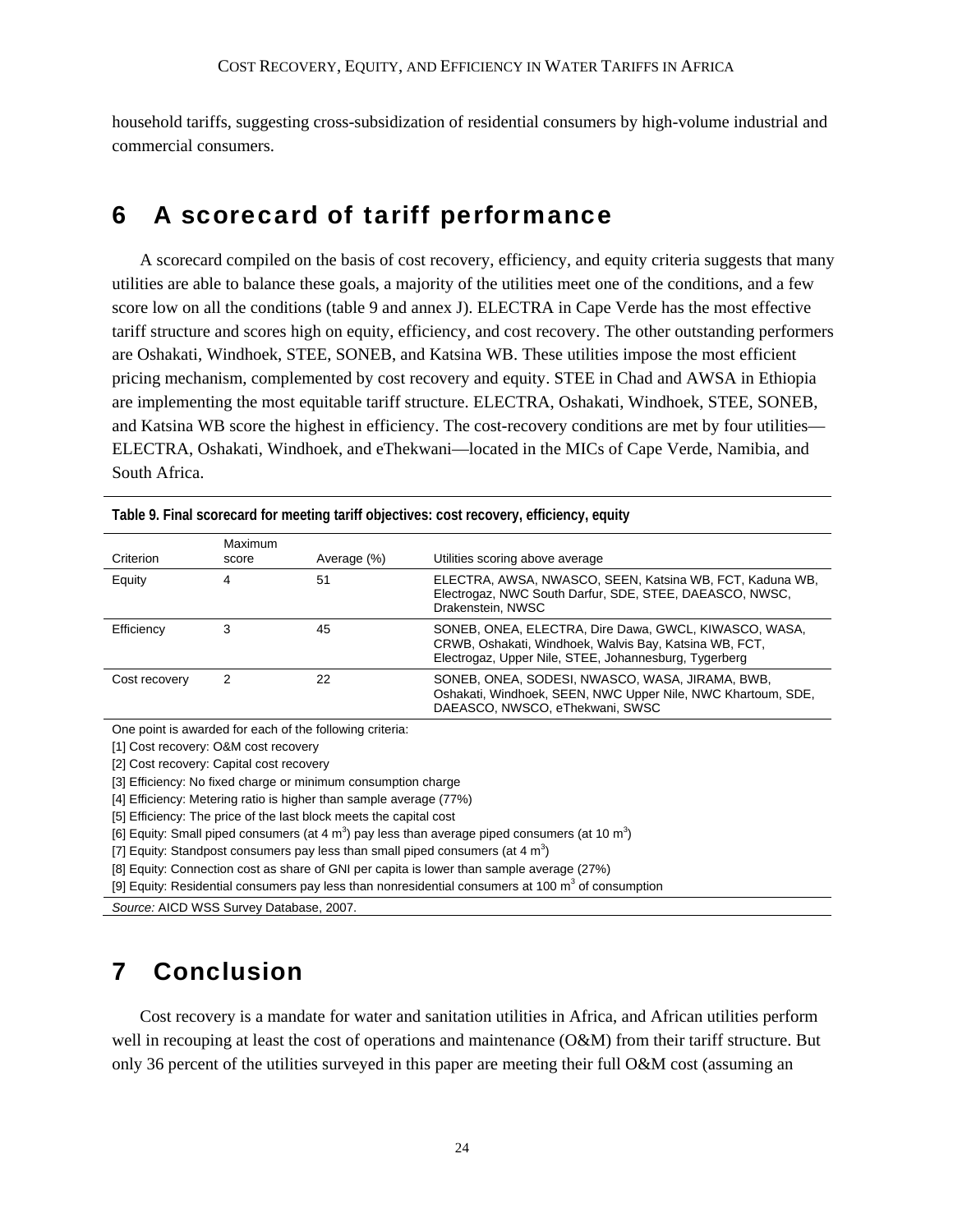household tariffs, suggesting cross-subsidization of residential consumers by high-volume industrial and commercial consumers.

# 6 A scorecard of tariff performance

A scorecard compiled on the basis of cost recovery, efficiency, and equity criteria suggests that many utilities are able to balance these goals, a majority of the utilities meet one of the conditions, and a few score low on all the conditions (table 9 and annex J). ELECTRA in Cape Verde has the most effective tariff structure and scores high on equity, efficiency, and cost recovery. The other outstanding performers are Oshakati, Windhoek, STEE, SONEB, and Katsina WB. These utilities impose the most efficient pricing mechanism, complemented by cost recovery and equity. STEE in Chad and AWSA in Ethiopia are implementing the most equitable tariff structure. ELECTRA, Oshakati, Windhoek, STEE, SONEB, and Katsina WB score the highest in efficiency. The cost-recovery conditions are met by four utilities—ELECTRA, Oshakati, Windhoek, and eThekwani—located in the MICs of Cape Verde, Namibia, and South Africa.

**Table 9. Final scorecard for meeting tariff objectives: cost recovery, efficiency, equity**

| Criterion | Maximum score | Average (%) | Utilities scoring above average |
|---|---|---|---|
| Equity | 4 | 51 | ELECTRA, AWSA, NWASCO, SEEN, Katsina WB, FCT, Kaduna WB, Electrogaz, NWC South Darfur, SDE, STEE, DAEASCO, NWSC, Drakenstein, NWSC |
| Efficiency | 3 | 45 | SONEB, ONEA, ELECTRA, Dire Dawa, GWCL, KIWASCO, WASA, CRWB, Oshakati, Windhoek, Walvis Bay, Katsina WB, FCT, Electrogaz, Upper Nile, STEE, Johannesburg, Tygerberg |
| Cost recovery | 2 | 22 | SONEB, ONEA, SODESI, NWASCO, WASA, JIRAMA, BWB, Oshakati, Windhoek, SEEN, NWC Upper Nile, NWC Khartoum, SDE, DAEASCO, NWSCO, eThekwani, SWSC |

One point is awarded for each of the following criteria:

[1] Cost recovery: O&M cost recovery

[2] Cost recovery: Capital cost recovery

[3] Efficiency: No fixed charge or minimum consumption charge

[4] Efficiency: Metering ratio is higher than sample average (77%)

[5] Efficiency: The price of the last block meets the capital cost

[6] Equity: Small piped consumers (at 4 $m^3$) pay less than average piped consumers (at 10 $m^3$)

[7] Equity: Standpost consumers pay less than small piped consumers (at 4 $m^3$)

[8] Equity: Connection cost as share of GNI per capita is lower than sample average (27%)

[9] Equity: Residential consumers pay less than nonresidential consumers at 100 $m^3$ of consumption

*Source:* AICD WSS Survey Database, 2007.

# 7 Conclusion

Cost recovery is a mandate for water and sanitation utilities in Africa, and African utilities perform well in recouping at least the cost of operations and maintenance (O&M) from their tariff structure. But only 36 percent of the utilities surveyed in this paper are meeting their full O&M cost (assuming an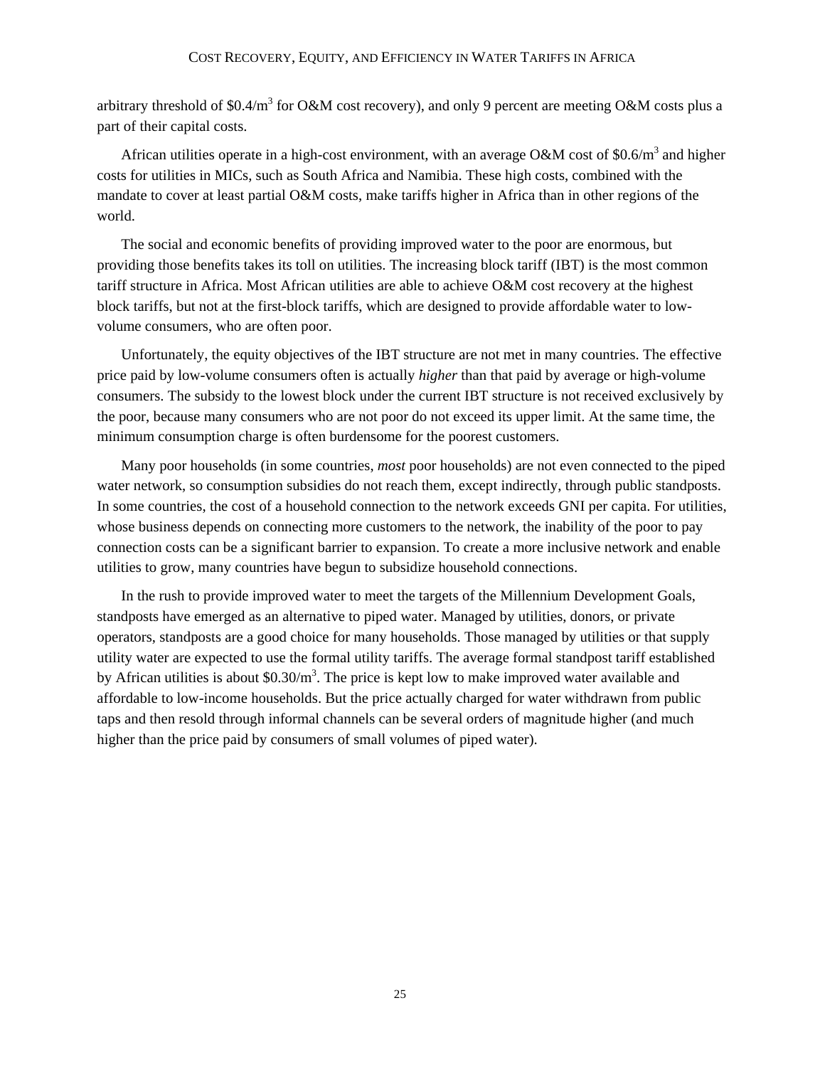arbitrary threshold of $\$0.4/m^3$ for O&M cost recovery), and only 9 percent are meeting O&M costs plus a part of their capital costs.

African utilities operate in a high-cost environment, with an average O&M cost of $\$0.6/m^3$ and higher costs for utilities in MICs, such as South Africa and Namibia. These high costs, combined with the mandate to cover at least partial O&M costs, make tariffs higher in Africa than in other regions of the world.

The social and economic benefits of providing improved water to the poor are enormous, but providing those benefits takes its toll on utilities. The increasing block tariff (IBT) is the most common tariff structure in Africa. Most African utilities are able to achieve O&M cost recovery at the highest block tariffs, but not at the first-block tariffs, which are designed to provide affordable water to low-volume consumers, who are often poor.

Unfortunately, the equity objectives of the IBT structure are not met in many countries. The effective price paid by low-volume consumers often is actually *higher* than that paid by average or high-volume consumers. The subsidy to the lowest block under the current IBT structure is not received exclusively by the poor, because many consumers who are not poor do not exceed its upper limit. At the same time, the minimum consumption charge is often burdensome for the poorest customers.

Many poor households (in some countries, *most* poor households) are not even connected to the piped water network, so consumption subsidies do not reach them, except indirectly, through public standposts. In some countries, the cost of a household connection to the network exceeds GNI per capita. For utilities, whose business depends on connecting more customers to the network, the inability of the poor to pay connection costs can be a significant barrier to expansion. To create a more inclusive network and enable utilities to grow, many countries have begun to subsidize household connections.

In the rush to provide improved water to meet the targets of the Millennium Development Goals, standposts have emerged as an alternative to piped water. Managed by utilities, donors, or private operators, standposts are a good choice for many households. Those managed by utilities or that supply utility water are expected to use the formal utility tariffs. The average formal standpost tariff established by African utilities is about $\$0.30/m^3$. The price is kept low to make improved water available and affordable to low-income households. But the price actually charged for water withdrawn from public taps and then resold through informal channels can be several orders of magnitude higher (and much higher than the price paid by consumers of small volumes of piped water).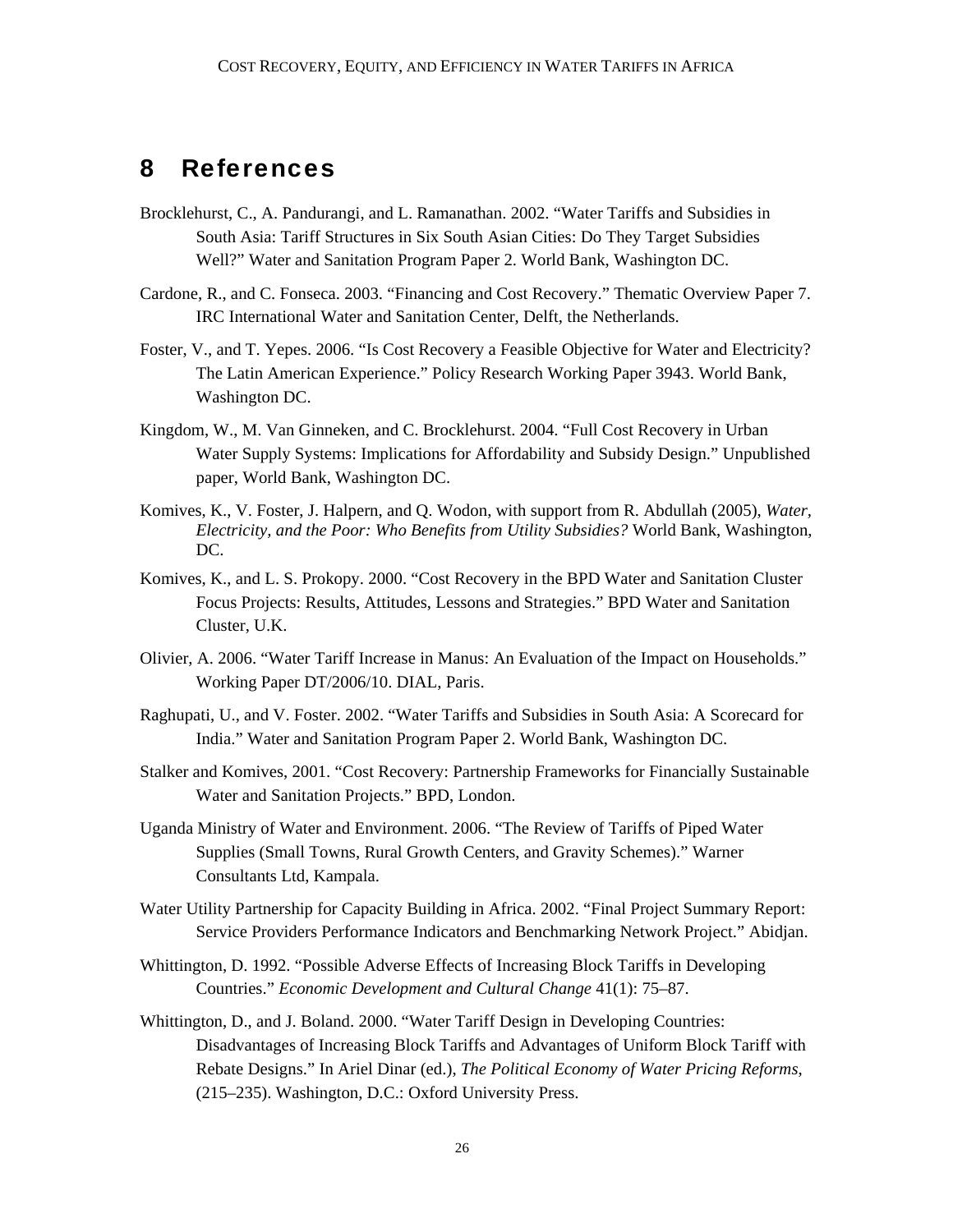# 8 References

Brocklehurst, C., A. Pandurangi, and L. Ramanathan. 2002. "Water Tariffs and Subsidies in South Asia: Tariff Structures in Six South Asian Cities: Do They Target Subsidies Well?" Water and Sanitation Program Paper 2. World Bank, Washington DC.

Cardone, R., and C. Fonseca. 2003. "Financing and Cost Recovery." Thematic Overview Paper 7. IRC International Water and Sanitation Center, Delft, the Netherlands.

Foster, V., and T. Yepes. 2006. "Is Cost Recovery a Feasible Objective for Water and Electricity? The Latin American Experience." Policy Research Working Paper 3943. World Bank, Washington DC.

Kingdom, W., M. Van Ginneken, and C. Brocklehurst. 2004. "Full Cost Recovery in Urban Water Supply Systems: Implications for Affordability and Subsidy Design." Unpublished paper, World Bank, Washington DC.

Komives, K., V. Foster, J. Halpern, and Q. Wodon, with support from R. Abdullah (2005), *Water, Electricity, and the Poor: Who Benefits from Utility Subsidies?* World Bank, Washington, DC.

Komives, K., and L. S. Prokopy. 2000. "Cost Recovery in the BPD Water and Sanitation Cluster Focus Projects: Results, Attitudes, Lessons and Strategies." BPD Water and Sanitation Cluster, U.K.

Olivier, A. 2006. "Water Tariff Increase in Manus: An Evaluation of the Impact on Households." Working Paper DT/2006/10. DIAL, Paris.

Raghupati, U., and V. Foster. 2002. "Water Tariffs and Subsidies in South Asia: A Scorecard for India." Water and Sanitation Program Paper 2. World Bank, Washington DC.

Stalker and Komives, 2001. "Cost Recovery: Partnership Frameworks for Financially Sustainable Water and Sanitation Projects." BPD, London.

Uganda Ministry of Water and Environment. 2006. "The Review of Tariffs of Piped Water Supplies (Small Towns, Rural Growth Centers, and Gravity Schemes)." Warner Consultants Ltd, Kampala.

Water Utility Partnership for Capacity Building in Africa. 2002. "Final Project Summary Report: Service Providers Performance Indicators and Benchmarking Network Project." Abidjan.

Whittington, D. 1992. "Possible Adverse Effects of Increasing Block Tariffs in Developing Countries." *Economic Development and Cultural Change* 41(1): 75–87.

Whittington, D., and J. Boland. 2000. "Water Tariff Design in Developing Countries: Disadvantages of Increasing Block Tariffs and Advantages of Uniform Block Tariff with Rebate Designs." In Ariel Dinar (ed.), *The Political Economy of Water Pricing Reforms*, (215–235). Washington, D.C.: Oxford University Press.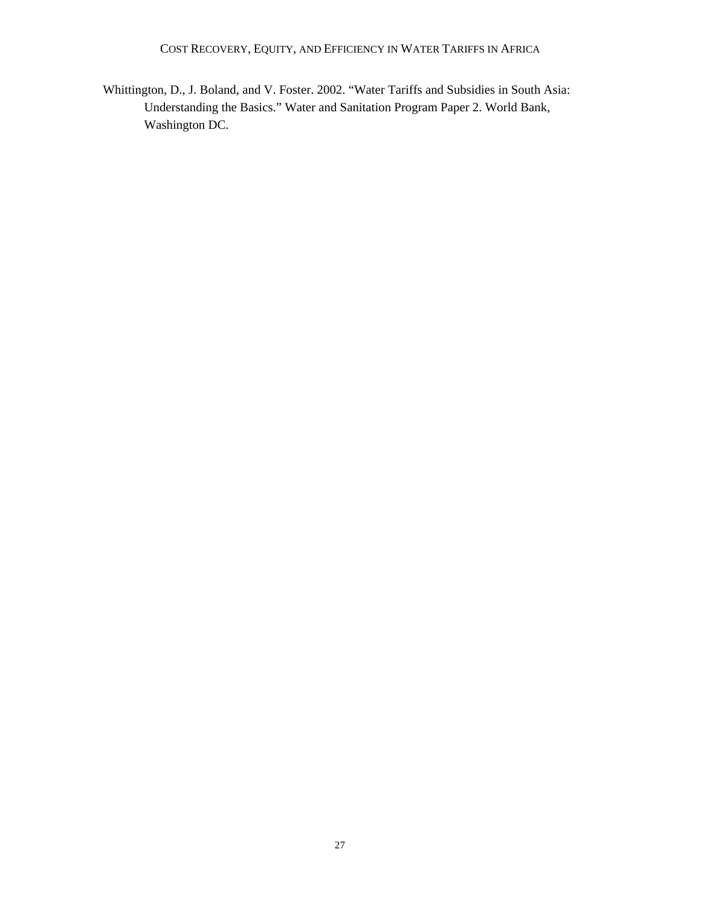Whittington, D., J. Boland, and V. Foster. 2002. "Water Tariffs and Subsidies in South Asia: Understanding the Basics." Water and Sanitation Program Paper 2. World Bank, Washington DC.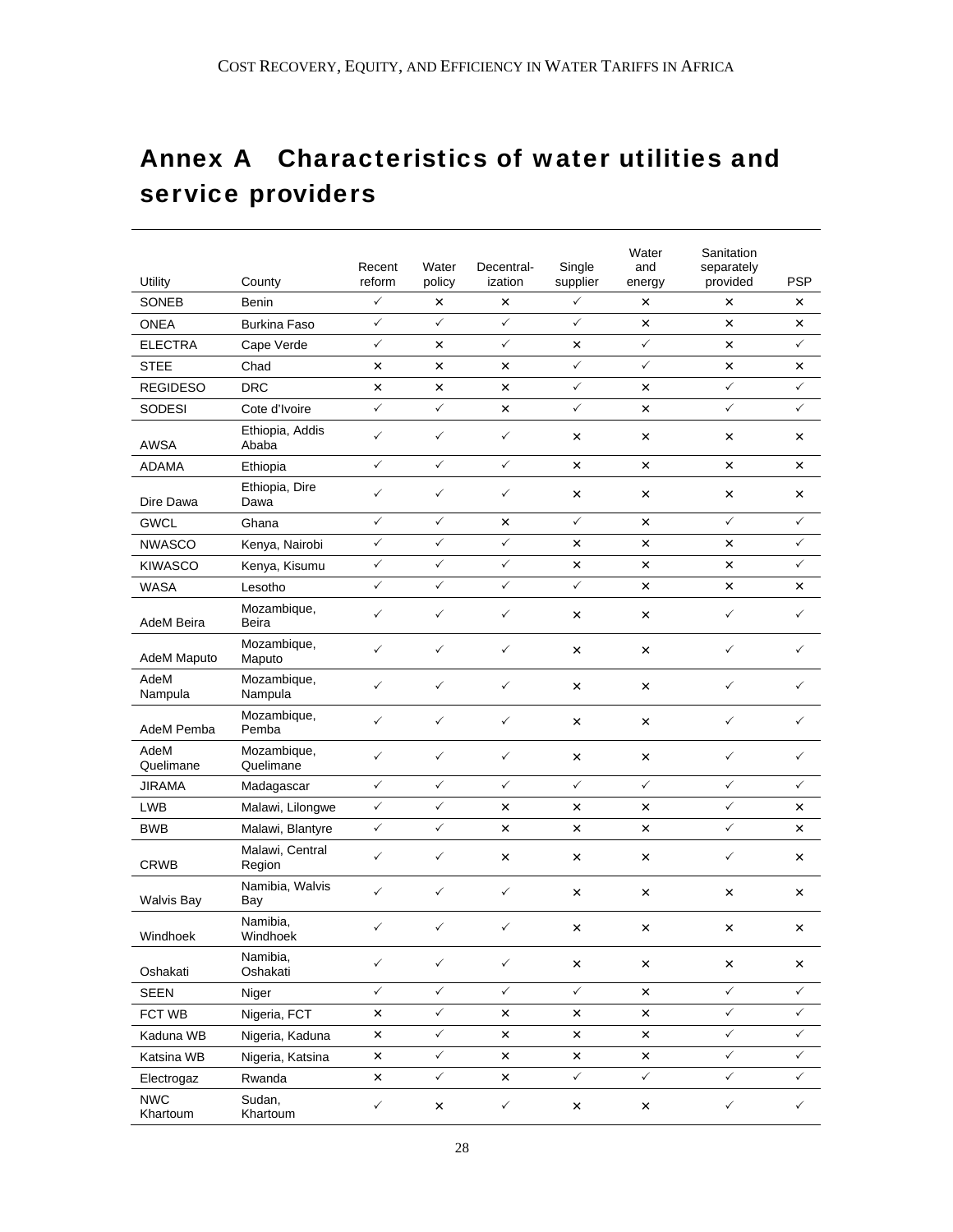# Annex A Characteristics of water utilities and service providers

| Utility | County | Recent reform | Water policy | Decentral-ization | Single supplier | Water and energy | Sanitation separately provided | PSP |
|---|---|---|---|---|---|---|---|---|
| SONEB | Benin | ✓ | × | × | ✓ | × | × | × |
| ONEA | Burkina Faso | ✓ | ✓ | ✓ | ✓ | × | × | × |
| ELECTRA | Cape Verde | ✓ | × | ✓ | × | ✓ | × | ✓ |
| STEE | Chad | × | × | × | ✓ | ✓ | × | × |
| REGIDESO | DRC | × | × | × | ✓ | × | ✓ | ✓ |
| SODESI | Cote d'Ivoire | ✓ | ✓ | × | ✓ | × | ✓ | ✓ |
| AWSA | Ethiopia, Addis Ababa | ✓ | ✓ | ✓ | × | × | × | × |
| ADAMA | Ethiopia | ✓ | ✓ | ✓ | × | × | × | × |
| Dire Dawa | Ethiopia, Dire Dawa | ✓ | ✓ | ✓ | × | × | × | × |
| GWCL | Ghana | ✓ | ✓ | × | ✓ | × | ✓ | ✓ |
| NWASCO | Kenya, Nairobi | ✓ | ✓ | ✓ | × | × | × | ✓ |
| KIWASCO | Kenya, Kisumu | ✓ | ✓ | ✓ | × | × | × | ✓ |
| WASA | Lesotho | ✓ | ✓ | ✓ | ✓ | × | × | × |
| AdeM Beira | Mozambique, Beira | ✓ | ✓ | ✓ | × | × | ✓ | ✓ |
| AdeM Maputo | Mozambique, Maputo | ✓ | ✓ | ✓ | × | × | ✓ | ✓ |
| AdeM Nampula | Mozambique, Nampula | ✓ | ✓ | ✓ | × | × | ✓ | ✓ |
| AdeM Pemba | Mozambique, Pemba | ✓ | ✓ | ✓ | × | × | ✓ | ✓ |
| AdeM Quelimane | Mozambique, Quelimane | ✓ | ✓ | ✓ | × | × | ✓ | ✓ |
| JIRAMA | Madagascar | ✓ | ✓ | ✓ | ✓ | ✓ | ✓ | ✓ |
| LWB | Malawi, Lilongwe | ✓ | ✓ | × | × | × | ✓ | × |
| BWB | Malawi, Blantyre | ✓ | ✓ | × | × | × | ✓ | × |
| CRWB | Malawi, Central Region | ✓ | ✓ | × | × | × | ✓ | × |
| Walvis Bay | Namibia, Walvis Bay | ✓ | ✓ | ✓ | × | × | × | × |
| Windhoek | Namibia, Windhoek | ✓ | ✓ | ✓ | × | × | × | × |
| Oshakati | Namibia, Oshakati | ✓ | ✓ | ✓ | × | × | × | × |
| SEEN | Niger | ✓ | ✓ | ✓ | ✓ | × | ✓ | ✓ |
| FCT WB | Nigeria, FCT | × | ✓ | × | × | × | ✓ | ✓ |
| Kaduna WB | Nigeria, Kaduna | × | ✓ | × | × | × | ✓ | ✓ |
| Katsina WB | Nigeria, Katsina | × | ✓ | × | × | × | ✓ | ✓ |
| Electrogaz | Rwanda | × | ✓ | × | ✓ | ✓ | ✓ | ✓ |
| NWC Khartoum | Sudan, Khartoum | ✓ | × | ✓ | × | × | ✓ | ✓ |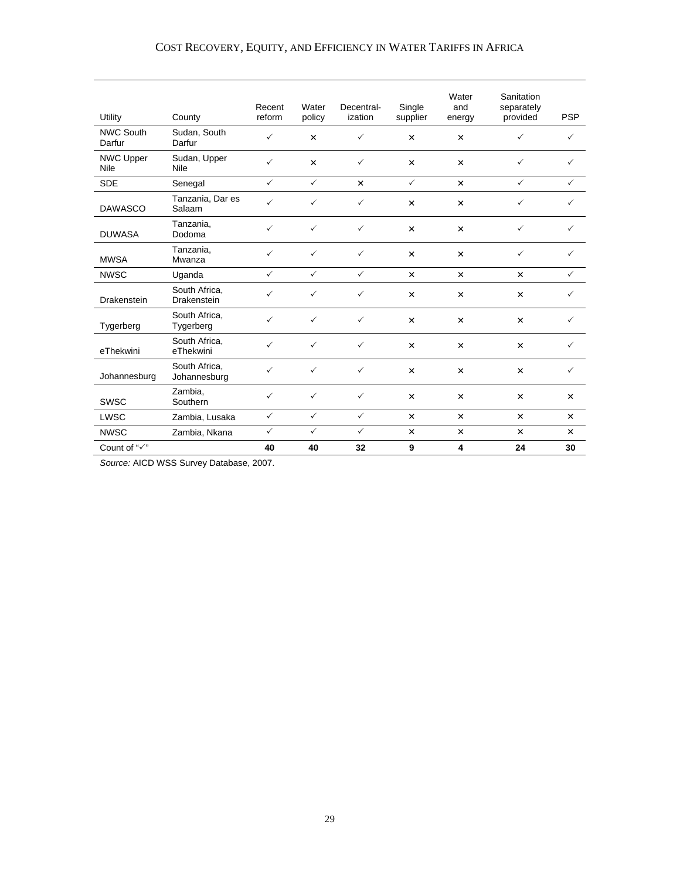| Utility | County | Recent reform | Water policy | Decentral-ization | Single supplier | Water and energy | Sanitation separately provided | PSP |
|---|---|---|---|---|---|---|---|---|
| NWC South Darfur | Sudan, South Darfur | ✓ | × | ✓ | × | × | ✓ | ✓ |
| NWC Upper Nile | Sudan, Upper Nile | ✓ | × | ✓ | × | × | ✓ | ✓ |
| SDE | Senegal | ✓ | ✓ | × | ✓ | × | ✓ | ✓ |
| DAWASCO | Tanzania, Dar es Salaam | ✓ | ✓ | ✓ | × | × | ✓ | ✓ |
| DUWASA | Tanzania, Dodoma | ✓ | ✓ | ✓ | × | × | ✓ | ✓ |
| MWSA | Tanzania, Mwanza | ✓ | ✓ | ✓ | × | × | ✓ | ✓ |
| NWSC | Uganda | ✓ | ✓ | ✓ | × | × | × | ✓ |
| Drakenstein | South Africa, Drakenstein | ✓ | ✓ | ✓ | × | × | × | ✓ |
| Tygerberg | South Africa, Tygerberg | ✓ | ✓ | ✓ | × | × | × | ✓ |
| eThekwini | South Africa, eThekwini | ✓ | ✓ | ✓ | × | × | × | ✓ |
| Johannesburg | South Africa, Johannesburg | ✓ | ✓ | ✓ | × | × | × | ✓ |
| SWSC | Zambia, Southern | ✓ | ✓ | ✓ | × | × | × | × |
| LWSC | Zambia, Lusaka | ✓ | ✓ | ✓ | × | × | × | × |
| NWSC | Zambia, Nkana | ✓ | ✓ | ✓ | × | × | × | × |
| Count of "✓" | | **40** | **40** | **32** | **9** | **4** | **24** | **30** |

*Source:* AICD WSS Survey Database, 2007.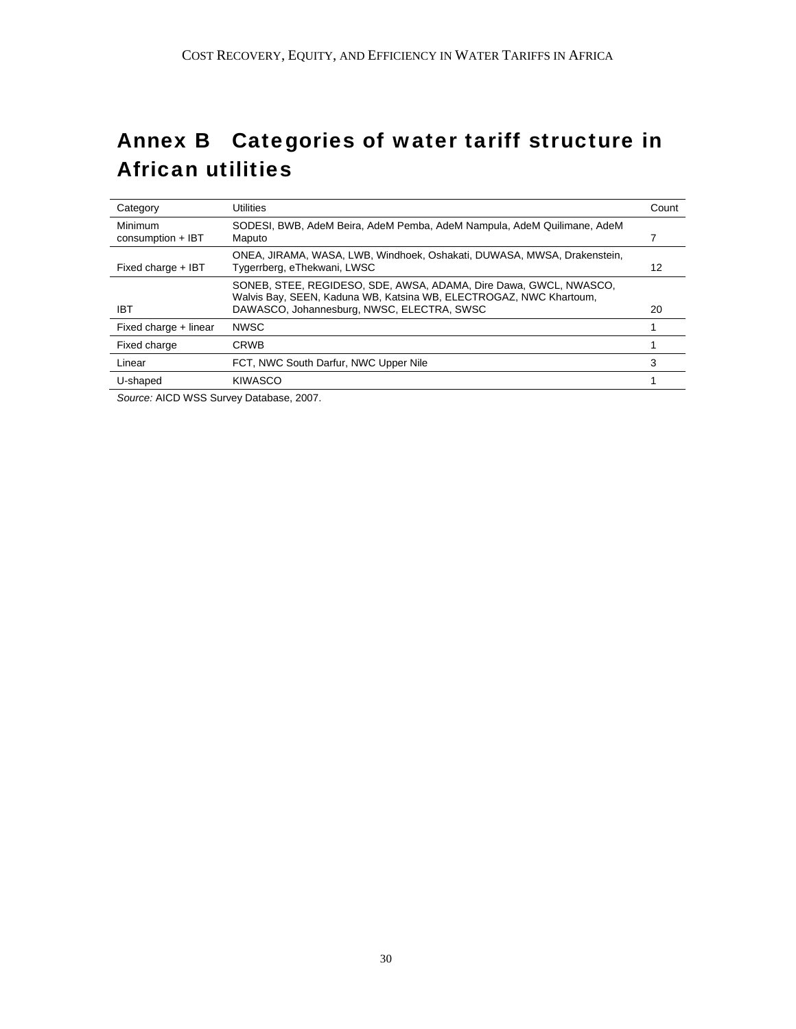# Annex B Categories of water tariff structure in African utilities

| Category | Utilities | Count |
|---|---|---|
| Minimum consumption + IBT | SODESI, BWB, AdeM Beira, AdeM Pemba, AdeM Nampula, AdeM Quilimane, AdeM Maputo | 7 |
| Fixed charge + IBT | ONEA, JIRAMA, WASA, LWB, Windhoek, Oshakati, DUWASA, MWSA, Drakenstein, Tygerrberg, eThekwani, LWSC | 12 |
| IBT | SONEB, STEE, REGIDESO, SDE, AWSA, ADAMA, Dire Dawa, GWCL, NWASCO, Walvis Bay, SEEN, Kaduna WB, Katsina WB, ELECTROGAZ, NWC Khartoum, DAWASCO, Johannesburg, NWSC, ELECTRA, SWSC | 20 |
| Fixed charge + linear | NWSC | 1 |
| Fixed charge | CRWB | 1 |
| Linear | FCT, NWC South Darfur, NWC Upper Nile | 3 |
| U-shaped | KIWASCO | 1 |

*Source:* AICD WSS Survey Database, 2007.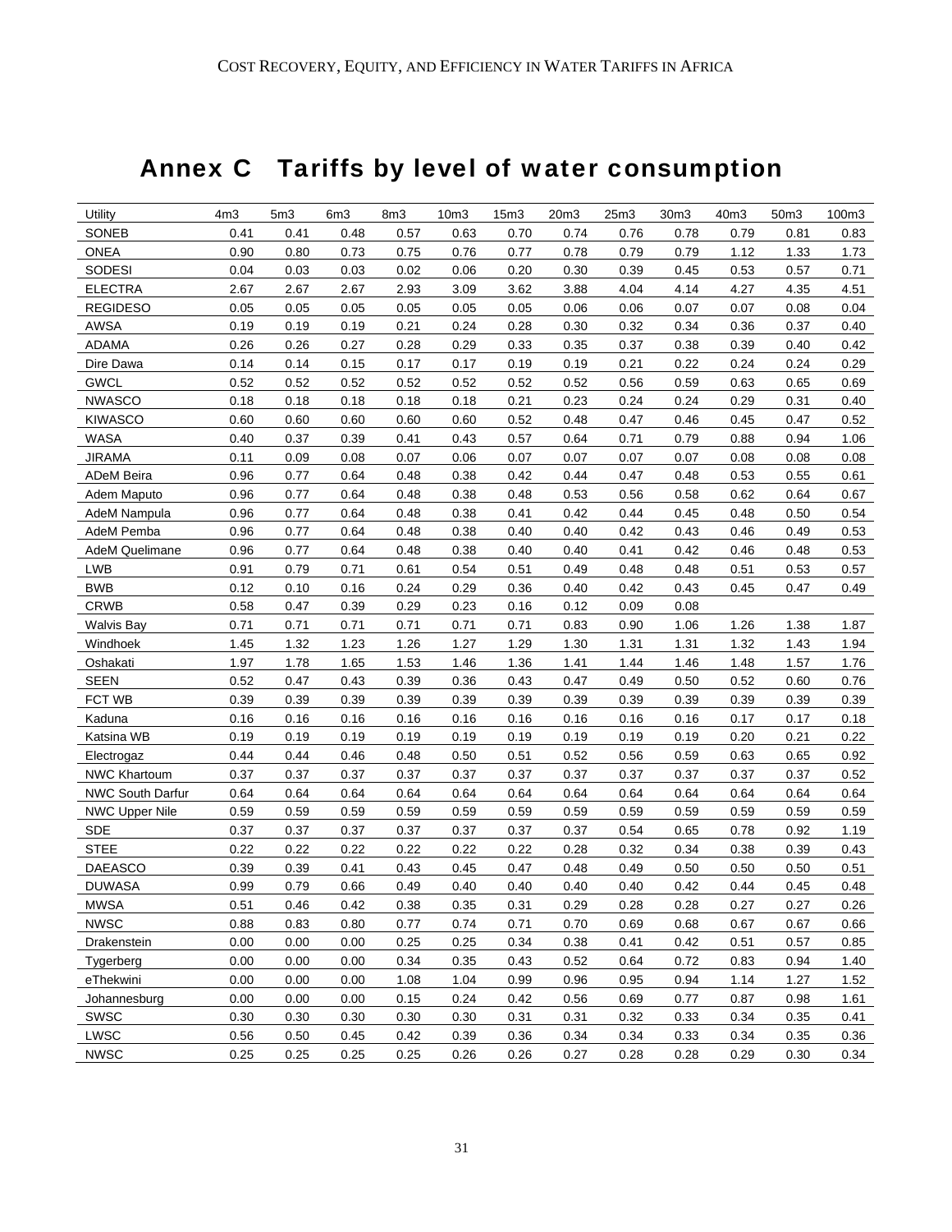# Annex C Tariffs by level of water consumption

| Utility | 4m3 | 5m3 | 6m3 | 8m3 | 10m3 | 15m3 | 20m3 | 25m3 | 30m3 | 40m3 | 50m3 | 100m3 |
|---|---|---|---|---|---|---|---|---|---|---|---|---|
| SONEB | 0.41 | 0.41 | 0.48 | 0.57 | 0.63 | 0.70 | 0.74 | 0.76 | 0.78 | 0.79 | 0.81 | 0.83 |
| ONEA | 0.90 | 0.80 | 0.73 | 0.75 | 0.76 | 0.77 | 0.78 | 0.79 | 0.79 | 1.12 | 1.33 | 1.73 |
| SODESI | 0.04 | 0.03 | 0.03 | 0.02 | 0.06 | 0.20 | 0.30 | 0.39 | 0.45 | 0.53 | 0.57 | 0.71 |
| ELECTRA | 2.67 | 2.67 | 2.67 | 2.93 | 3.09 | 3.62 | 3.88 | 4.04 | 4.14 | 4.27 | 4.35 | 4.51 |
| REGIDESO | 0.05 | 0.05 | 0.05 | 0.05 | 0.05 | 0.05 | 0.06 | 0.06 | 0.07 | 0.07 | 0.08 | 0.04 |
| AWSA | 0.19 | 0.19 | 0.19 | 0.21 | 0.24 | 0.28 | 0.30 | 0.32 | 0.34 | 0.36 | 0.37 | 0.40 |
| ADAMA | 0.26 | 0.26 | 0.27 | 0.28 | 0.29 | 0.33 | 0.35 | 0.37 | 0.38 | 0.39 | 0.40 | 0.42 |
| Dire Dawa | 0.14 | 0.14 | 0.15 | 0.17 | 0.17 | 0.19 | 0.19 | 0.21 | 0.22 | 0.24 | 0.24 | 0.29 |
| GWCL | 0.52 | 0.52 | 0.52 | 0.52 | 0.52 | 0.52 | 0.52 | 0.56 | 0.59 | 0.63 | 0.65 | 0.69 |
| NWASCO | 0.18 | 0.18 | 0.18 | 0.18 | 0.18 | 0.21 | 0.23 | 0.24 | 0.24 | 0.29 | 0.31 | 0.40 |
| KIWASCO | 0.60 | 0.60 | 0.60 | 0.60 | 0.60 | 0.52 | 0.48 | 0.47 | 0.46 | 0.45 | 0.47 | 0.52 |
| WASA | 0.40 | 0.37 | 0.39 | 0.41 | 0.43 | 0.57 | 0.64 | 0.71 | 0.79 | 0.88 | 0.94 | 1.06 |
| JIRAMA | 0.11 | 0.09 | 0.08 | 0.07 | 0.06 | 0.07 | 0.07 | 0.07 | 0.07 | 0.08 | 0.08 | 0.08 |
| ADeM Beira | 0.96 | 0.77 | 0.64 | 0.48 | 0.38 | 0.42 | 0.44 | 0.47 | 0.48 | 0.53 | 0.55 | 0.61 |
| Adem Maputo | 0.96 | 0.77 | 0.64 | 0.48 | 0.38 | 0.48 | 0.53 | 0.56 | 0.58 | 0.62 | 0.64 | 0.67 |
| AdeM Nampula | 0.96 | 0.77 | 0.64 | 0.48 | 0.38 | 0.41 | 0.42 | 0.44 | 0.45 | 0.48 | 0.50 | 0.54 |
| AdeM Pemba | 0.96 | 0.77 | 0.64 | 0.48 | 0.38 | 0.40 | 0.40 | 0.42 | 0.43 | 0.46 | 0.49 | 0.53 |
| AdeM Quelimane | 0.96 | 0.77 | 0.64 | 0.48 | 0.38 | 0.40 | 0.40 | 0.41 | 0.42 | 0.46 | 0.48 | 0.53 |
| LWB | 0.91 | 0.79 | 0.71 | 0.61 | 0.54 | 0.51 | 0.49 | 0.48 | 0.48 | 0.51 | 0.53 | 0.57 |
| BWB | 0.12 | 0.10 | 0.16 | 0.24 | 0.29 | 0.36 | 0.40 | 0.42 | 0.43 | 0.45 | 0.47 | 0.49 |
| CRWB | 0.58 | 0.47 | 0.39 | 0.29 | 0.23 | 0.16 | 0.12 | 0.09 | 0.08 | | | |
| Walvis Bay | 0.71 | 0.71 | 0.71 | 0.71 | 0.71 | 0.71 | 0.83 | 0.90 | 1.06 | 1.26 | 1.38 | 1.87 |
| Windhoek | 1.45 | 1.32 | 1.23 | 1.26 | 1.27 | 1.29 | 1.30 | 1.31 | 1.31 | 1.32 | 1.43 | 1.94 |
| Oshakati | 1.97 | 1.78 | 1.65 | 1.53 | 1.46 | 1.36 | 1.41 | 1.44 | 1.46 | 1.48 | 1.57 | 1.76 |
| SEEN | 0.52 | 0.47 | 0.43 | 0.39 | 0.36 | 0.43 | 0.47 | 0.49 | 0.50 | 0.52 | 0.60 | 0.76 |
| FCT WB | 0.39 | 0.39 | 0.39 | 0.39 | 0.39 | 0.39 | 0.39 | 0.39 | 0.39 | 0.39 | 0.39 | 0.39 |
| Kaduna | 0.16 | 0.16 | 0.16 | 0.16 | 0.16 | 0.16 | 0.16 | 0.16 | 0.16 | 0.17 | 0.17 | 0.18 |
| Katsina WB | 0.19 | 0.19 | 0.19 | 0.19 | 0.19 | 0.19 | 0.19 | 0.19 | 0.19 | 0.20 | 0.21 | 0.22 |
| Electrogaz | 0.44 | 0.44 | 0.46 | 0.48 | 0.50 | 0.51 | 0.52 | 0.56 | 0.59 | 0.63 | 0.65 | 0.92 |
| NWC Khartoum | 0.37 | 0.37 | 0.37 | 0.37 | 0.37 | 0.37 | 0.37 | 0.37 | 0.37 | 0.37 | 0.37 | 0.52 |
| NWC South Darfur | 0.64 | 0.64 | 0.64 | 0.64 | 0.64 | 0.64 | 0.64 | 0.64 | 0.64 | 0.64 | 0.64 | 0.64 |
| NWC Upper Nile | 0.59 | 0.59 | 0.59 | 0.59 | 0.59 | 0.59 | 0.59 | 0.59 | 0.59 | 0.59 | 0.59 | 0.59 |
| SDE | 0.37 | 0.37 | 0.37 | 0.37 | 0.37 | 0.37 | 0.37 | 0.54 | 0.65 | 0.78 | 0.92 | 1.19 |
| STEE | 0.22 | 0.22 | 0.22 | 0.22 | 0.22 | 0.22 | 0.28 | 0.32 | 0.34 | 0.38 | 0.39 | 0.43 |
| DAEASCO | 0.39 | 0.39 | 0.41 | 0.43 | 0.45 | 0.47 | 0.48 | 0.49 | 0.50 | 0.50 | 0.50 | 0.51 |
| DUWASA | 0.99 | 0.79 | 0.66 | 0.49 | 0.40 | 0.40 | 0.40 | 0.40 | 0.42 | 0.44 | 0.45 | 0.48 |
| MWSA | 0.51 | 0.46 | 0.42 | 0.38 | 0.35 | 0.31 | 0.29 | 0.28 | 0.28 | 0.27 | 0.27 | 0.26 |
| NWSC | 0.88 | 0.83 | 0.80 | 0.77 | 0.74 | 0.71 | 0.70 | 0.69 | 0.68 | 0.67 | 0.67 | 0.66 |
| Drakenstein | 0.00 | 0.00 | 0.00 | 0.25 | 0.25 | 0.34 | 0.38 | 0.41 | 0.42 | 0.51 | 0.57 | 0.85 |
| Tygerberg | 0.00 | 0.00 | 0.00 | 0.34 | 0.35 | 0.43 | 0.52 | 0.64 | 0.72 | 0.83 | 0.94 | 1.40 |
| eThekwini | 0.00 | 0.00 | 0.00 | 1.08 | 1.04 | 0.99 | 0.96 | 0.95 | 0.94 | 1.14 | 1.27 | 1.52 |
| Johannesburg | 0.00 | 0.00 | 0.00 | 0.15 | 0.24 | 0.42 | 0.56 | 0.69 | 0.77 | 0.87 | 0.98 | 1.61 |
| SWSC | 0.30 | 0.30 | 0.30 | 0.30 | 0.30 | 0.31 | 0.31 | 0.32 | 0.33 | 0.34 | 0.35 | 0.41 |
| LWSC | 0.56 | 0.50 | 0.45 | 0.42 | 0.39 | 0.36 | 0.34 | 0.34 | 0.33 | 0.34 | 0.35 | 0.36 |
| NWSC | 0.25 | 0.25 | 0.25 | 0.25 | 0.26 | 0.26 | 0.27 | 0.28 | 0.28 | 0.29 | 0.30 | 0.34 |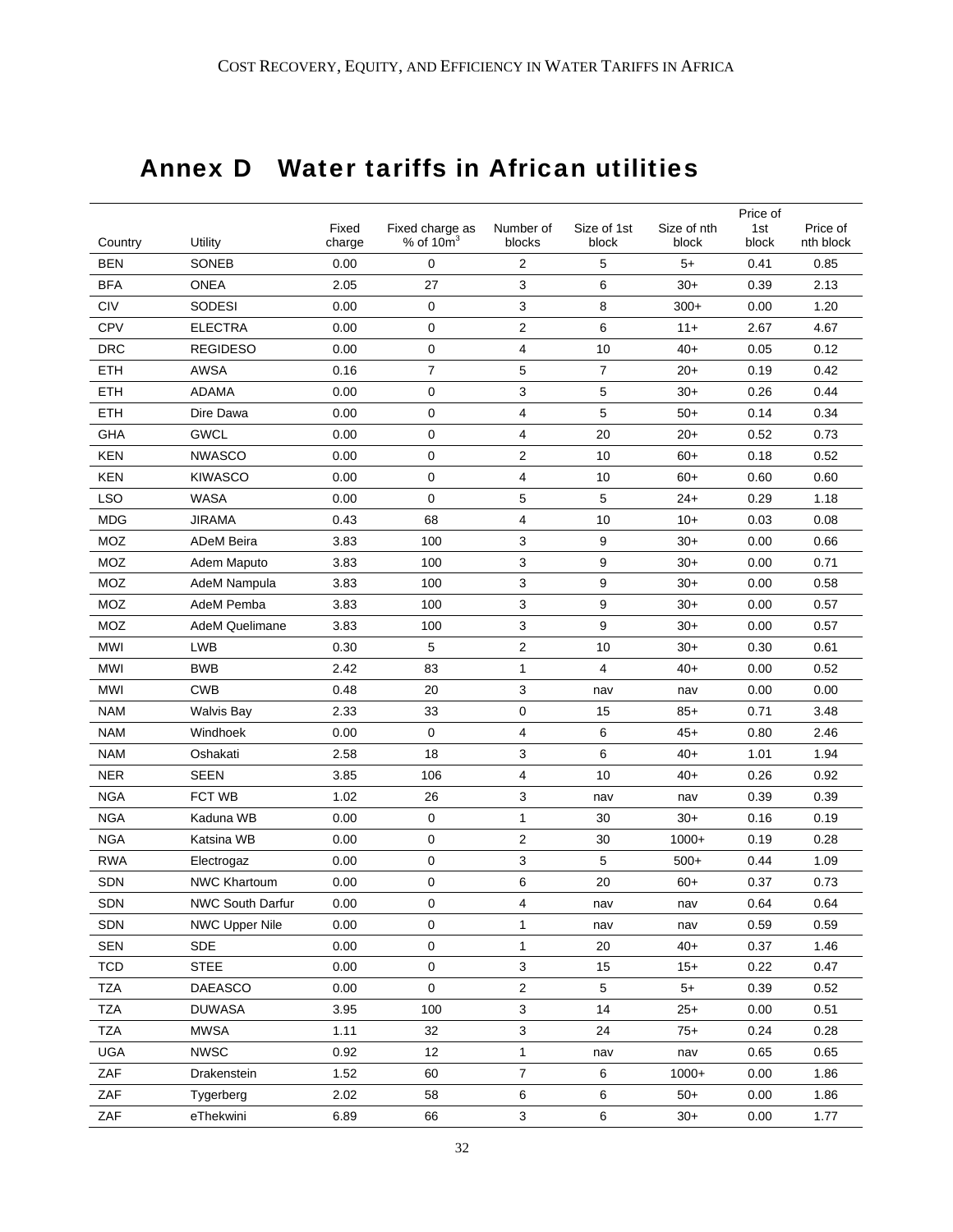# Annex D Water tariffs in African utilities

| Country | Utility | Fixed charge | Fixed charge as % of 10m$^3$ | Number of blocks | Size of 1st block | Size of nth block | Price of 1st block | Price of nth block |
|---|---|---|---|---|---|---|---|---|
| BEN | SONEB | 0.00 | 0 | 2 | 5 | 5+ | 0.41 | 0.85 |
| BFA | ONEA | 2.05 | 27 | 3 | 6 | 30+ | 0.39 | 2.13 |
| CIV | SODESI | 0.00 | 0 | 3 | 8 | 300+ | 0.00 | 1.20 |
| CPV | ELECTRA | 0.00 | 0 | 2 | 6 | 11+ | 2.67 | 4.67 |
| DRC | REGIDESO | 0.00 | 0 | 4 | 10 | 40+ | 0.05 | 0.12 |
| ETH | AWSA | 0.16 | 7 | 5 | 7 | 20+ | 0.19 | 0.42 |
| ETH | ADAMA | 0.00 | 0 | 3 | 5 | 30+ | 0.26 | 0.44 |
| ETH | Dire Dawa | 0.00 | 0 | 4 | 5 | 50+ | 0.14 | 0.34 |
| GHA | GWCL | 0.00 | 0 | 4 | 20 | 20+ | 0.52 | 0.73 |
| KEN | NWASCO | 0.00 | 0 | 2 | 10 | 60+ | 0.18 | 0.52 |
| KEN | KIWASCO | 0.00 | 0 | 4 | 10 | 60+ | 0.60 | 0.60 |
| LSO | WASA | 0.00 | 0 | 5 | 5 | 24+ | 0.29 | 1.18 |
| MDG | JIRAMA | 0.43 | 68 | 4 | 10 | 10+ | 0.03 | 0.08 |
| MOZ | ADeM Beira | 3.83 | 100 | 3 | 9 | 30+ | 0.00 | 0.66 |
| MOZ | Adem Maputo | 3.83 | 100 | 3 | 9 | 30+ | 0.00 | 0.71 |
| MOZ | AdeM Nampula | 3.83 | 100 | 3 | 9 | 30+ | 0.00 | 0.58 |
| MOZ | AdeM Pemba | 3.83 | 100 | 3 | 9 | 30+ | 0.00 | 0.57 |
| MOZ | AdeM Quelimane | 3.83 | 100 | 3 | 9 | 30+ | 0.00 | 0.57 |
| MWI | LWB | 0.30 | 5 | 2 | 10 | 30+ | 0.30 | 0.61 |
| MWI | BWB | 2.42 | 83 | 1 | 4 | 40+ | 0.00 | 0.52 |
| MWI | CWB | 0.48 | 20 | 3 | nav | nav | 0.00 | 0.00 |
| NAM | Walvis Bay | 2.33 | 33 | 0 | 15 | 85+ | 0.71 | 3.48 |
| NAM | Windhoek | 0.00 | 0 | 4 | 6 | 45+ | 0.80 | 2.46 |
| NAM | Oshakati | 2.58 | 18 | 3 | 6 | 40+ | 1.01 | 1.94 |
| NER | SEEN | 3.85 | 106 | 4 | 10 | 40+ | 0.26 | 0.92 |
| NGA | FCT WB | 1.02 | 26 | 3 | nav | nav | 0.39 | 0.39 |
| NGA | Kaduna WB | 0.00 | 0 | 1 | 30 | 30+ | 0.16 | 0.19 |
| NGA | Katsina WB | 0.00 | 0 | 2 | 30 | 1000+ | 0.19 | 0.28 |
| RWA | Electrogaz | 0.00 | 0 | 3 | 5 | 500+ | 0.44 | 1.09 |
| SDN | NWC Khartoum | 0.00 | 0 | 6 | 20 | 60+ | 0.37 | 0.73 |
| SDN | NWC South Darfur | 0.00 | 0 | 4 | nav | nav | 0.64 | 0.64 |
| SDN | NWC Upper Nile | 0.00 | 0 | 1 | nav | nav | 0.59 | 0.59 |
| SEN | SDE | 0.00 | 0 | 1 | 20 | 40+ | 0.37 | 1.46 |
| TCD | STEE | 0.00 | 0 | 3 | 15 | 15+ | 0.22 | 0.47 |
| TZA | DAEASCO | 0.00 | 0 | 2 | 5 | 5+ | 0.39 | 0.52 |
| TZA | DUWASA | 3.95 | 100 | 3 | 14 | 25+ | 0.00 | 0.51 |
| TZA | MWSA | 1.11 | 32 | 3 | 24 | 75+ | 0.24 | 0.28 |
| UGA | NWSC | 0.92 | 12 | 1 | nav | nav | 0.65 | 0.65 |
| ZAF | Drakenstein | 1.52 | 60 | 7 | 6 | 1000+ | 0.00 | 1.86 |
| ZAF | Tygerberg | 2.02 | 58 | 6 | 6 | 50+ | 0.00 | 1.86 |
| ZAF | eThekwini | 6.89 | 66 | 3 | 6 | 30+ | 0.00 | 1.77 |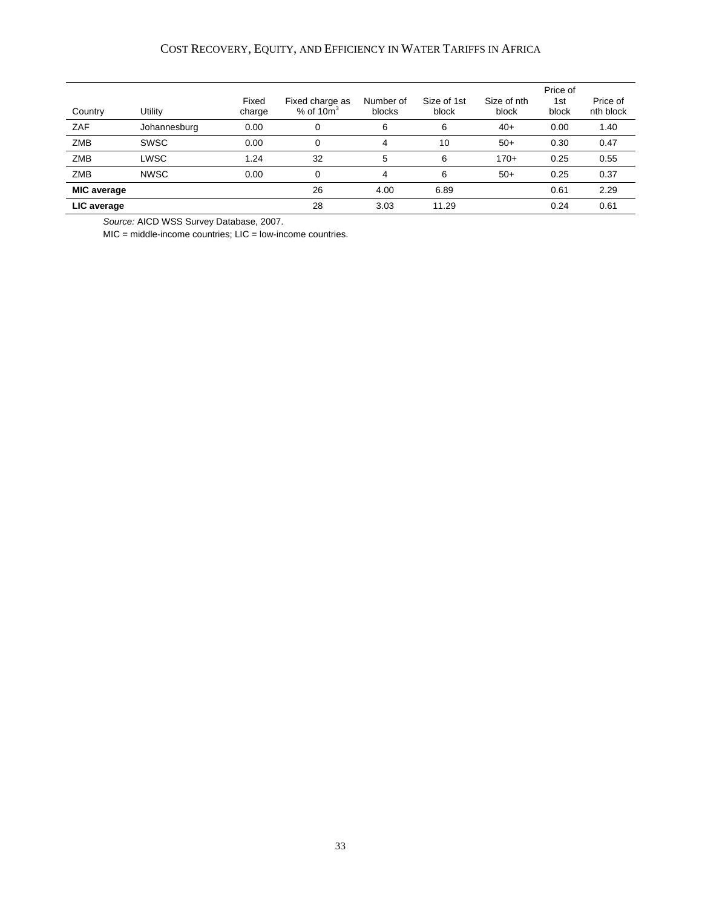| Country | Utility | Fixed charge | Fixed charge as % of $10m^3$ | Number of blocks | Size of 1st block | Size of nth block | Price of 1st block | Price of nth block |
|---|---|---|---|---|---|---|---|---|
| ZAF | Johannesburg | 0.00 | 0 | 6 | 6 | 40+ | 0.00 | 1.40 |
| ZMB | SWSC | 0.00 | 0 | 4 | 10 | 50+ | 0.30 | 0.47 |
| ZMB | LWSC | 1.24 | 32 | 5 | 6 | 170+ | 0.25 | 0.55 |
| ZMB | NWSC | 0.00 | 0 | 4 | 6 | 50+ | 0.25 | 0.37 |
| **MIC average** | | | 26 | 4.00 | 6.89 | | 0.61 | 2.29 |
| **LIC average** | | | 28 | 3.03 | 11.29 | | 0.24 | 0.61 |

*Source:* AICD WSS Survey Database, 2007.

MIC = middle-income countries; LIC = low-income countries.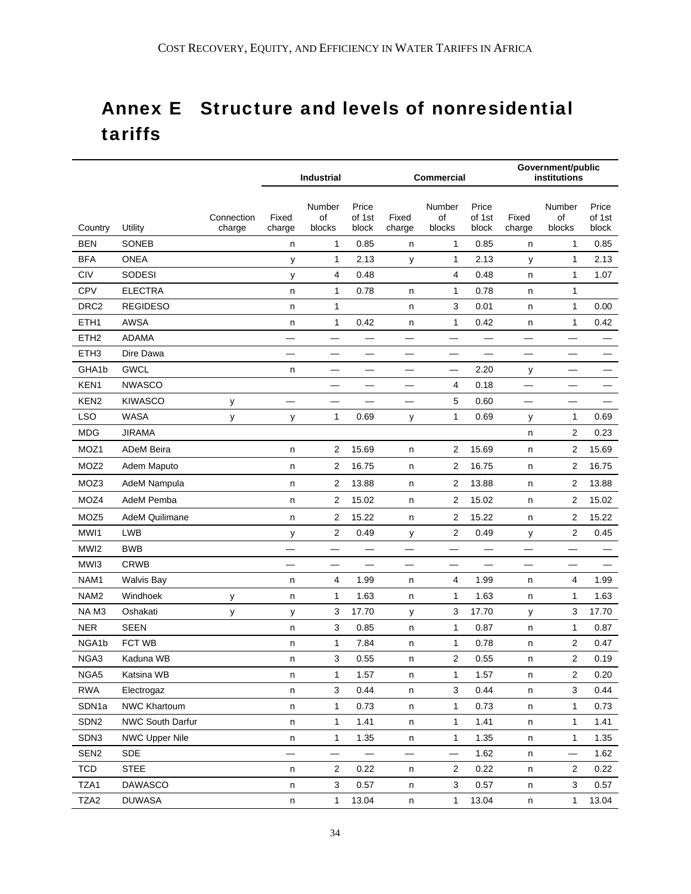# Annex E  Structure and levels of nonresidential tariffs

| | | | Industrial | | | Commercial | | | Government/public institutions | | |
|---|---|---|---|---|---|---|---|---|---|---|---|
| Country | Utility | Connection charge | Fixed charge | Number of blocks | Price of 1st block | Fixed charge | Number of blocks | Price of 1st block | Fixed charge | Number of blocks | Price of 1st block |
| BEN | SONEB | | n | 1 | 0.85 | n | 1 | 0.85 | n | 1 | 0.85 |
| BFA | ONEA | | y | 1 | 2.13 | y | 1 | 2.13 | y | 1 | 2.13 |
| CIV | SODESI | | y | 4 | 0.48 | | 4 | 0.48 | n | 1 | 1.07 |
| CPV | ELECTRA | | n | 1 | 0.78 | n | 1 | 0.78 | n | 1 | |
| DRC2 | REGIDESO | | n | 1 | | n | 3 | 0.01 | n | 1 | 0.00 |
| ETH1 | AWSA | | n | 1 | 0.42 | n | 1 | 0.42 | n | 1 | 0.42 |
| ETH2 | ADAMA | | — | — | — | — | — | — | — | — | — |
| ETH3 | Dire Dawa | | — | — | — | — | — | — | — | — | — |
| GHA1b | GWCL | | n | — | — | — | — | 2.20 | y | — | — |
| KEN1 | NWASCO | | | — | — | — | 4 | 0.18 | — | — | — |
| KEN2 | KIWASCO | y | — | — | — | — | 5 | 0.60 | — | — | — |
| LSO | WASA | y | y | 1 | 0.69 | y | 1 | 0.69 | y | 1 | 0.69 |
| MDG | JIRAMA | | | | | | | | n | 2 | 0.23 |
| MOZ1 | ADeM Beira | | n | 2 | 15.69 | n | 2 | 15.69 | n | 2 | 15.69 |
| MOZ2 | Adem Maputo | | n | 2 | 16.75 | n | 2 | 16.75 | n | 2 | 16.75 |
| MOZ3 | AdeM Nampula | | n | 2 | 13.88 | n | 2 | 13.88 | n | 2 | 13.88 |
| MOZ4 | AdeM Pemba | | n | 2 | 15.02 | n | 2 | 15.02 | n | 2 | 15.02 |
| MOZ5 | AdeM Quilimane | | n | 2 | 15.22 | n | 2 | 15.22 | n | 2 | 15.22 |
| MWI1 | LWB | | y | 2 | 0.49 | y | 2 | 0.49 | y | 2 | 0.45 |
| MWI2 | BWB | | — | — | — | — | — | — | — | — | — |
| MWI3 | CRWB | | — | — | — | — | — | — | — | — | — |
| NAM1 | Walvis Bay | | n | 4 | 1.99 | n | 4 | 1.99 | n | 4 | 1.99 |
| NAM2 | Windhoek | y | n | 1 | 1.63 | n | 1 | 1.63 | n | 1 | 1.63 |
| NA M3 | Oshakati | y | y | 3 | 17.70 | y | 3 | 17.70 | y | 3 | 17.70 |
| NER | SEEN | | n | 3 | 0.85 | n | 1 | 0.87 | n | 1 | 0.87 |
| NGA1b | FCT WB | | n | 1 | 7.84 | n | 1 | 0.78 | n | 2 | 0.47 |
| NGA3 | Kaduna WB | | n | 3 | 0.55 | n | 2 | 0.55 | n | 2 | 0.19 |
| NGA5 | Katsina WB | | n | 1 | 1.57 | n | 1 | 1.57 | n | 2 | 0.20 |
| RWA | Electrogaz | | n | 3 | 0.44 | n | 3 | 0.44 | n | 3 | 0.44 |
| SDN1a | NWC Khartoum | | n | 1 | 0.73 | n | 1 | 0.73 | n | 1 | 0.73 |
| SDN2 | NWC South Darfur | | n | 1 | 1.41 | n | 1 | 1.41 | n | 1 | 1.41 |
| SDN3 | NWC Upper Nile | | n | 1 | 1.35 | n | 1 | 1.35 | n | 1 | 1.35 |
| SEN2 | SDE | | — | — | — | — | — | 1.62 | n | — | 1.62 |
| TCD | STEE | | n | 2 | 0.22 | n | 2 | 0.22 | n | 2 | 0.22 |
| TZA1 | DAWASCO | | n | 3 | 0.57 | n | 3 | 0.57 | n | 3 | 0.57 |
| TZA2 | DUWASA | | n | 1 | 13.04 | n | 1 | 13.04 | n | 1 | 13.04 |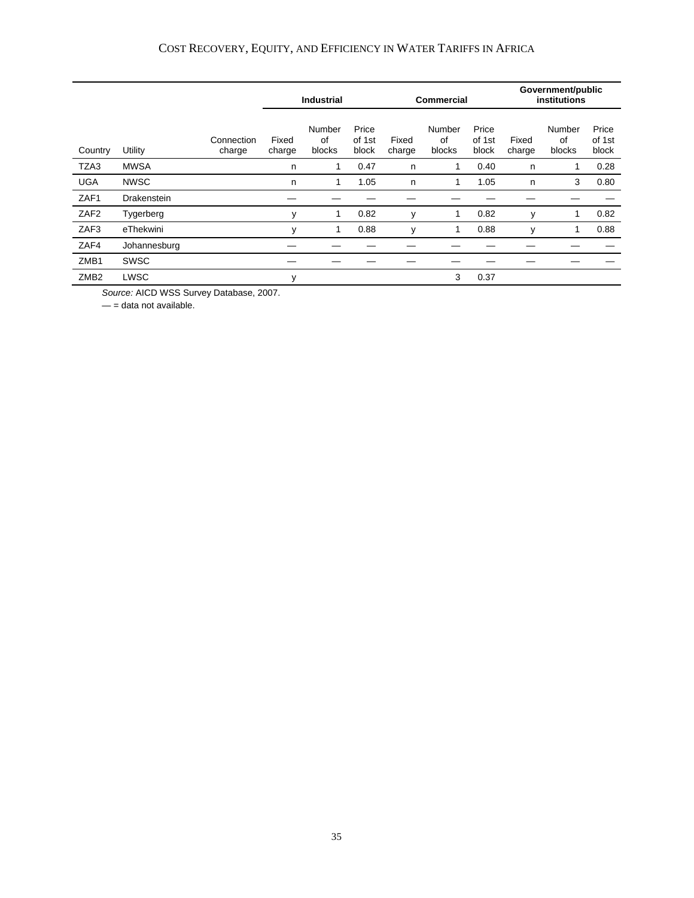| Country | Utility | Connection charge | Industrial | | | Commercial | | | Government/public institutions | | |
|---|---|---|---|---|---|---|---|---|---|---|---|
| | | | Fixed charge | Number of blocks | Price of 1st block | Fixed charge | Number of blocks | Price of 1st block | Fixed charge | Number of blocks | Price of 1st block |
| TZA3 | MWSA | | n | 1 | 0.47 | n | 1 | 0.40 | n | 1 | 0.28 |
| UGA | NWSC | | n | 1 | 1.05 | n | 1 | 1.05 | n | 3 | 0.80 |
| ZAF1 | Drakenstein | | — | — | — | — | — | — | — | — | — |
| ZAF2 | Tygerberg | | y | 1 | 0.82 | y | 1 | 0.82 | y | 1 | 0.82 |
| ZAF3 | eThekwini | | y | 1 | 0.88 | y | 1 | 0.88 | y | 1 | 0.88 |
| ZAF4 | Johannesburg | | — | — | — | — | — | — | — | — | — |
| ZMB1 | SWSC | | — | — | — | — | — | — | — | — | — |
| ZMB2 | LWSC | | y | | | | 3 | 0.37 | | | |

*Source:* AICD WSS Survey Database, 2007.

— = data not available.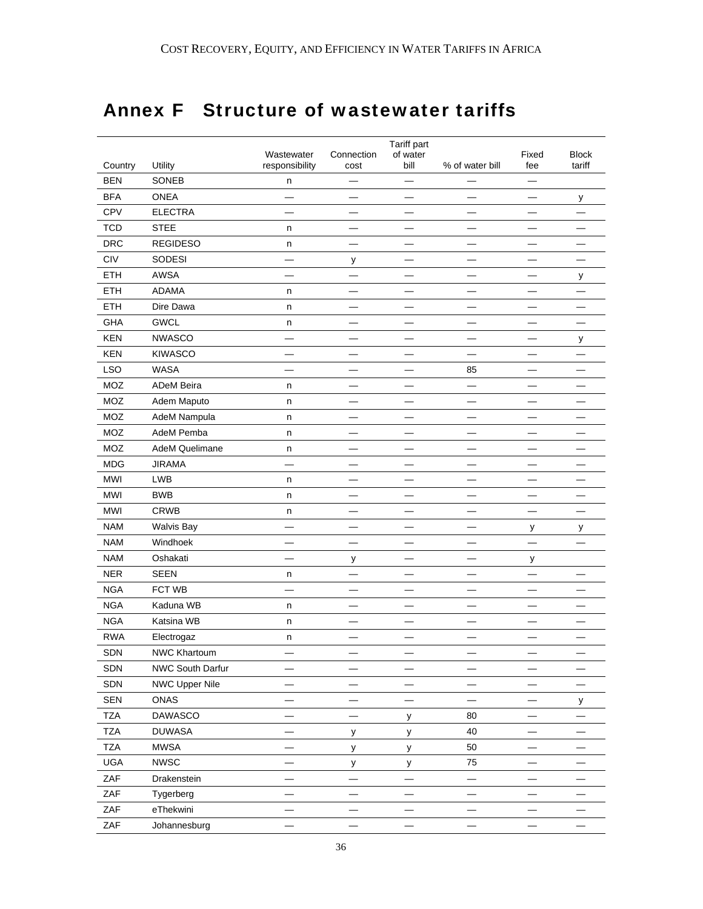# Annex F Structure of wastewater tariffs

| Country | Utility | Wastewater responsibility | Connection cost | Tariff part of water bill | % of water bill | Fixed fee | Block tariff |
|---|---|---|---|---|---|---|---|
| BEN | SONEB | n | — | — | — | — | |
| BFA | ONEA | — | — | — | — | — | y |
| CPV | ELECTRA | — | — | — | — | — | — |
| TCD | STEE | n | — | — | — | — | — |
| DRC | REGIDESO | n | — | — | — | — | — |
| CIV | SODESI | — | y | — | — | — | — |
| ETH | AWSA | — | — | — | — | — | y |
| ETH | ADAMA | n | — | — | — | — | — |
| ETH | Dire Dawa | n | — | — | — | — | — |
| GHA | GWCL | n | — | — | — | — | — |
| KEN | NWASCO | — | — | — | — | — | y |
| KEN | KIWASCO | — | — | — | — | — | — |
| LSO | WASA | — | — | — | 85 | — | — |
| MOZ | ADeM Beira | n | — | — | — | — | — |
| MOZ | Adem Maputo | n | — | — | — | — | — |
| MOZ | AdeM Nampula | n | — | — | — | — | — |
| MOZ | AdeM Pemba | n | — | — | — | — | — |
| MOZ | AdeM Quelimane | n | — | — | — | — | — |
| MDG | JIRAMA | — | — | — | — | — | — |
| MWI | LWB | n | — | — | — | — | — |
| MWI | BWB | n | — | — | — | — | — |
| MWI | CRWB | n | — | — | — | — | — |
| NAM | Walvis Bay | — | — | — | — | y | y |
| NAM | Windhoek | — | — | — | — | — | — |
| NAM | Oshakati | — | y | — | — | y | |
| NER | SEEN | n | — | — | — | — | — |
| NGA | FCT WB | — | — | — | — | — | — |
| NGA | Kaduna WB | n | — | — | — | — | — |
| NGA | Katsina WB | n | — | — | — | — | — |
| RWA | Electrogaz | n | — | — | — | — | — |
| SDN | NWC Khartoum | — | — | — | — | — | — |
| SDN | NWC South Darfur | — | — | — | — | — | — |
| SDN | NWC Upper Nile | — | — | — | — | — | — |
| SEN | ONAS | — | — | — | — | — | y |
| TZA | DAWASCO | — | — | y | 80 | — | — |
| TZA | DUWASA | — | y | y | 40 | — | — |
| TZA | MWSA | — | y | y | 50 | — | — |
| UGA | NWSC | — | y | y | 75 | — | — |
| ZAF | Drakenstein | — | — | — | — | — | — |
| ZAF | Tygerberg | — | — | — | — | — | — |
| ZAF | eThekwini | — | — | — | — | — | — |
| ZAF | Johannesburg | — | — | — | — | — | — |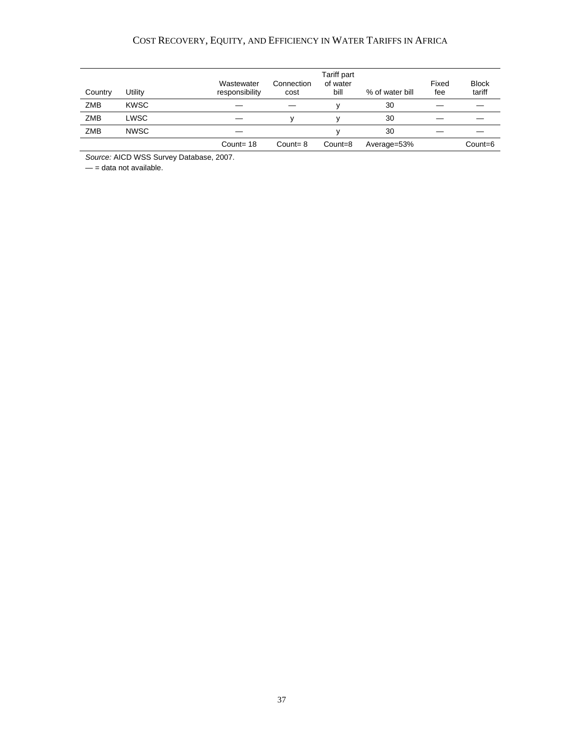| Country | Utility | Wastewater responsibility | Connection cost | Tariff part of water bill | % of water bill | Fixed fee | Block tariff |
|---|---|---|---|---|---|---|---|
| ZMB | KWSC | — | — | y | 30 | — | — |
| ZMB | LWSC | — | y | y | 30 | — | — |
| ZMB | NWSC | — | | y | 30 | — | — |
| | | Count= 18 | Count= 8 | Count=8 | Average=53% | | Count=6 |

*Source:* AICD WSS Survey Database, 2007.

— = data not available.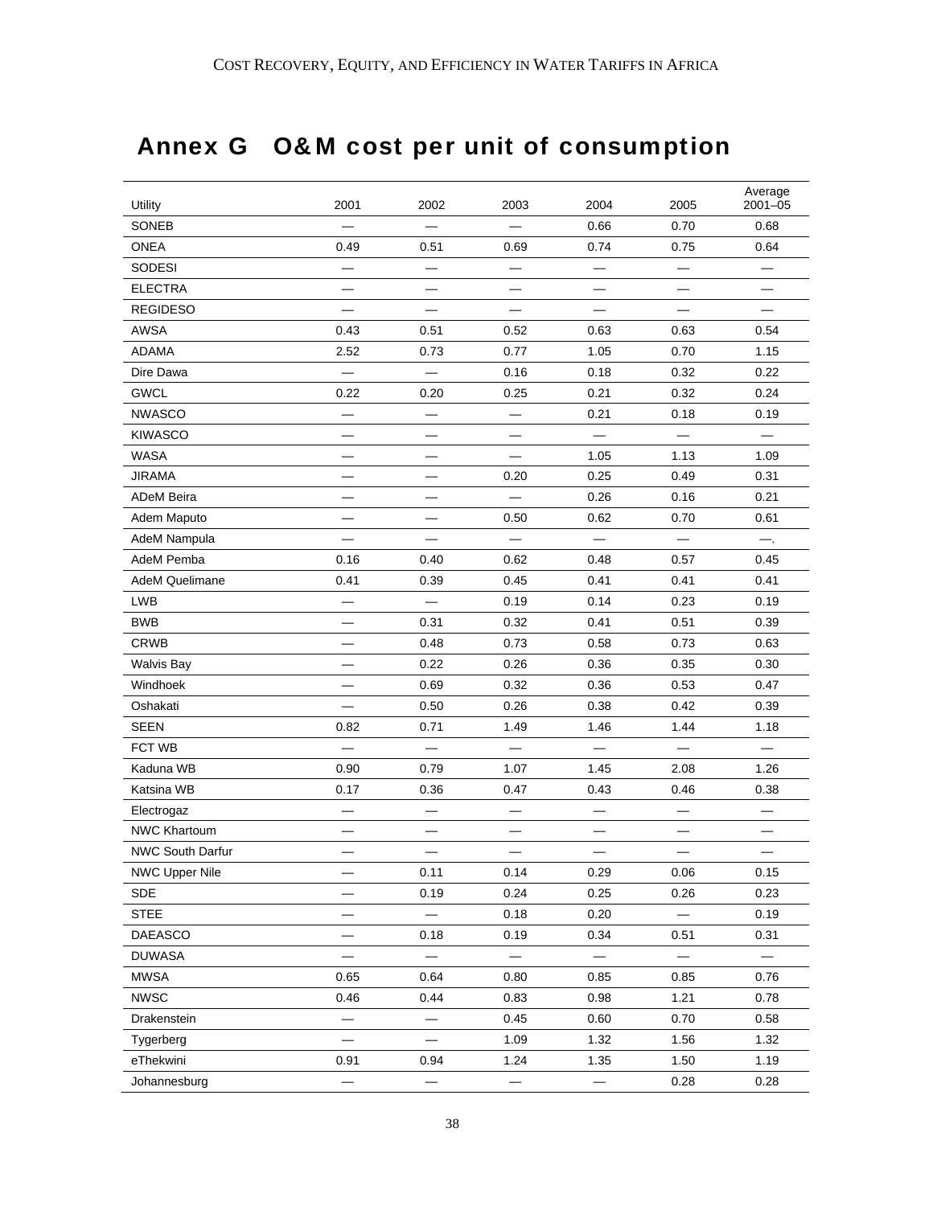# Annex G O&M cost per unit of consumption

| Utility | 2001 | 2002 | 2003 | 2004 | 2005 | Average 2001–05 |
|---|---|---|---|---|---|---|
| SONEB | — | — | — | 0.66 | 0.70 | 0.68 |
| ONEA | 0.49 | 0.51 | 0.69 | 0.74 | 0.75 | 0.64 |
| SODESI | — | — | — | — | — | — |
| ELECTRA | — | — | — | — | — | — |
| REGIDESO | — | — | — | — | — | — |
| AWSA | 0.43 | 0.51 | 0.52 | 0.63 | 0.63 | 0.54 |
| ADAMA | 2.52 | 0.73 | 0.77 | 1.05 | 0.70 | 1.15 |
| Dire Dawa | — | — | 0.16 | 0.18 | 0.32 | 0.22 |
| GWCL | 0.22 | 0.20 | 0.25 | 0.21 | 0.32 | 0.24 |
| NWASCO | — | — | — | 0.21 | 0.18 | 0.19 |
| KIWASCO | — | — | — | — | — | — |
| WASA | — | — | — | 1.05 | 1.13 | 1.09 |
| JIRAMA | — | — | 0.20 | 0.25 | 0.49 | 0.31 |
| ADeM Beira | — | — | — | 0.26 | 0.16 | 0.21 |
| Adem Maputo | — | — | 0.50 | 0.62 | 0.70 | 0.61 |
| AdeM Nampula | — | — | — | — | — | —. |
| AdeM Pemba | 0.16 | 0.40 | 0.62 | 0.48 | 0.57 | 0.45 |
| AdeM Quelimane | 0.41 | 0.39 | 0.45 | 0.41 | 0.41 | 0.41 |
| LWB | — | — | 0.19 | 0.14 | 0.23 | 0.19 |
| BWB | — | 0.31 | 0.32 | 0.41 | 0.51 | 0.39 |
| CRWB | — | 0.48 | 0.73 | 0.58 | 0.73 | 0.63 |
| Walvis Bay | — | 0.22 | 0.26 | 0.36 | 0.35 | 0.30 |
| Windhoek | — | 0.69 | 0.32 | 0.36 | 0.53 | 0.47 |
| Oshakati | — | 0.50 | 0.26 | 0.38 | 0.42 | 0.39 |
| SEEN | 0.82 | 0.71 | 1.49 | 1.46 | 1.44 | 1.18 |
| FCT WB | — | — | — | — | — | — |
| Kaduna WB | 0.90 | 0.79 | 1.07 | 1.45 | 2.08 | 1.26 |
| Katsina WB | 0.17 | 0.36 | 0.47 | 0.43 | 0.46 | 0.38 |
| Electrogaz | — | — | — | — | — | — |
| NWC Khartoum | — | — | — | — | — | — |
| NWC South Darfur | — | — | — | — | — | — |
| NWC Upper Nile | — | 0.11 | 0.14 | 0.29 | 0.06 | 0.15 |
| SDE | — | 0.19 | 0.24 | 0.25 | 0.26 | 0.23 |
| STEE | — | — | 0.18 | 0.20 | — | 0.19 |
| DAEASCO | — | 0.18 | 0.19 | 0.34 | 0.51 | 0.31 |
| DUWASA | — | — | — | — | — | — |
| MWSA | 0.65 | 0.64 | 0.80 | 0.85 | 0.85 | 0.76 |
| NWSC | 0.46 | 0.44 | 0.83 | 0.98 | 1.21 | 0.78 |
| Drakenstein | — | — | 0.45 | 0.60 | 0.70 | 0.58 |
| Tygerberg | — | — | 1.09 | 1.32 | 1.56 | 1.32 |
| eThekwini | 0.91 | 0.94 | 1.24 | 1.35 | 1.50 | 1.19 |
| Johannesburg | — | — | — | — | 0.28 | 0.28 |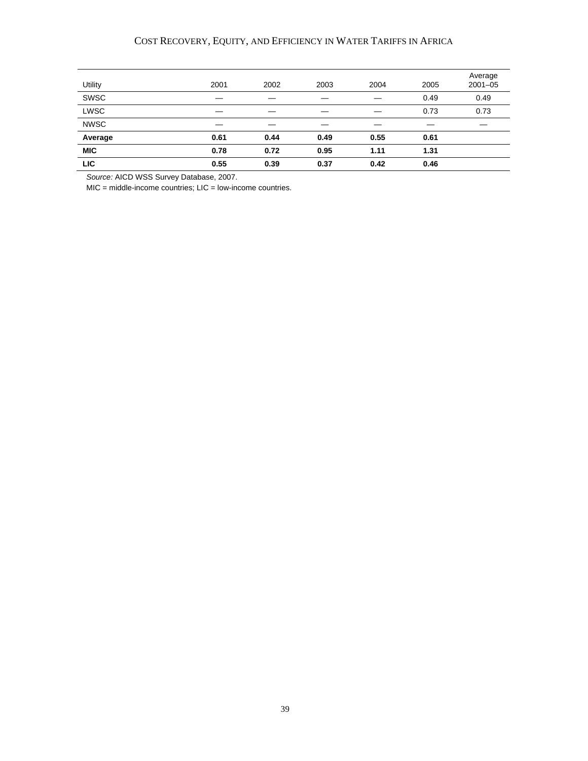| Utility | 2001 | 2002 | 2003 | 2004 | 2005 | Average 2001–05 |
|---|---|---|---|---|---|---|
| SWSC | — | — | — | — | 0.49 | 0.49 |
| LWSC | — | — | — | — | 0.73 | 0.73 |
| NWSC | — | — | — | — | — | — |
| **Average** | **0.61** | **0.44** | **0.49** | **0.55** | **0.61** | |
| **MIC** | **0.78** | **0.72** | **0.95** | **1.11** | **1.31** | |
| **LIC** | **0.55** | **0.39** | **0.37** | **0.42** | **0.46** | |

*Source:* AICD WSS Survey Database, 2007.

MIC = middle-income countries; LIC = low-income countries.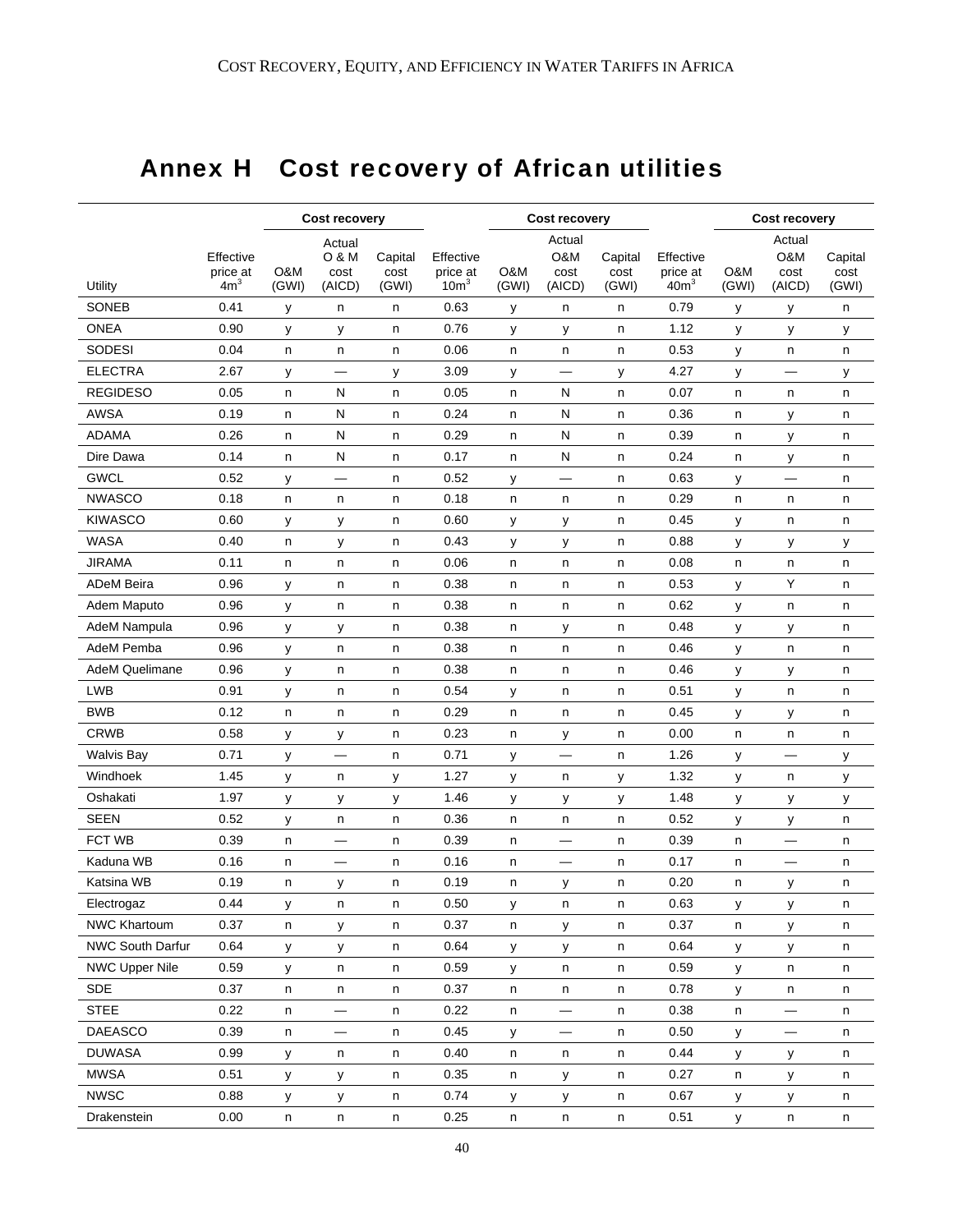# Annex H Cost recovery of African utilities

| Utility | Effective price at $4m^3$ | Cost recovery | | | Effective price at $10m^3$ | Cost recovery | | | Effective price at $40m^3$ | Cost recovery | | |
|---|---|---|---|---|---|---|---|---|---|---|---|---|
| | | O&M (GWI) | Actual O & M cost (AICD) | Capital cost (GWI) | | O&M (GWI) | Actual O&M cost (AICD) | Capital cost (GWI) | | O&M (GWI) | Actual O&M cost (AICD) | Capital cost (GWI) |
| SONEB | 0.41 | y | n | n | 0.63 | y | n | n | 0.79 | y | y | n |
| ONEA | 0.90 | y | y | n | 0.76 | y | y | n | 1.12 | y | y | y |
| SODESI | 0.04 | n | n | n | 0.06 | n | n | n | 0.53 | y | n | n |
| ELECTRA | 2.67 | y | — | y | 3.09 | y | — | y | 4.27 | y | — | y |
| REGIDESO | 0.05 | n | N | n | 0.05 | n | N | n | 0.07 | n | n | n |
| AWSA | 0.19 | n | N | n | 0.24 | n | N | n | 0.36 | n | y | n |
| ADAMA | 0.26 | n | N | n | 0.29 | n | N | n | 0.39 | n | y | n |
| Dire Dawa | 0.14 | n | N | n | 0.17 | n | N | n | 0.24 | n | y | n |
| GWCL | 0.52 | y | — | n | 0.52 | y | — | n | 0.63 | y | — | n |
| NWASCO | 0.18 | n | n | n | 0.18 | n | n | n | 0.29 | n | n | n |
| KIWASCO | 0.60 | y | y | n | 0.60 | y | y | n | 0.45 | y | n | n |
| WASA | 0.40 | n | y | n | 0.43 | y | y | n | 0.88 | y | y | y |
| JIRAMA | 0.11 | n | n | n | 0.06 | n | n | n | 0.08 | n | n | n |
| ADeM Beira | 0.96 | y | n | n | 0.38 | n | n | n | 0.53 | y | Y | n |
| Adem Maputo | 0.96 | y | n | n | 0.38 | n | n | n | 0.62 | y | n | n |
| AdeM Nampula | 0.96 | y | y | n | 0.38 | n | y | n | 0.48 | y | y | n |
| AdeM Pemba | 0.96 | y | n | n | 0.38 | n | n | n | 0.46 | y | n | n |
| AdeM Quelimane | 0.96 | y | n | n | 0.38 | n | n | n | 0.46 | y | y | n |
| LWB | 0.91 | y | n | n | 0.54 | y | n | n | 0.51 | y | n | n |
| BWB | 0.12 | n | n | n | 0.29 | n | n | n | 0.45 | y | y | n |
| CRWB | 0.58 | y | y | n | 0.23 | n | y | n | 0.00 | n | n | n |
| Walvis Bay | 0.71 | y | — | n | 0.71 | y | — | n | 1.26 | y | — | y |
| Windhoek | 1.45 | y | n | y | 1.27 | y | n | y | 1.32 | y | n | y |
| Oshakati | 1.97 | y | y | y | 1.46 | y | y | y | 1.48 | y | y | y |
| SEEN | 0.52 | y | n | n | 0.36 | n | n | n | 0.52 | y | y | n |
| FCT WB | 0.39 | n | — | n | 0.39 | n | — | n | 0.39 | n | — | n |
| Kaduna WB | 0.16 | n | — | n | 0.16 | n | — | n | 0.17 | n | — | n |
| Katsina WB | 0.19 | n | y | n | 0.19 | n | y | n | 0.20 | n | y | n |
| Electrogaz | 0.44 | y | n | n | 0.50 | y | n | n | 0.63 | y | y | n |
| NWC Khartoum | 0.37 | n | y | n | 0.37 | n | y | n | 0.37 | n | y | n |
| NWC South Darfur | 0.64 | y | y | n | 0.64 | y | y | n | 0.64 | y | y | n |
| NWC Upper Nile | 0.59 | y | n | n | 0.59 | y | n | n | 0.59 | y | n | n |
| SDE | 0.37 | n | n | n | 0.37 | n | n | n | 0.78 | y | n | n |
| STEE | 0.22 | n | — | n | 0.22 | n | — | n | 0.38 | n | — | n |
| DAEASCO | 0.39 | n | — | n | 0.45 | y | — | n | 0.50 | y | — | n |
| DUWASA | 0.99 | y | n | n | 0.40 | n | n | n | 0.44 | y | y | n |
| MWSA | 0.51 | y | y | n | 0.35 | n | y | n | 0.27 | n | y | n |
| NWSC | 0.88 | y | y | n | 0.74 | y | y | n | 0.67 | y | y | n |
| Drakenstein | 0.00 | n | n | n | 0.25 | n | n | n | 0.51 | y | n | n |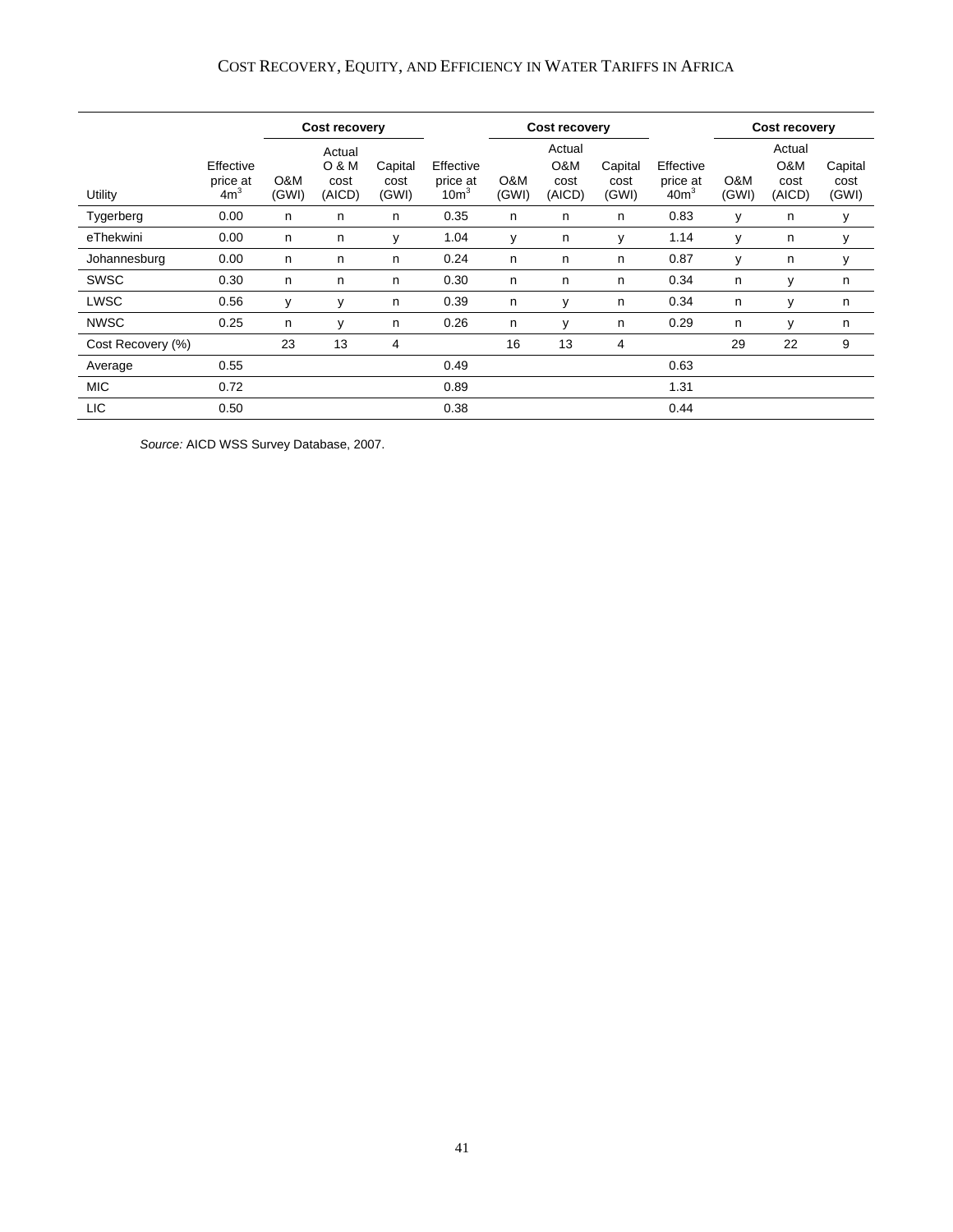| Utility | Effective price at $4m^3$ | Cost recovery | | | Effective price at $10m^3$ | Cost recovery | | | Effective price at $40m^3$ | Cost recovery | | |
|---|---|---|---|---|---|---|---|---|---|---|---|---|
| | | O&M (GWI) | Actual O & M cost (AICD) | Capital cost (GWI) | | O&M (GWI) | Actual O&M cost (AICD) | Capital cost (GWI) | | O&M (GWI) | Actual O&M cost (AICD) | Capital cost (GWI) |
| Tygerberg | 0.00 | n | n | n | 0.35 | n | n | n | 0.83 | y | n | y |
| eThekwini | 0.00 | n | n | y | 1.04 | y | n | y | 1.14 | y | n | y |
| Johannesburg | 0.00 | n | n | n | 0.24 | n | n | n | 0.87 | y | n | y |
| SWSC | 0.30 | n | n | n | 0.30 | n | n | n | 0.34 | n | y | n |
| LWSC | 0.56 | y | y | n | 0.39 | n | y | n | 0.34 | n | y | n |
| NWSC | 0.25 | n | y | n | 0.26 | n | y | n | 0.29 | n | y | n |
| Cost Recovery (%) | | 23 | 13 | 4 | | 16 | 13 | 4 | | 29 | 22 | 9 |
| Average | 0.55 | | | | 0.49 | | | | 0.63 | | | |
| MIC | 0.72 | | | | 0.89 | | | | 1.31 | | | |
| LIC | 0.50 | | | | 0.38 | | | | 0.44 | | | |

*Source:* AICD WSS Survey Database, 2007.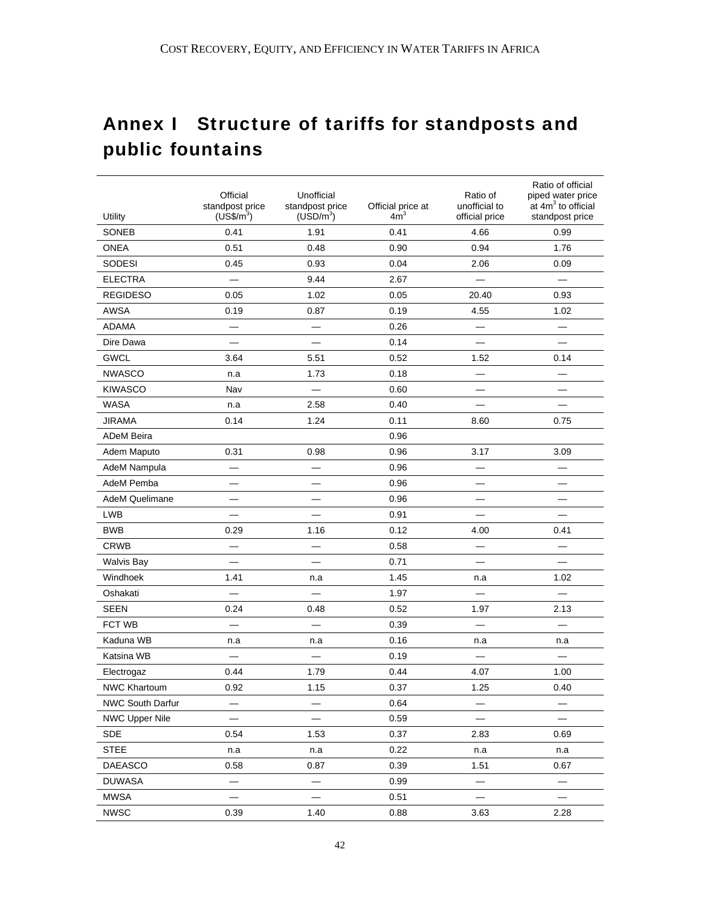# Annex I Structure of tariffs for standposts and public fountains

| Utility | Official standpost price (US$/m$^3$) | Unofficial standpost price (USD/m$^3$) | Official price at 4m$^3$ | Ratio of unofficial to official price | Ratio of official piped water price at 4m$^3$ to official standpost price |
|---|---|---|---|---|---|
| SONEB | 0.41 | 1.91 | 0.41 | 4.66 | 0.99 |
| ONEA | 0.51 | 0.48 | 0.90 | 0.94 | 1.76 |
| SODESI | 0.45 | 0.93 | 0.04 | 2.06 | 0.09 |
| ELECTRA | — | 9.44 | 2.67 | — | — |
| REGIDESO | 0.05 | 1.02 | 0.05 | 20.40 | 0.93 |
| AWSA | 0.19 | 0.87 | 0.19 | 4.55 | 1.02 |
| ADAMA | — | — | 0.26 | — | — |
| Dire Dawa | — | — | 0.14 | — | — |
| GWCL | 3.64 | 5.51 | 0.52 | 1.52 | 0.14 |
| NWASCO | n.a | 1.73 | 0.18 | — | — |
| KIWASCO | Nav | — | 0.60 | — | — |
| WASA | n.a | 2.58 | 0.40 | — | — |
| JIRAMA | 0.14 | 1.24 | 0.11 | 8.60 | 0.75 |
| ADeM Beira | | | 0.96 | | |
| Adem Maputo | 0.31 | 0.98 | 0.96 | 3.17 | 3.09 |
| AdeM Nampula | — | — | 0.96 | — | — |
| AdeM Pemba | — | — | 0.96 | — | — |
| AdeM Quelimane | — | — | 0.96 | — | — |
| LWB | — | — | 0.91 | — | — |
| BWB | 0.29 | 1.16 | 0.12 | 4.00 | 0.41 |
| CRWB | — | — | 0.58 | — | — |
| Walvis Bay | — | — | 0.71 | — | — |
| Windhoek | 1.41 | n.a | 1.45 | n.a | 1.02 |
| Oshakati | — | — | 1.97 | — | — |
| SEEN | 0.24 | 0.48 | 0.52 | 1.97 | 2.13 |
| FCT WB | — | — | 0.39 | — | — |
| Kaduna WB | n.a | n.a | 0.16 | n.a | n.a |
| Katsina WB | — | — | 0.19 | — | — |
| Electrogaz | 0.44 | 1.79 | 0.44 | 4.07 | 1.00 |
| NWC Khartoum | 0.92 | 1.15 | 0.37 | 1.25 | 0.40 |
| NWC South Darfur | — | — | 0.64 | — | — |
| NWC Upper Nile | — | — | 0.59 | — | — |
| SDE | 0.54 | 1.53 | 0.37 | 2.83 | 0.69 |
| STEE | n.a | n.a | 0.22 | n.a | n.a |
| DAEASCO | 0.58 | 0.87 | 0.39 | 1.51 | 0.67 |
| DUWASA | — | — | 0.99 | — | — |
| MWSA | — | — | 0.51 | — | — |
| NWSC | 0.39 | 1.40 | 0.88 | 3.63 | 2.28 |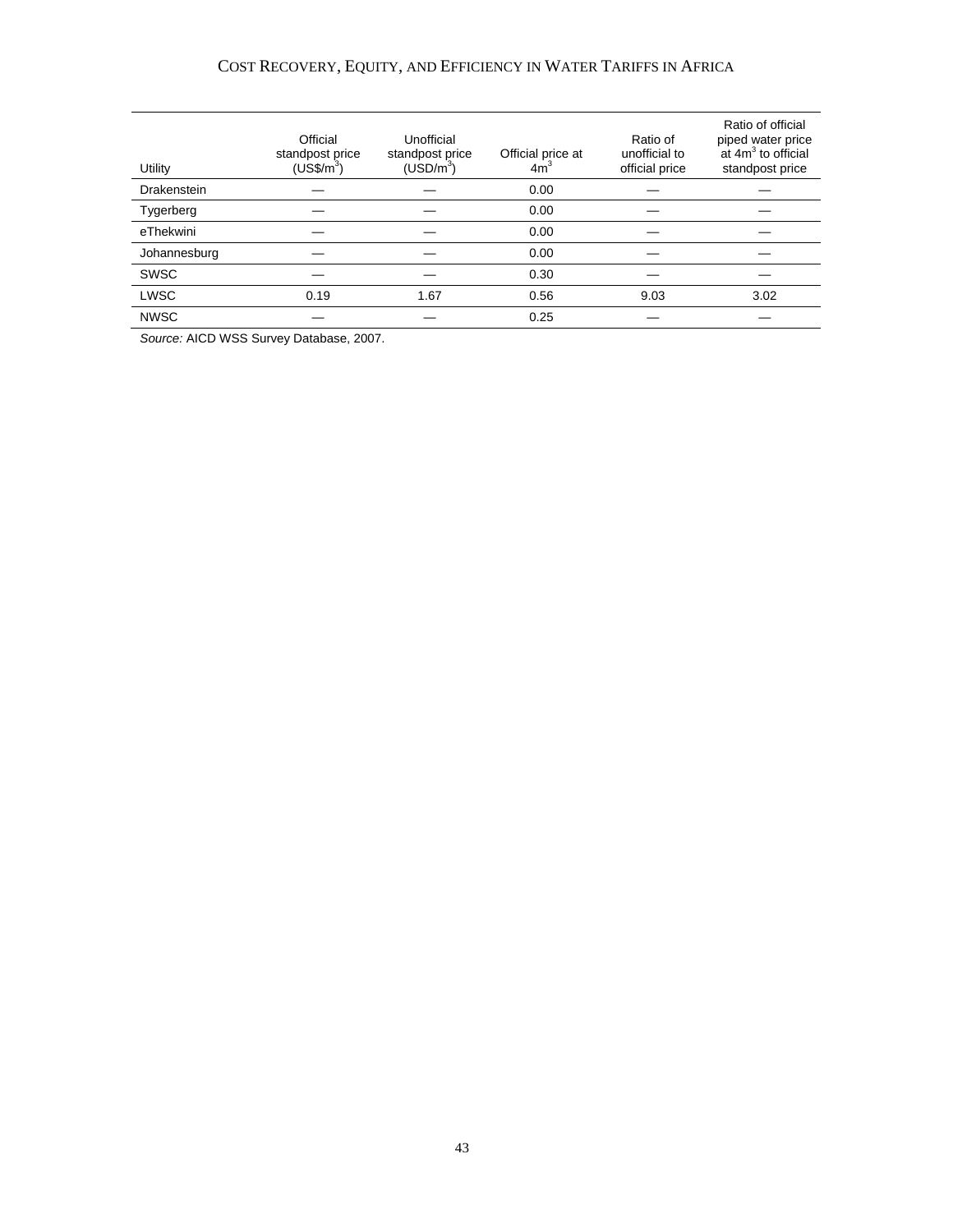| Utility | Official standpost price (US$/$m^3$) | Unofficial standpost price (USD/$m^3$) | Official price at $4m^3$ | Ratio of unofficial to official price | Ratio of official piped water price at $4m^3$ to official standpost price |
|---|---|---|---|---|---|
| Drakenstein | — | — | 0.00 | — | — |
| Tygerberg | — | — | 0.00 | — | — |
| eThekwini | — | — | 0.00 | — | — |
| Johannesburg | — | — | 0.00 | — | — |
| SWSC | — | — | 0.30 | — | — |
| LWSC | 0.19 | 1.67 | 0.56 | 9.03 | 3.02 |
| NWSC | — | — | 0.25 | — | — |

*Source:* AICD WSS Survey Database, 2007.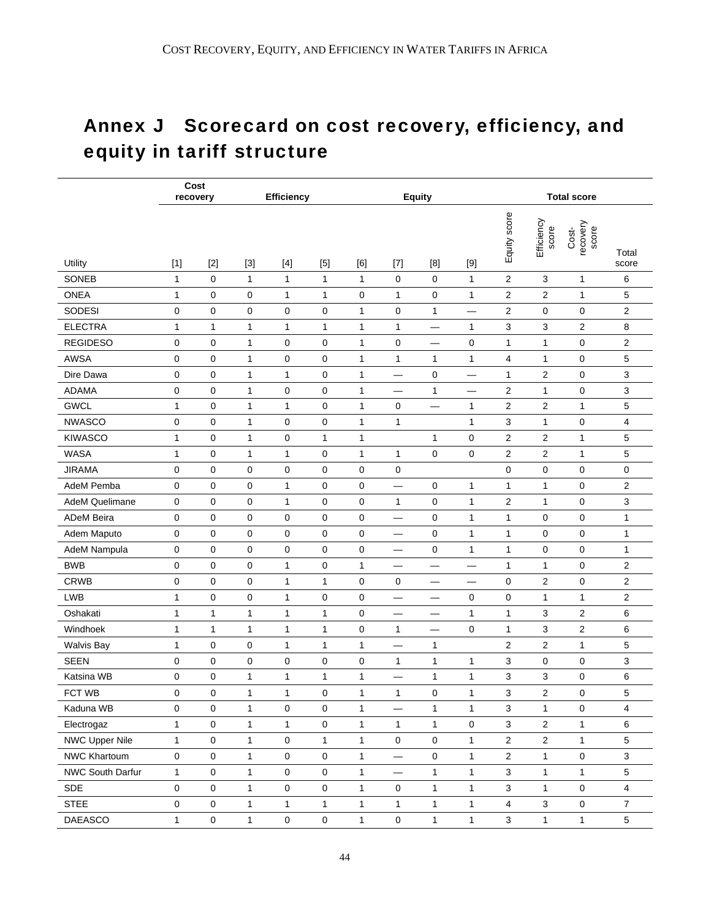# Annex J Scorecard on cost recovery, efficiency, and equity in tariff structure

| | Cost recovery | | Efficiency | | | Equity | | | | Total score | | | |
|---|---|---|---|---|---|---|---|---|---|---|---|---|---|
| Utility | [1] | [2] | [3] | [4] | [5] | [6] | [7] | [8] | [9] | Equity score | Efficiency score | Cost-recovery score | Total score |
| SONEB | 1 | 0 | 1 | 1 | 1 | 1 | 0 | 0 | 1 | 2 | 3 | 1 | 6 |
| ONEA | 1 | 0 | 0 | 1 | 1 | 0 | 1 | 0 | 1 | 2 | 2 | 1 | 5 |
| SODESI | 0 | 0 | 0 | 0 | 0 | 1 | 0 | 1 | — | 2 | 0 | 0 | 2 |
| ELECTRA | 1 | 1 | 1 | 1 | 1 | 1 | 1 | — | 1 | 3 | 3 | 2 | 8 |
| REGIDESO | 0 | 0 | 1 | 0 | 0 | 1 | 0 | — | 0 | 1 | 1 | 0 | 2 |
| AWSA | 0 | 0 | 1 | 0 | 0 | 1 | 1 | 1 | 1 | 4 | 1 | 0 | 5 |
| Dire Dawa | 0 | 0 | 1 | 1 | 0 | 1 | — | 0 | — | 1 | 2 | 0 | 3 |
| ADAMA | 0 | 0 | 1 | 0 | 0 | 1 | — | 1 | — | 2 | 1 | 0 | 3 |
| GWCL | 1 | 0 | 1 | 1 | 0 | 1 | 0 | — | 1 | 2 | 2 | 1 | 5 |
| NWASCO | 0 | 0 | 1 | 0 | 0 | 1 | 1 | | 1 | 3 | 1 | 0 | 4 |
| KIWASCO | 1 | 0 | 1 | 0 | 1 | 1 | | 1 | 0 | 2 | 2 | 1 | 5 |
| WASA | 1 | 0 | 1 | 1 | 0 | 1 | 1 | 0 | 0 | 2 | 2 | 1 | 5 |
| JIRAMA | 0 | 0 | 0 | 0 | 0 | 0 | 0 | | | 0 | 0 | 0 | 0 |
| AdeM Pemba | 0 | 0 | 0 | 1 | 0 | 0 | — | 0 | 1 | 1 | 1 | 0 | 2 |
| AdeM Quelimane | 0 | 0 | 0 | 1 | 0 | 0 | 1 | 0 | 1 | 2 | 1 | 0 | 3 |
| ADeM Beira | 0 | 0 | 0 | 0 | 0 | 0 | — | 0 | 1 | 1 | 0 | 0 | 1 |
| Adem Maputo | 0 | 0 | 0 | 0 | 0 | 0 | — | 0 | 1 | 1 | 0 | 0 | 1 |
| AdeM Nampula | 0 | 0 | 0 | 0 | 0 | 0 | — | 0 | 1 | 1 | 0 | 0 | 1 |
| BWB | 0 | 0 | 0 | 1 | 0 | 1 | — | — | — | 1 | 1 | 0 | 2 |
| CRWB | 0 | 0 | 0 | 1 | 1 | 0 | 0 | — | — | 0 | 2 | 0 | 2 |
| LWB | 1 | 0 | 0 | 1 | 0 | 0 | — | — | 0 | 0 | 1 | 1 | 2 |
| Oshakati | 1 | 1 | 1 | 1 | 1 | 0 | — | — | 1 | 1 | 3 | 2 | 6 |
| Windhoek | 1 | 1 | 1 | 1 | 1 | 0 | 1 | — | 0 | 1 | 3 | 2 | 6 |
| Walvis Bay | 1 | 0 | 0 | 1 | 1 | 1 | — | 1 | | 2 | 2 | 1 | 5 |
| SEEN | 0 | 0 | 0 | 0 | 0 | 0 | 1 | 1 | 1 | 3 | 0 | 0 | 3 |
| Katsina WB | 0 | 0 | 1 | 1 | 1 | 1 | — | 1 | 1 | 3 | 3 | 0 | 6 |
| FCT WB | 0 | 0 | 1 | 1 | 0 | 1 | 1 | 0 | 1 | 3 | 2 | 0 | 5 |
| Kaduna WB | 0 | 0 | 1 | 0 | 0 | 1 | — | 1 | 1 | 3 | 1 | 0 | 4 |
| Electrogaz | 1 | 0 | 1 | 1 | 0 | 1 | 1 | 1 | 0 | 3 | 2 | 1 | 6 |
| NWC Upper Nile | 1 | 0 | 1 | 0 | 1 | 1 | 0 | 0 | 1 | 2 | 2 | 1 | 5 |
| NWC Khartoum | 0 | 0 | 1 | 0 | 0 | 1 | — | 0 | 1 | 2 | 1 | 0 | 3 |
| NWC South Darfur | 1 | 0 | 1 | 0 | 0 | 1 | — | 1 | 1 | 3 | 1 | 1 | 5 |
| SDE | 0 | 0 | 1 | 0 | 0 | 1 | 0 | 1 | 1 | 3 | 1 | 0 | 4 |
| STEE | 0 | 0 | 1 | 1 | 1 | 1 | 1 | 1 | 1 | 4 | 3 | 0 | 7 |
| DAEASCO | 1 | 0 | 1 | 0 | 0 | 1 | 0 | 1 | 1 | 3 | 1 | 1 | 5 |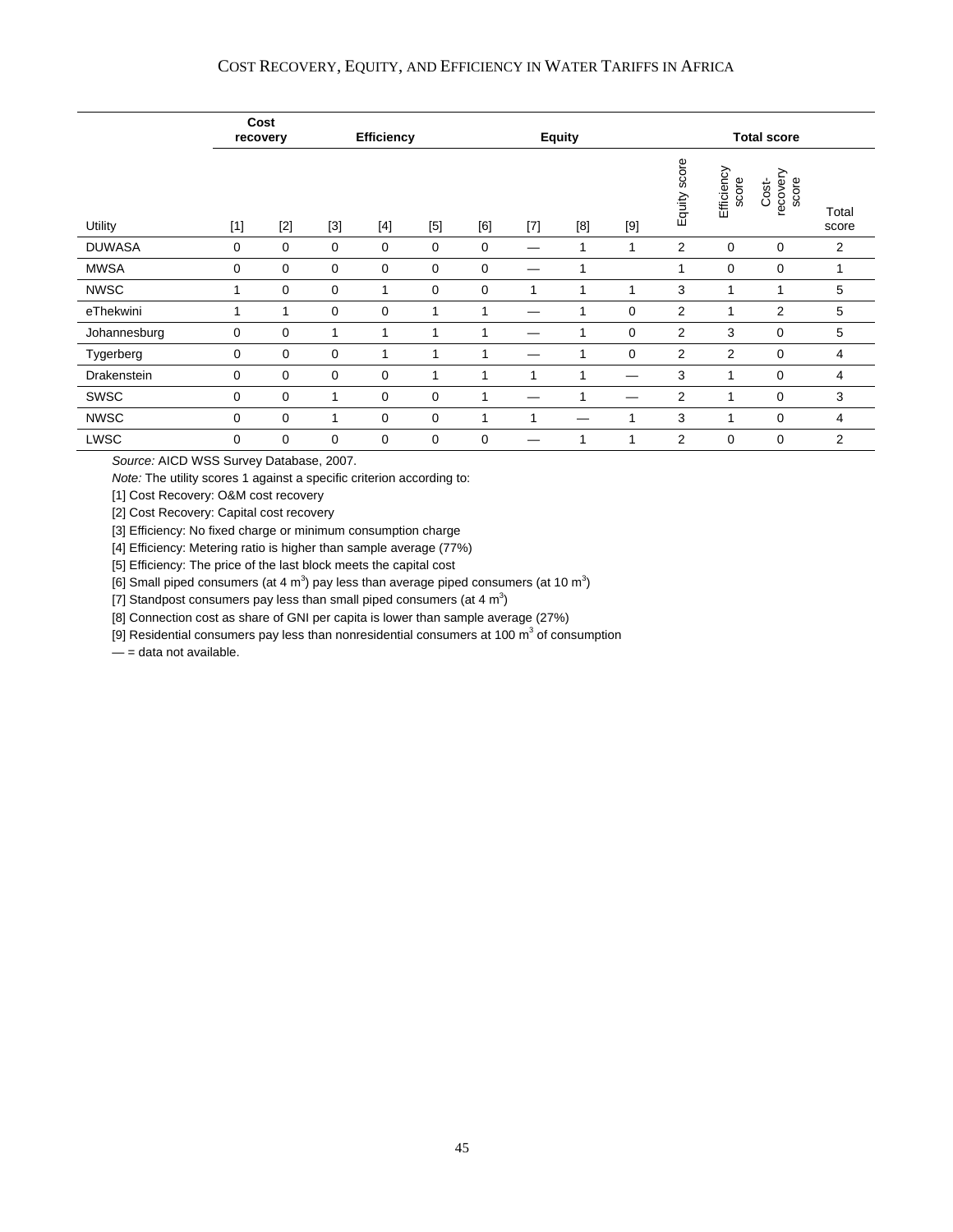| | Cost recovery | | Efficiency | | | Equity | | | | Total score | | | |
|---|---|---|---|---|---|---|---|---|---|---|---|---|---|
| Utility | [1] | [2] | [3] | [4] | [5] | [6] | [7] | [8] | [9] | Equity score | Efficiency score | Cost-recovery score | Total score |
| DUWASA | 0 | 0 | 0 | 0 | 0 | 0 | — | 1 | 1 | 2 | 0 | 0 | 2 |
| MWSA | 0 | 0 | 0 | 0 | 0 | 0 | — | 1 | | 1 | 0 | 0 | 1 |
| NWSC | 1 | 0 | 0 | 1 | 0 | 0 | 1 | 1 | 1 | 3 | 1 | 1 | 5 |
| eThekwini | 1 | 1 | 0 | 0 | 1 | 1 | — | 1 | 0 | 2 | 1 | 2 | 5 |
| Johannesburg | 0 | 0 | 1 | 1 | 1 | 1 | — | 1 | 0 | 2 | 3 | 0 | 5 |
| Tygerberg | 0 | 0 | 0 | 1 | 1 | 1 | — | 1 | 0 | 2 | 2 | 0 | 4 |
| Drakenstein | 0 | 0 | 0 | 0 | 1 | 1 | 1 | 1 | — | 3 | 1 | 0 | 4 |
| SWSC | 0 | 0 | 1 | 0 | 0 | 1 | — | 1 | — | 2 | 1 | 0 | 3 |
| NWSC | 0 | 0 | 1 | 0 | 0 | 1 | 1 | — | 1 | 3 | 1 | 0 | 4 |
| LWSC | 0 | 0 | 0 | 0 | 0 | 0 | — | 1 | 1 | 2 | 0 | 0 | 2 |

*Source:* AICD WSS Survey Database, 2007.

*Note:* The utility scores 1 against a specific criterion according to:

[1] Cost Recovery: O&M cost recovery

[2] Cost Recovery: Capital cost recovery

[3] Efficiency: No fixed charge or minimum consumption charge

[4] Efficiency: Metering ratio is higher than sample average (77%)

[5] Efficiency: The price of the last block meets the capital cost

[6] Small piped consumers (at 4 $m^3$) pay less than average piped consumers (at 10 $m^3$)

[7] Standpost consumers pay less than small piped consumers (at 4 $m^3$)

[8] Connection cost as share of GNI per capita is lower than sample average (27%)

[9] Residential consumers pay less than nonresidential consumers at 100 $m^3$ of consumption

— = data not available.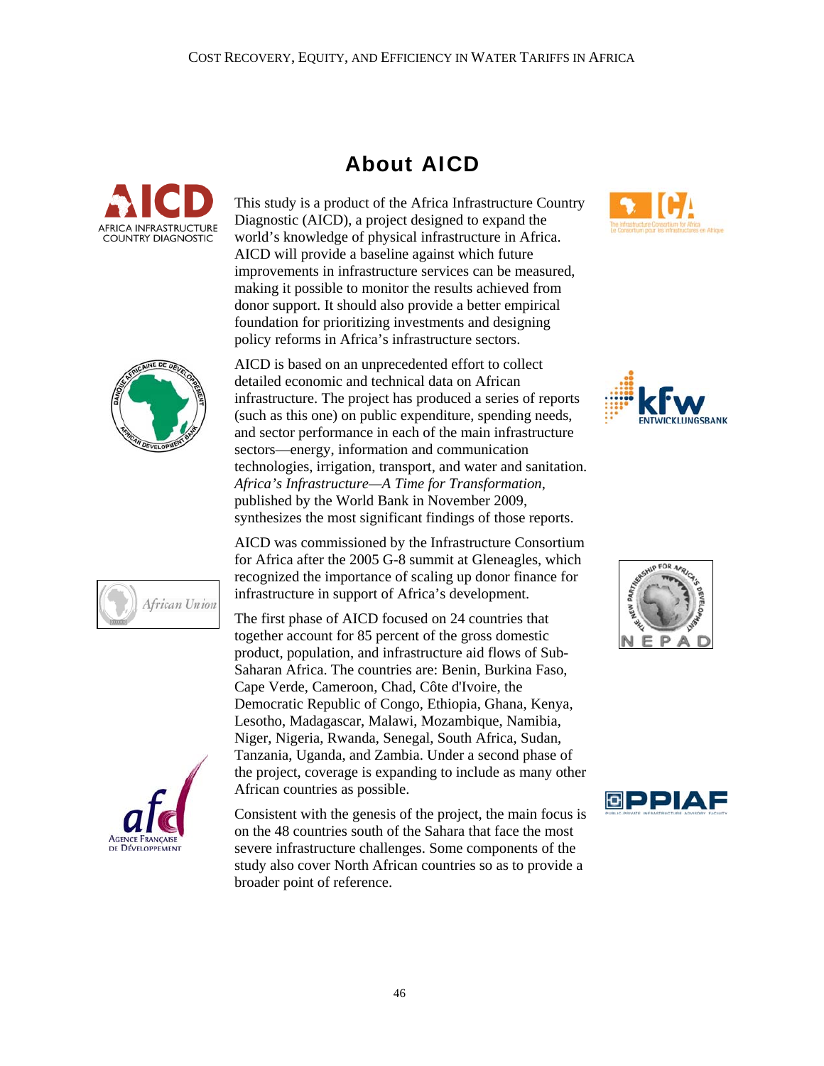# About AICD

This study is a product of the Africa Infrastructure Country Diagnostic (AICD), a project designed to expand the world's knowledge of physical infrastructure in Africa. AICD will provide a baseline against which future improvements in infrastructure services can be measured, making it possible to monitor the results achieved from donor support. It should also provide a better empirical foundation for prioritizing investments and designing policy reforms in Africa's infrastructure sectors.

AICD is based on an unprecedented effort to collect detailed economic and technical data on African infrastructure. The project has produced a series of reports (such as this one) on public expenditure, spending needs, and sector performance in each of the main infrastructure sectors—energy, information and communication technologies, irrigation, transport, and water and sanitation. *Africa's Infrastructure—A Time for Transformation*, published by the World Bank in November 2009, synthesizes the most significant findings of those reports.

AICD was commissioned by the Infrastructure Consortium for Africa after the 2005 G-8 summit at Gleneagles, which recognized the importance of scaling up donor finance for infrastructure in support of Africa's development.

The first phase of AICD focused on 24 countries that together account for 85 percent of the gross domestic product, population, and infrastructure aid flows of Sub-Saharan Africa. The countries are: Benin, Burkina Faso, Cape Verde, Cameroon, Chad, Côte d'Ivoire, the Democratic Republic of Congo, Ethiopia, Ghana, Kenya, Lesotho, Madagascar, Malawi, Mozambique, Namibia, Niger, Nigeria, Rwanda, Senegal, South Africa, Sudan, Tanzania, Uganda, and Zambia. Under a second phase of the project, coverage is expanding to include as many other African countries as possible.

Consistent with the genesis of the project, the main focus is on the 48 countries south of the Sahara that face the most severe infrastructure challenges. Some components of the study also cover North African countries so as to provide a broader point of reference.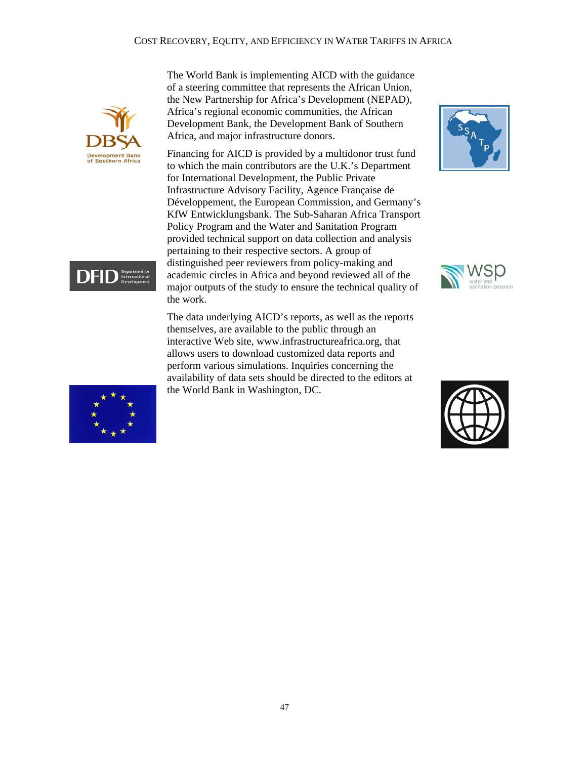The World Bank is implementing AICD with the guidance of a steering committee that represents the African Union, the New Partnership for Africa's Development (NEPAD), Africa's regional economic communities, the African Development Bank, the Development Bank of Southern Africa, and major infrastructure donors.

Financing for AICD is provided by a multidonor trust fund to which the main contributors are the U.K.'s Department for International Development, the Public Private Infrastructure Advisory Facility, Agence Française de Développement, the European Commission, and Germany's KfW Entwicklungsbank. The Sub-Saharan Africa Transport Policy Program and the Water and Sanitation Program provided technical support on data collection and analysis pertaining to their respective sectors. A group of distinguished peer reviewers from policy-making and academic circles in Africa and beyond reviewed all of the major outputs of the study to ensure the technical quality of the work.

The data underlying AICD's reports, as well as the reports themselves, are available to the public through an interactive Web site, www.infrastructureafrica.org, that allows users to download customized data reports and perform various simulations. Inquiries concerning the availability of data sets should be directed to the editors at the World Bank in Washington, DC.